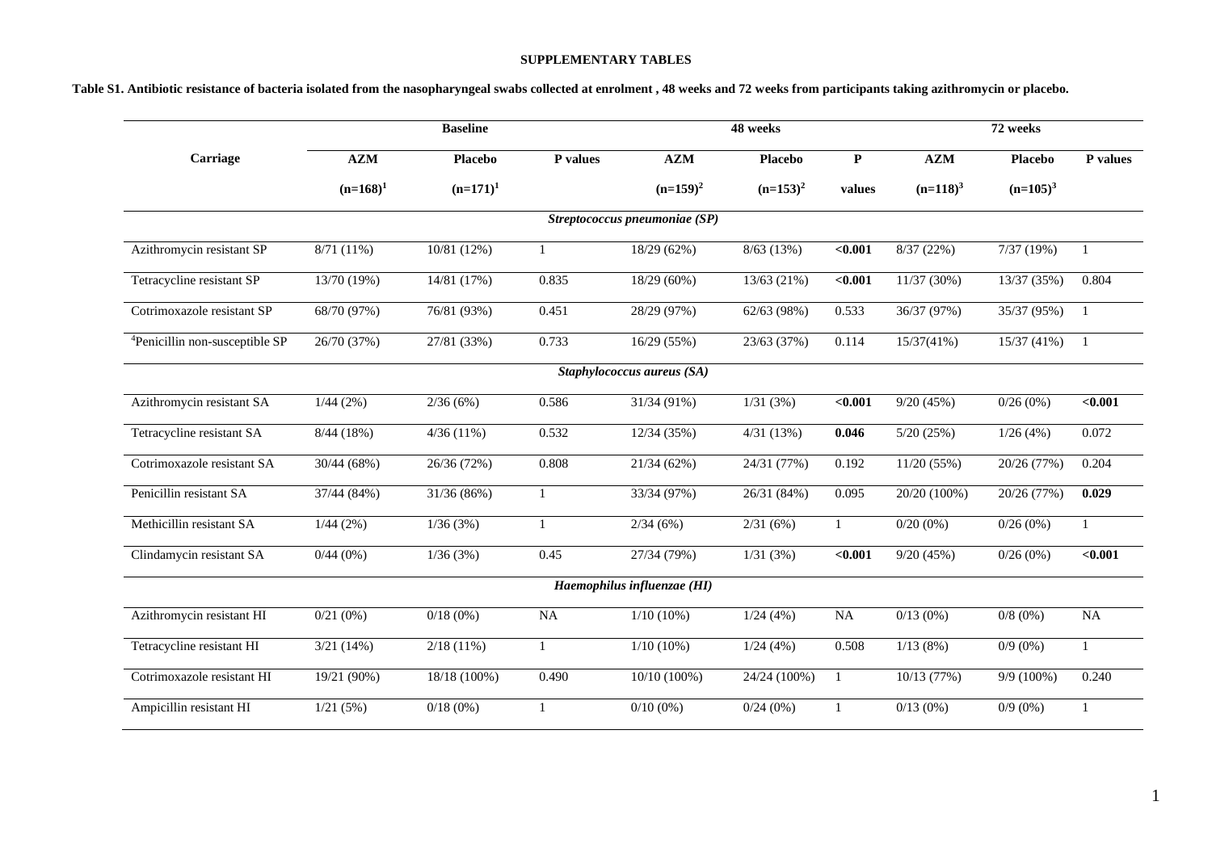**SUPPLEMENTARY TABLES**

**Table S1. Antibiotic resistance of bacteria isolated from the nasopharyngeal swabs collected at enrolment , 48 weeks and 72 weeks from participants taking azithromycin or placebo.**

| Carriage | Baseline | | | 48 weeks | | | 72 weeks | | |
|---|---|---|---|---|---|---|---|---|---|
| | **AZM (n=168)[1]** | **Placebo (n=171)[1]** | **P values** | **AZM (n=159)[2]** | **Placebo (n=153)[2]** | **P values** | **AZM (n=118)[3]** | **Placebo (n=105)[3]** | **P values** |
| ***Streptococcus pneumoniae (SP)*** | | | | | | | | | |
| Azithromycin resistant SP | 8/71 (11%) | 10/81 (12%) | 1 | 18/29 (62%) | 8/63 (13%) | **<0.001** | 8/37 (22%) | 7/37 (19%) | 1 |
| Tetracycline resistant SP | 13/70 (19%) | 14/81 (17%) | 0.835 | 18/29 (60%) | 13/63 (21%) | **<0.001** | 11/37 (30%) | 13/37 (35%) | 0.804 |
| Cotrimoxazole resistant SP | 68/70 (97%) | 76/81 (93%) | 0.451 | 28/29 (97%) | 62/63 (98%) | 0.533 | 36/37 (97%) | 35/37 (95%) | 1 |
| [4]Penicillin non-susceptible SP | 26/70 (37%) | 27/81 (33%) | 0.733 | 16/29 (55%) | 23/63 (37%) | 0.114 | 15/37(41%) | 15/37 (41%) | 1 |
| ***Staphylococcus aureus (SA)*** | | | | | | | | | |
| Azithromycin resistant SA | 1/44 (2%) | 2/36 (6%) | 0.586 | 31/34 (91%) | 1/31 (3%) | **<0.001** | 9/20 (45%) | 0/26 (0%) | **<0.001** |
| Tetracycline resistant SA | 8/44 (18%) | 4/36 (11%) | 0.532 | 12/34 (35%) | 4/31 (13%) | **0.046** | 5/20 (25%) | 1/26 (4%) | 0.072 |
| Cotrimoxazole resistant SA | 30/44 (68%) | 26/36 (72%) | 0.808 | 21/34 (62%) | 24/31 (77%) | 0.192 | 11/20 (55%) | 20/26 (77%) | 0.204 |
| Penicillin resistant SA | 37/44 (84%) | 31/36 (86%) | 1 | 33/34 (97%) | 26/31 (84%) | 0.095 | 20/20 (100%) | 20/26 (77%) | **0.029** |
| Methicillin resistant SA | 1/44 (2%) | 1/36 (3%) | 1 | 2/34 (6%) | 2/31 (6%) | 1 | 0/20 (0%) | 0/26 (0%) | 1 |
| Clindamycin resistant SA | 0/44 (0%) | 1/36 (3%) | 0.45 | 27/34 (79%) | 1/31 (3%) | **<0.001** | 9/20 (45%) | 0/26 (0%) | **<0.001** |
| ***Haemophilus influenzae (HI)*** | | | | | | | | | |
| Azithromycin resistant HI | 0/21 (0%) | 0/18 (0%) | NA | 1/10 (10%) | 1/24 (4%) | NA | 0/13 (0%) | 0/8 (0%) | NA |
| Tetracycline resistant HI | 3/21 (14%) | 2/18 (11%) | 1 | 1/10 (10%) | 1/24 (4%) | 0.508 | 1/13 (8%) | 0/9 (0%) | 1 |
| Cotrimoxazole resistant HI | 19/21 (90%) | 18/18 (100%) | 0.490 | 10/10 (100%) | 24/24 (100%) | 1 | 10/13 (77%) | 9/9 (100%) | 0.240 |
| Ampicillin resistant HI | 1/21 (5%) | 0/18 (0%) | 1 | 0/10 (0%) | 0/24 (0%) | 1 | 0/13 (0%) | 0/9 (0%) | 1 |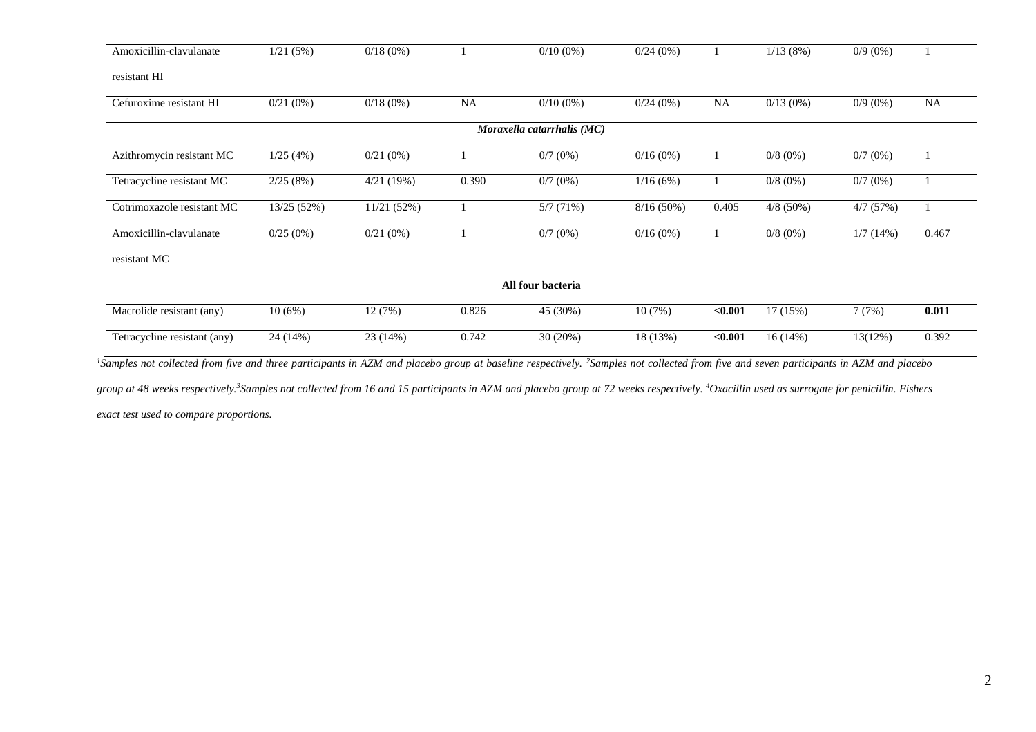| | | | | | | | | | |
|---|---|---|---|---|---|---|---|---|---|
| Amoxicillin-clavulanate resistant HI | 1/21 (5%) | 0/18 (0%) | 1 | 0/10 (0%) | 0/24 (0%) | 1 | 1/13 (8%) | 0/9 (0%) | 1 |
| Cefuroxime resistant HI | 0/21 (0%) | 0/18 (0%) | NA | 0/10 (0%) | 0/24 (0%) | NA | 0/13 (0%) | 0/9 (0%) | NA |
| | | | | ***Moraxella catarrhalis (MC)*** | | | | | |
| Azithromycin resistant MC | 1/25 (4%) | 0/21 (0%) | 1 | 0/7 (0%) | 0/16 (0%) | 1 | 0/8 (0%) | 0/7 (0%) | 1 |
| Tetracycline resistant MC | 2/25 (8%) | 4/21 (19%) | 0.390 | 0/7 (0%) | 1/16 (6%) | 1 | 0/8 (0%) | 0/7 (0%) | 1 |
| Cotrimoxazole resistant MC | 13/25 (52%) | 11/21 (52%) | 1 | 5/7 (71%) | 8/16 (50%) | 0.405 | 4/8 (50%) | 4/7 (57%) | 1 |
| Amoxicillin-clavulanate resistant MC | 0/25 (0%) | 0/21 (0%) | 1 | 0/7 (0%) | 0/16 (0%) | 1 | 0/8 (0%) | 1/7 (14%) | 0.467 |
| | | | | **All four bacteria** | | | | | |
| Macrolide resistant (any) | 10 (6%) | 12 (7%) | 0.826 | 45 (30%) | 10 (7%) | **<0.001** | 17 (15%) | 7 (7%) | **0.011** |
| Tetracycline resistant (any) | 24 (14%) | 23 (14%) | 0.742 | 30 (20%) | 18 (13%) | **<0.001** | 16 (14%) | 13(12%) | 0.392 |

*[1]Samples not collected from five and three participants in AZM and placebo group at baseline respectively. [2]Samples not collected from five and seven participants in AZM and placebo group at 48 weeks respectively.[3]Samples not collected from 16 and 15 participants in AZM and placebo group at 72 weeks respectively. [4]Oxacillin used as surrogate for penicillin. Fishers exact test used to compare proportions.*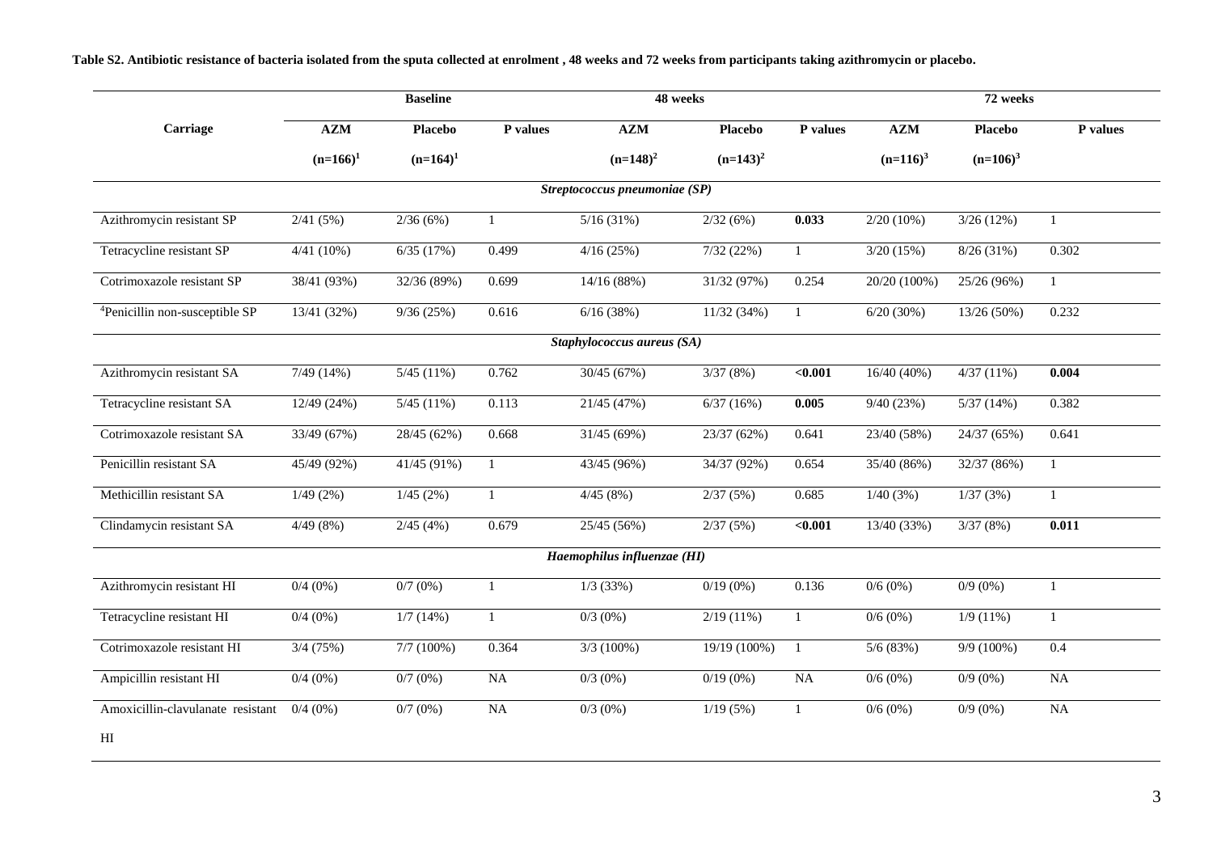**Table S2. Antibiotic resistance of bacteria isolated from the sputa collected at enrolment , 48 weeks and 72 weeks from participants taking azithromycin or placebo.**

| Carriage | Baseline | | | 48 weeks | | | 72 weeks | | |
|---|---|---|---|---|---|---|---|---|---|
| | AZM (n=166)[1] | Placebo (n=164)[1] | P values | AZM (n=148)[2] | Placebo (n=143)[2] | P values | AZM (n=116)[3] | Placebo (n=106)[3] | P values |
| ***Streptococcus pneumoniae (SP)*** | | | | | | | | | |
| Azithromycin resistant SP | 2/41 (5%) | 2/36 (6%) | 1 | 5/16 (31%) | 2/32 (6%) | **0.033** | 2/20 (10%) | 3/26 (12%) | 1 |
| Tetracycline resistant SP | 4/41 (10%) | 6/35 (17%) | 0.499 | 4/16 (25%) | 7/32 (22%) | 1 | 3/20 (15%) | 8/26 (31%) | 0.302 |
| Cotrimoxazole resistant SP | 38/41 (93%) | 32/36 (89%) | 0.699 | 14/16 (88%) | 31/32 (97%) | 0.254 | 20/20 (100%) | 25/26 (96%) | 1 |
| [4]Penicillin non-susceptible SP | 13/41 (32%) | 9/36 (25%) | 0.616 | 6/16 (38%) | 11/32 (34%) | 1 | 6/20 (30%) | 13/26 (50%) | 0.232 |
| ***Staphylococcus aureus (SA)*** | | | | | | | | | |
| Azithromycin resistant SA | 7/49 (14%) | 5/45 (11%) | 0.762 | 30/45 (67%) | 3/37 (8%) | **<0.001** | 16/40 (40%) | 4/37 (11%) | **0.004** |
| Tetracycline resistant SA | 12/49 (24%) | 5/45 (11%) | 0.113 | 21/45 (47%) | 6/37 (16%) | **0.005** | 9/40 (23%) | 5/37 (14%) | 0.382 |
| Cotrimoxazole resistant SA | 33/49 (67%) | 28/45 (62%) | 0.668 | 31/45 (69%) | 23/37 (62%) | 0.641 | 23/40 (58%) | 24/37 (65%) | 0.641 |
| Penicillin resistant SA | 45/49 (92%) | 41/45 (91%) | 1 | 43/45 (96%) | 34/37 (92%) | 0.654 | 35/40 (86%) | 32/37 (86%) | 1 |
| Methicillin resistant SA | 1/49 (2%) | 1/45 (2%) | 1 | 4/45 (8%) | 2/37 (5%) | 0.685 | 1/40 (3%) | 1/37 (3%) | 1 |
| Clindamycin resistant SA | 4/49 (8%) | 2/45 (4%) | 0.679 | 25/45 (56%) | 2/37 (5%) | **<0.001** | 13/40 (33%) | 3/37 (8%) | **0.011** |
| ***Haemophilus influenzae (HI)*** | | | | | | | | | |
| Azithromycin resistant HI | 0/4 (0%) | 0/7 (0%) | 1 | 1/3 (33%) | 0/19 (0%) | 0.136 | 0/6 (0%) | 0/9 (0%) | 1 |
| Tetracycline resistant HI | 0/4 (0%) | 1/7 (14%) | 1 | 0/3 (0%) | 2/19 (11%) | 1 | 0/6 (0%) | 1/9 (11%) | 1 |
| Cotrimoxazole resistant HI | 3/4 (75%) | 7/7 (100%) | 0.364 | 3/3 (100%) | 19/19 (100%) | 1 | 5/6 (83%) | 9/9 (100%) | 0.4 |
| Ampicillin resistant HI | 0/4 (0%) | 0/7 (0%) | NA | 0/3 (0%) | 0/19 (0%) | NA | 0/6 (0%) | 0/9 (0%) | NA |
| Amoxicillin-clavulanate resistant HI | 0/4 (0%) | 0/7 (0%) | NA | 0/3 (0%) | 1/19 (5%) | 1 | 0/6 (0%) | 0/9 (0%) | NA |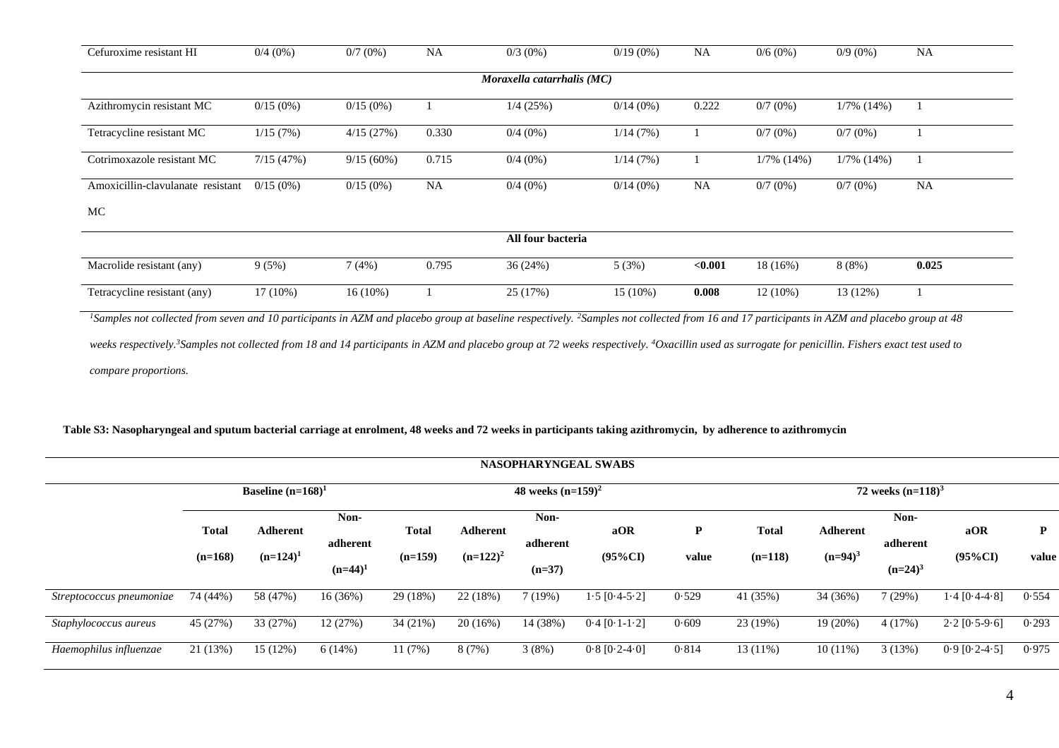| | | | | | | | | | |
|---|---|---|---|---|---|---|---|---|---|
| Cefuroxime resistant HI | 0/4 (0%) | 0/7 (0%) | NA | 0/3 (0%) | 0/19 (0%) | NA | 0/6 (0%) | 0/9 (0%) | NA |
| | | | | *Moraxella catarrhalis (MC)* | | | | | |
| Azithromycin resistant MC | 0/15 (0%) | 0/15 (0%) | 1 | 1/4 (25%) | 0/14 (0%) | 0.222 | 0/7 (0%) | 1/7% (14%) | 1 |
| Tetracycline resistant MC | 1/15 (7%) | 4/15 (27%) | 0.330 | 0/4 (0%) | 1/14 (7%) | 1 | 0/7 (0%) | 0/7 (0%) | 1 |
| Cotrimoxazole resistant MC | 7/15 (47%) | 9/15 (60%) | 0.715 | 0/4 (0%) | 1/14 (7%) | 1 | 1/7% (14%) | 1/7% (14%) | 1 |
| Amoxicillin-clavulanate resistant MC | 0/15 (0%) | 0/15 (0%) | NA | 0/4 (0%) | 0/14 (0%) | NA | 0/7 (0%) | 0/7 (0%) | NA |
| | | | | **All four bacteria** | | | | | |
| Macrolide resistant (any) | 9 (5%) | 7 (4%) | 0.795 | 36 (24%) | 5 (3%) | **<0.001** | 18 (16%) | 8 (8%) | **0.025** |
| Tetracycline resistant (any) | 17 (10%) | 16 (10%) | 1 | 25 (17%) | 15 (10%) | **0.008** | 12 (10%) | 13 (12%) | 1 |

*[1]Samples not collected from seven and 10 participants in AZM and placebo group at baseline respectively. [2]Samples not collected from 16 and 17 participants in AZM and placebo group at 48 weeks respectively.[3]Samples not collected from 18 and 14 participants in AZM and placebo group at 72 weeks respectively. [4]Oxacillin used as surrogate for penicillin. Fishers exact test used to compare proportions.*

**Table S3: Nasopharyngeal and sputum bacterial carriage at enrolment, 48 weeks and 72 weeks in participants taking azithromycin, by adherence to azithromycin**

| **NASOPHARYNGEAL SWABS** | | | | | | | | | | | | | |
|---|---|---|---|---|---|---|---|---|---|---|---|---|---|
| | **Baseline (n=168)[1]** | | | **48 weeks (n=159)[2]** | | | | | **72 weeks (n=118)[3]** | | | | |
| | **Total (n=168)** | **Adherent (n=124)[1]** | **Non-adherent (n=44)[1]** | **Total (n=159)** | **Adherent (n=122)[2]** | **Non-adherent (n=37)** | **aOR (95%CI)** | **P value** | **Total (n=118)** | **Adherent (n=94)[3]** | **Non-adherent (n=24)[3]** | **aOR (95%CI)** | **P value** |
| *Streptococcus pneumoniae* | 74 (44%) | 58 (47%) | 16 (36%) | 29 (18%) | 22 (18%) | 7 (19%) | 1·5 [0·4-5·2] | 0·529 | 41 (35%) | 34 (36%) | 7 (29%) | 1·4 [0·4-4·8] | 0·554 |
| *Staphylococcus aureus* | 45 (27%) | 33 (27%) | 12 (27%) | 34 (21%) | 20 (16%) | 14 (38%) | 0·4 [0·1-1·2] | 0·609 | 23 (19%) | 19 (20%) | 4 (17%) | 2·2 [0·5-9·6] | 0·293 |
| *Haemophilus influenzae* | 21 (13%) | 15 (12%) | 6 (14%) | 11 (7%) | 8 (7%) | 3 (8%) | 0·8 [0·2-4·0] | 0·814 | 13 (11%) | 10 (11%) | 3 (13%) | 0·9 [0·2-4·5] | 0·975 |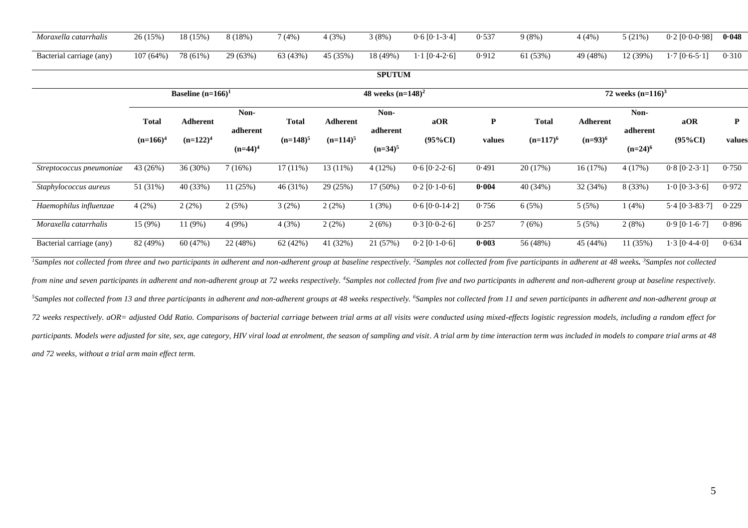| | | | | | | | | | | | | | |
|---|---|---|---|---|---|---|---|---|---|---|---|---|---|
| *Moraxella catarrhalis* | 26 (15%) | 18 (15%) | 8 (18%) | 7 (4%) | 4 (3%) | 3 (8%) | 0·6 [0·1-3·4] | 0·537 | 9 (8%) | 4 (4%) | 5 (21%) | 0·2 [0·0-0·98] | **0·048** |
| Bacterial carriage (any) | 107 (64%) | 78 (61%) | 29 (63%) | 63 (43%) | 45 (35%) | 18 (49%) | 1·1 [0·4-2·6] | 0·912 | 61 (53%) | 49 (48%) | 12 (39%) | 1·7 [0·6-5·1] | 0·310 |

**SPUTUM**

| | Baseline (n=166)[1] | | | 48 weeks (n=148)[2] | | | | | 72 weeks (n=116)[3] | | | | |
|---|---|---|---|---|---|---|---|---|---|---|---|---|---|
| | **Total (n=166)[4]** | **Adherent (n=122)[4]** | **Non-adherent (n=44)[4]** | **Total (n=148)[5]** | **Adherent (n=114)[5]** | **Non-adherent (n=34)[5]** | **aOR (95%CI)** | **P values** | **Total (n=117)[6]** | **Adherent (n=93)[6]** | **Non-adherent (n=24)[6]** | **aOR (95%CI)** | **P values** |
| *Streptococcus pneumoniae* | 43 (26%) | 36 (30%) | 7 (16%) | 17 (11%) | 13 (11%) | 4 (12%) | 0·6 [0·2-2·6] | 0·491 | 20 (17%) | 16 (17%) | 4 (17%) | 0·8 [0·2-3·1] | 0·750 |
| *Staphylococcus aureus* | 51 (31%) | 40 (33%) | 11 (25%) | 46 (31%) | 29 (25%) | 17 (50%) | 0·2 [0·1-0·6] | **0·004** | 40 (34%) | 32 (34%) | 8 (33%) | 1·0 [0·3-3·6] | 0·972 |
| *Haemophilus influenzae* | 4 (2%) | 2 (2%) | 2 (5%) | 3 (2%) | 2 (2%) | 1 (3%) | 0·6 [0·0-14·2] | 0·756 | 6 (5%) | 5 (5%) | 1 (4%) | 5·4 [0·3-83·7] | 0·229 |
| *Moraxella catarrhalis* | 15 (9%) | 11 (9%) | 4 (9%) | 4 (3%) | 2 (2%) | 2 (6%) | 0·3 [0·0-2·6] | 0·257 | 7 (6%) | 5 (5%) | 2 (8%) | 0·9 [0·1-6·7] | 0·896 |
| Bacterial carriage (any) | 82 (49%) | 60 (47%) | 22 (48%) | 62 (42%) | 41 (32%) | 21 (57%) | 0·2 [0·1-0·6] | **0·003** | 56 (48%) | 45 (44%) | 11 (35%) | 1·3 [0·4-4·0] | 0·634 |

*[1]Samples not collected from three and two participants in adherent and non-adherent group at baseline respectively. [2]Samples not collected from five participants in adherent at 48 weeks. [3]Samples not collected from nine and seven participants in adherent and non-adherent group at 72 weeks respectively. [4]Samples not collected from five and two participants in adherent and non-adherent group at baseline respectively. [5]Samples not collected from 13 and three participants in adherent and non-adherent groups at 48 weeks respectively. [6]Samples not collected from 11 and seven participants in adherent and non-adherent group at 72 weeks respectively. aOR= adjusted Odd Ratio. Comparisons of bacterial carriage between trial arms at all visits were conducted using mixed-effects logistic regression models, including a random effect for participants. Models were adjusted for site, sex, age category, HIV viral load at enrolment, the season of sampling and visit. A trial arm by time interaction term was included in models to compare trial arms at 48 and 72 weeks, without a trial arm main effect term.*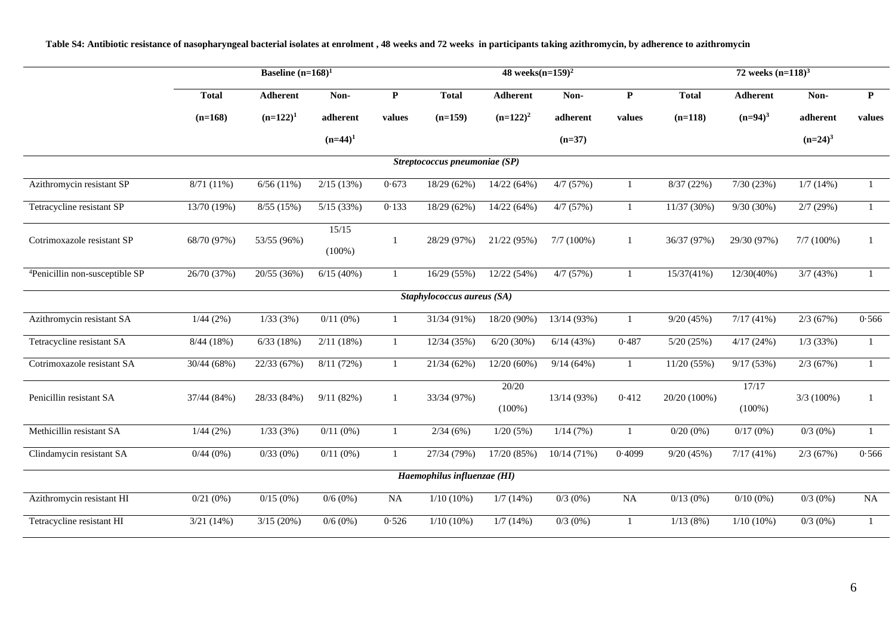**Table S4: Antibiotic resistance of nasopharyngeal bacterial isolates at enrolment , 48 weeks and 72 weeks in participants taking azithromycin, by adherence to azithromycin**

| | Baseline (n=168)[1] | | | | 48 weeks(n=159)[2] | | | | 72 weeks (n=118)[3] | | | |
|---|---|---|---|---|---|---|---|---|---|---|---|---|
| | Total (n=168) | Adherent (n=122)[1] | Non-adherent (n=44)[1] | P values | Total (n=159) | Adherent (n=122)[2] | Non-adherent (n=37) | P values | Total (n=118) | Adherent (n=94)[3] | Non-adherent (n=24)[3] | P values |
| ***Streptococcus pneumoniae (SP)*** | | | | | | | | | | | | |
| Azithromycin resistant SP | 8/71 (11%) | 6/56 (11%) | 2/15 (13%) | 0·673 | 18/29 (62%) | 14/22 (64%) | 4/7 (57%) | 1 | 8/37 (22%) | 7/30 (23%) | 1/7 (14%) | 1 |
| Tetracycline resistant SP | 13/70 (19%) | 8/55 (15%) | 5/15 (33%) | 0·133 | 18/29 (62%) | 14/22 (64%) | 4/7 (57%) | 1 | 11/37 (30%) | 9/30 (30%) | 2/7 (29%) | 1 |
| Cotrimoxazole resistant SP | 68/70 (97%) | 53/55 (96%) | 15/15 (100%) | 1 | 28/29 (97%) | 21/22 (95%) | 7/7 (100%) | 1 | 36/37 (97%) | 29/30 (97%) | 7/7 (100%) | 1 |
| [4]Penicillin non-susceptible SP | 26/70 (37%) | 20/55 (36%) | 6/15 (40%) | 1 | 16/29 (55%) | 12/22 (54%) | 4/7 (57%) | 1 | 15/37(41%) | 12/30(40%) | 3/7 (43%) | 1 |
| ***Staphylococcus aureus (SA)*** | | | | | | | | | | | | |
| Azithromycin resistant SA | 1/44 (2%) | 1/33 (3%) | 0/11 (0%) | 1 | 31/34 (91%) | 18/20 (90%) | 13/14 (93%) | 1 | 9/20 (45%) | 7/17 (41%) | 2/3 (67%) | 0·566 |
| Tetracycline resistant SA | 8/44 (18%) | 6/33 (18%) | 2/11 (18%) | 1 | 12/34 (35%) | 6/20 (30%) | 6/14 (43%) | 0·487 | 5/20 (25%) | 4/17 (24%) | 1/3 (33%) | 1 |
| Cotrimoxazole resistant SA | 30/44 (68%) | 22/33 (67%) | 8/11 (72%) | 1 | 21/34 (62%) | 12/20 (60%) | 9/14 (64%) | 1 | 11/20 (55%) | 9/17 (53%) | 2/3 (67%) | 1 |
| Penicillin resistant SA | 37/44 (84%) | 28/33 (84%) | 9/11 (82%) | 1 | 33/34 (97%) | 20/20 (100%) | 13/14 (93%) | 0·412 | 20/20 (100%) | 17/17 (100%) | 3/3 (100%) | 1 |
| Methicillin resistant SA | 1/44 (2%) | 1/33 (3%) | 0/11 (0%) | 1 | 2/34 (6%) | 1/20 (5%) | 1/14 (7%) | 1 | 0/20 (0%) | 0/17 (0%) | 0/3 (0%) | 1 |
| Clindamycin resistant SA | 0/44 (0%) | 0/33 (0%) | 0/11 (0%) | 1 | 27/34 (79%) | 17/20 (85%) | 10/14 (71%) | 0·4099 | 9/20 (45%) | 7/17 (41%) | 2/3 (67%) | 0·566 |
| ***Haemophilus influenzae (HI)*** | | | | | | | | | | | | |
| Azithromycin resistant HI | 0/21 (0%) | 0/15 (0%) | 0/6 (0%) | NA | 1/10 (10%) | 1/7 (14%) | 0/3 (0%) | NA | 0/13 (0%) | 0/10 (0%) | 0/3 (0%) | NA |
| Tetracycline resistant HI | 3/21 (14%) | 3/15 (20%) | 0/6 (0%) | 0·526 | 1/10 (10%) | 1/7 (14%) | 0/3 (0%) | 1 | 1/13 (8%) | 1/10 (10%) | 0/3 (0%) | 1 |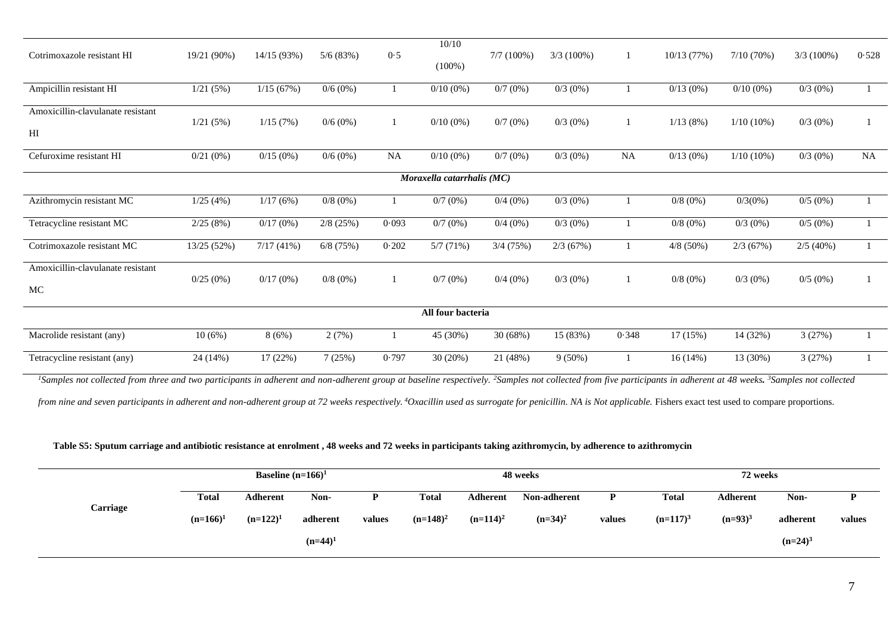| | | | | | | | | | | | | |
|---|---|---|---|---|---|---|---|---|---|---|---|---|
| Cotrimoxazole resistant HI | 19/21 (90%) | 14/15 (93%) | 5/6 (83%) | 0·5 | 10/10 (100%) | 7/7 (100%) | 3/3 (100%) | 1 | 10/13 (77%) | 7/10 (70%) | 3/3 (100%) | 0·528 |
| Ampicillin resistant HI | 1/21 (5%) | 1/15 (67%) | 0/6 (0%) | 1 | 0/10 (0%) | 0/7 (0%) | 0/3 (0%) | 1 | 0/13 (0%) | 0/10 (0%) | 0/3 (0%) | 1 |
| Amoxicillin-clavulanate resistant HI | 1/21 (5%) | 1/15 (7%) | 0/6 (0%) | 1 | 0/10 (0%) | 0/7 (0%) | 0/3 (0%) | 1 | 1/13 (8%) | 1/10 (10%) | 0/3 (0%) | 1 |
| Cefuroxime resistant HI | 0/21 (0%) | 0/15 (0%) | 0/6 (0%) | NA | 0/10 (0%) | 0/7 (0%) | 0/3 (0%) | NA | 0/13 (0%) | 1/10 (10%) | 0/3 (0%) | NA |
| ***Moraxella catarrhalis (MC)*** | | | | | | | | | | | | |
| Azithromycin resistant MC | 1/25 (4%) | 1/17 (6%) | 0/8 (0%) | 1 | 0/7 (0%) | 0/4 (0%) | 0/3 (0%) | 1 | 0/8 (0%) | 0/3(0%) | 0/5 (0%) | 1 |
| Tetracycline resistant MC | 2/25 (8%) | 0/17 (0%) | 2/8 (25%) | 0·093 | 0/7 (0%) | 0/4 (0%) | 0/3 (0%) | 1 | 0/8 (0%) | 0/3 (0%) | 0/5 (0%) | 1 |
| Cotrimoxazole resistant MC | 13/25 (52%) | 7/17 (41%) | 6/8 (75%) | 0·202 | 5/7 (71%) | 3/4 (75%) | 2/3 (67%) | 1 | 4/8 (50%) | 2/3 (67%) | 2/5 (40%) | 1 |
| Amoxicillin-clavulanate resistant MC | 0/25 (0%) | 0/17 (0%) | 0/8 (0%) | 1 | 0/7 (0%) | 0/4 (0%) | 0/3 (0%) | 1 | 0/8 (0%) | 0/3 (0%) | 0/5 (0%) | 1 |
| **All four bacteria** | | | | | | | | | | | | |
| Macrolide resistant (any) | 10 (6%) | 8 (6%) | 2 (7%) | 1 | 45 (30%) | 30 (68%) | 15 (83%) | 0·348 | 17 (15%) | 14 (32%) | 3 (27%) | 1 |
| Tetracycline resistant (any) | 24 (14%) | 17 (22%) | 7 (25%) | 0·797 | 30 (20%) | 21 (48%) | 9 (50%) | 1 | 16 (14%) | 13 (30%) | 3 (27%) | 1 |

*[1]Samples not collected from three and two participants in adherent and non-adherent group at baseline respectively. [2]Samples not collected from five participants in adherent at 48 weeks. [3]Samples not collected from nine and seven participants in adherent and non-adherent group at 72 weeks respectively. [4]Oxacillin used as surrogate for penicillin. NA is Not applicable.* Fishers exact test used to compare proportions.

**Table S5: Sputum carriage and antibiotic resistance at enrolment , 48 weeks and 72 weeks in participants taking azithromycin, by adherence to azithromycin**

| Carriage | Baseline (n=166)[1] | | | | 48 weeks | | | | 72 weeks | | | |
|---|---|---|---|---|---|---|---|---|---|---|---|---|
| | **Total (n=166)[1]** | **Adherent (n=122)[1]** | **Non-adherent (n=44)[1]** | **P values** | **Total (n=148)[2]** | **Adherent (n=114)[2]** | **Non-adherent (n=34)[2]** | **P values** | **Total (n=117)[3]** | **Adherent (n=93)[3]** | **Non-adherent (n=24)[3]** | **P values** |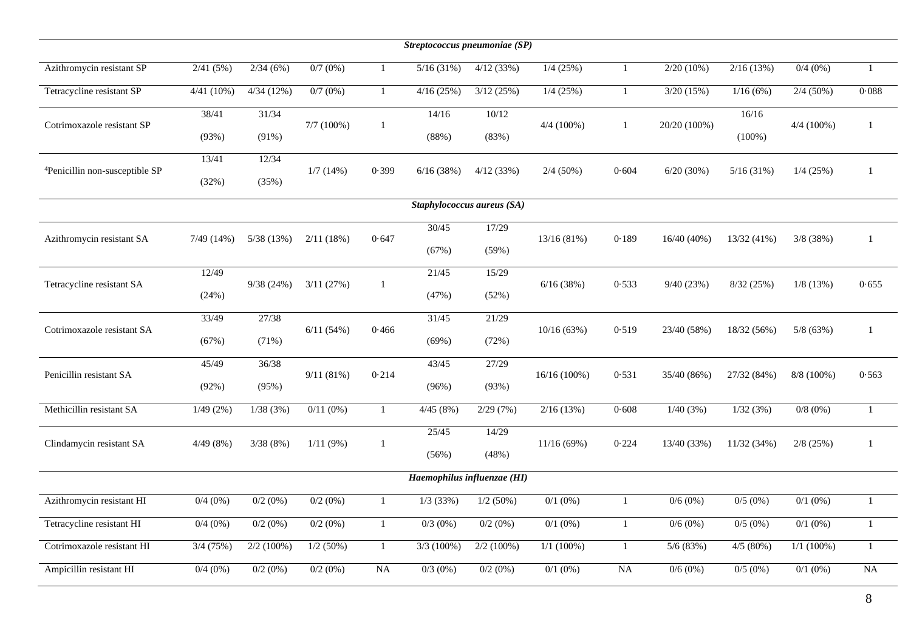| | | | | | | | | | | | | |
|---|---|---|---|---|---|---|---|---|---|---|---|---|
| ***Streptococcus pneumoniae (SP)*** | | | | | | | | | | | | |
| Azithromycin resistant SP | 2/41 (5%) | 2/34 (6%) | 0/7 (0%) | 1 | 5/16 (31%) | 4/12 (33%) | 1/4 (25%) | 1 | 2/20 (10%) | 2/16 (13%) | 0/4 (0%) | 1 |
| Tetracycline resistant SP | 4/41 (10%) | 4/34 (12%) | 0/7 (0%) | 1 | 4/16 (25%) | 3/12 (25%) | 1/4 (25%) | 1 | 3/20 (15%) | 1/16 (6%) | 2/4 (50%) | 0·088 |
| Cotrimoxazole resistant SP | 38/41 (93%) | 31/34 (91%) | 7/7 (100%) | 1 | 14/16 (88%) | 10/12 (83%) | 4/4 (100%) | 1 | 20/20 (100%) | 16/16 (100%) | 4/4 (100%) | 1 |
| [4]Penicillin non-susceptible SP | 13/41 (32%) | 12/34 (35%) | 1/7 (14%) | 0·399 | 6/16 (38%) | 4/12 (33%) | 2/4 (50%) | 0·604 | 6/20 (30%) | 5/16 (31%) | 1/4 (25%) | 1 |
| ***Staphylococcus aureus (SA)*** | | | | | | | | | | | | |
| Azithromycin resistant SA | 7/49 (14%) | 5/38 (13%) | 2/11 (18%) | 0·647 | 30/45 (67%) | 17/29 (59%) | 13/16 (81%) | 0·189 | 16/40 (40%) | 13/32 (41%) | 3/8 (38%) | 1 |
| Tetracycline resistant SA | 12/49 (24%) | 9/38 (24%) | 3/11 (27%) | 1 | 21/45 (47%) | 15/29 (52%) | 6/16 (38%) | 0·533 | 9/40 (23%) | 8/32 (25%) | 1/8 (13%) | 0·655 |
| Cotrimoxazole resistant SA | 33/49 (67%) | 27/38 (71%) | 6/11 (54%) | 0·466 | 31/45 (69%) | 21/29 (72%) | 10/16 (63%) | 0·519 | 23/40 (58%) | 18/32 (56%) | 5/8 (63%) | 1 |
| Penicillin resistant SA | 45/49 (92%) | 36/38 (95%) | 9/11 (81%) | 0·214 | 43/45 (96%) | 27/29 (93%) | 16/16 (100%) | 0·531 | 35/40 (86%) | 27/32 (84%) | 8/8 (100%) | 0·563 |
| Methicillin resistant SA | 1/49 (2%) | 1/38 (3%) | 0/11 (0%) | 1 | 4/45 (8%) | 2/29 (7%) | 2/16 (13%) | 0·608 | 1/40 (3%) | 1/32 (3%) | 0/8 (0%) | 1 |
| Clindamycin resistant SA | 4/49 (8%) | 3/38 (8%) | 1/11 (9%) | 1 | 25/45 (56%) | 14/29 (48%) | 11/16 (69%) | 0·224 | 13/40 (33%) | 11/32 (34%) | 2/8 (25%) | 1 |
| ***Haemophilus influenzae (HI)*** | | | | | | | | | | | | |
| Azithromycin resistant HI | 0/4 (0%) | 0/2 (0%) | 0/2 (0%) | 1 | 1/3 (33%) | 1/2 (50%) | 0/1 (0%) | 1 | 0/6 (0%) | 0/5 (0%) | 0/1 (0%) | 1 |
| Tetracycline resistant HI | 0/4 (0%) | 0/2 (0%) | 0/2 (0%) | 1 | 0/3 (0%) | 0/2 (0%) | 0/1 (0%) | 1 | 0/6 (0%) | 0/5 (0%) | 0/1 (0%) | 1 |
| Cotrimoxazole resistant HI | 3/4 (75%) | 2/2 (100%) | 1/2 (50%) | 1 | 3/3 (100%) | 2/2 (100%) | 1/1 (100%) | 1 | 5/6 (83%) | 4/5 (80%) | 1/1 (100%) | 1 |
| Ampicillin resistant HI | 0/4 (0%) | 0/2 (0%) | 0/2 (0%) | NA | 0/3 (0%) | 0/2 (0%) | 0/1 (0%) | NA | 0/6 (0%) | 0/5 (0%) | 0/1 (0%) | NA |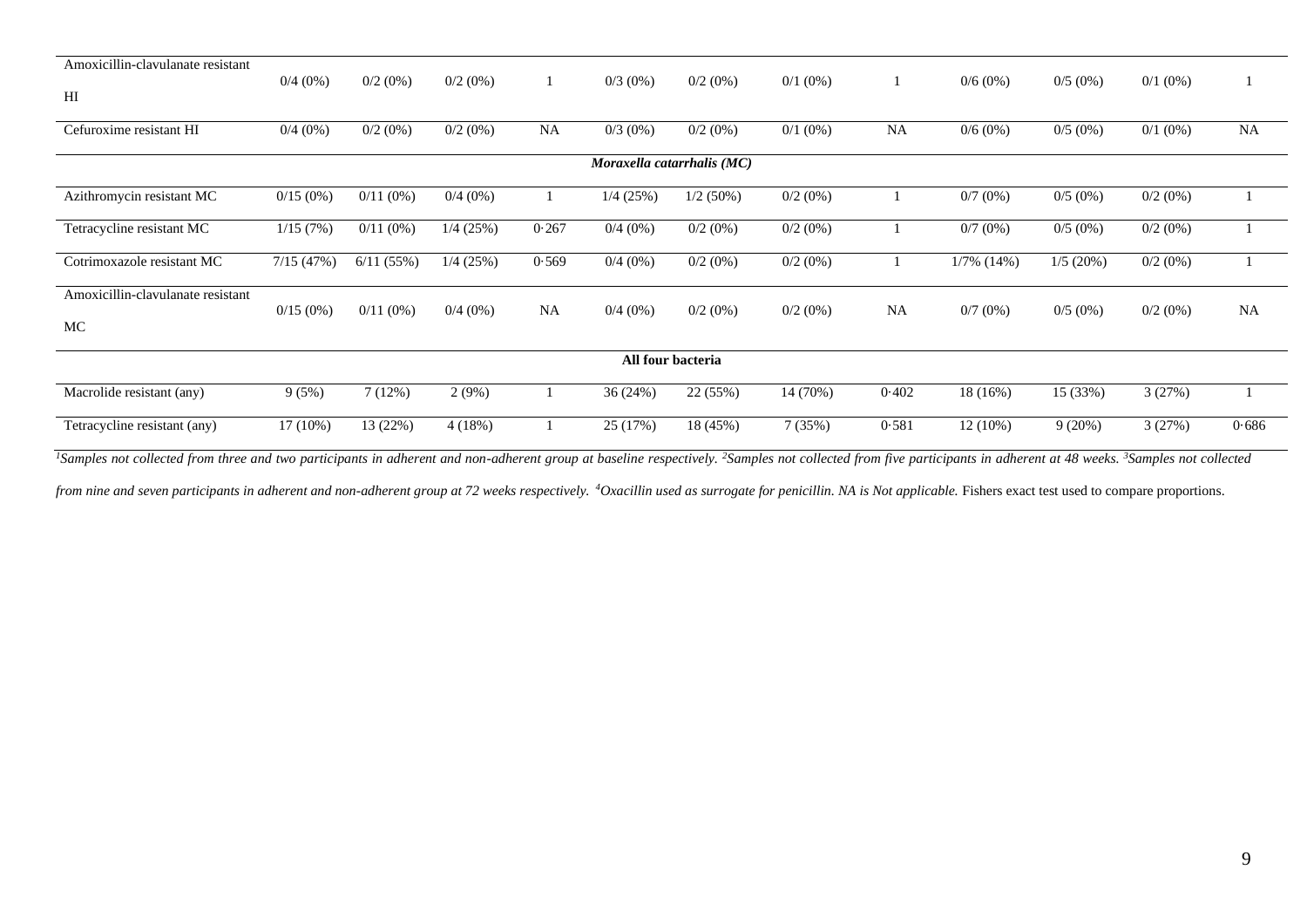| Amoxicillin-clavulanate resistant HI | 0/4 (0%) | 0/2 (0%) | 0/2 (0%) | 1 | 0/3 (0%) | 0/2 (0%) | 0/1 (0%) | 1 | 0/6 (0%) | 0/5 (0%) | 0/1 (0%) | 1 |
|---|---|---|---|---|---|---|---|---|---|---|---|---|
| Cefuroxime resistant HI | 0/4 (0%) | 0/2 (0%) | 0/2 (0%) | NA | 0/3 (0%) | 0/2 (0%) | 0/1 (0%) | NA | 0/6 (0%) | 0/5 (0%) | 0/1 (0%) | NA |
| | | | | | ***Moraxella catarrhalis (MC)*** | | | | | | | |
| Azithromycin resistant MC | 0/15 (0%) | 0/11 (0%) | 0/4 (0%) | 1 | 1/4 (25%) | 1/2 (50%) | 0/2 (0%) | 1 | 0/7 (0%) | 0/5 (0%) | 0/2 (0%) | 1 |
| Tetracycline resistant MC | 1/15 (7%) | 0/11 (0%) | 1/4 (25%) | 0·267 | 0/4 (0%) | 0/2 (0%) | 0/2 (0%) | 1 | 0/7 (0%) | 0/5 (0%) | 0/2 (0%) | 1 |
| Cotrimoxazole resistant MC | 7/15 (47%) | 6/11 (55%) | 1/4 (25%) | 0·569 | 0/4 (0%) | 0/2 (0%) | 0/2 (0%) | 1 | 1/7% (14%) | 1/5 (20%) | 0/2 (0%) | 1 |
| Amoxicillin-clavulanate resistant MC | 0/15 (0%) | 0/11 (0%) | 0/4 (0%) | NA | 0/4 (0%) | 0/2 (0%) | 0/2 (0%) | NA | 0/7 (0%) | 0/5 (0%) | 0/2 (0%) | NA |
| | | | | | **All four bacteria** | | | | | | | |
| Macrolide resistant (any) | 9 (5%) | 7 (12%) | 2 (9%) | 1 | 36 (24%) | 22 (55%) | 14 (70%) | 0·402 | 18 (16%) | 15 (33%) | 3 (27%) | 1 |
| Tetracycline resistant (any) | 17 (10%) | 13 (22%) | 4 (18%) | 1 | 25 (17%) | 18 (45%) | 7 (35%) | 0·581 | 12 (10%) | 9 (20%) | 3 (27%) | 0·686 |

*[1]Samples not collected from three and two participants in adherent and non-adherent group at baseline respectively. [2]Samples not collected from five participants in adherent at 48 weeks. [3]Samples not collected from nine and seven participants in adherent and non-adherent group at 72 weeks respectively. [4]Oxacillin used as surrogate for penicillin. NA is Not applicable.* Fishers exact test used to compare proportions.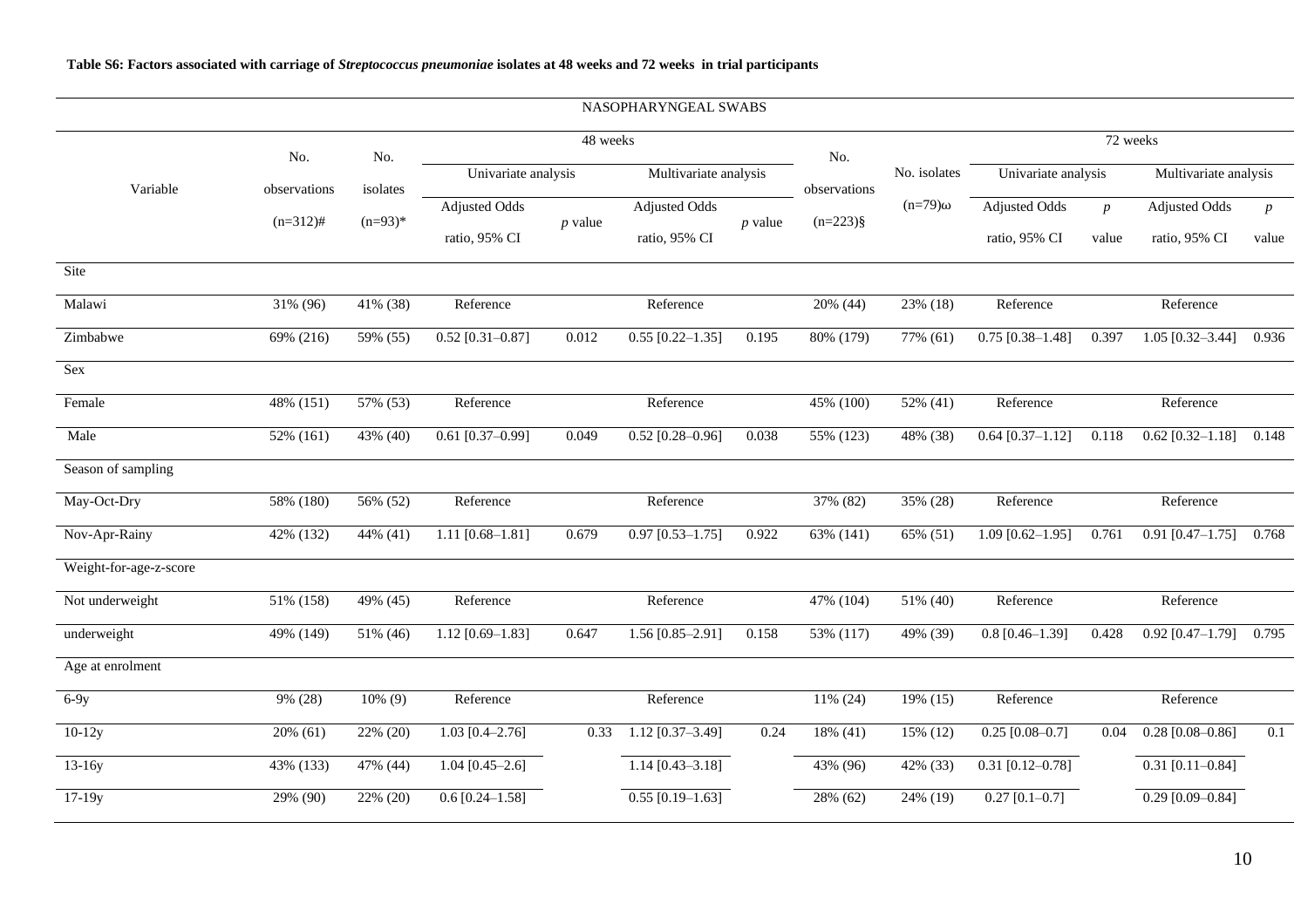**Table S6: Factors associated with carriage of *Streptococcus pneumoniae* isolates at 48 weeks and 72 weeks in trial participants**

| NASOPHARYNGEAL SWABS | | | | | | | | | | | | |
|---|---|---|---|---|---|---|---|---|---|---|---|---|
| | | | 48 weeks | | | | | | 72 weeks | | | |
| Variable | No. observations (n=312)# | No. isolates (n=93)* | Univariate analysis | | Multivariate analysis | | No. observations (n=223)§ | No. isolates (n=79)ω | Univariate analysis | | Multivariate analysis | |
| | | | Adjusted Odds ratio, 95% CI | *p* value | Adjusted Odds ratio, 95% CI | *p* value | | | Adjusted Odds ratio, 95% CI | *p* value | Adjusted Odds ratio, 95% CI | *p* value |
| Site | | | | | | | | | | | | |
| Malawi | 31% (96) | 41% (38) | Reference | | Reference | | 20% (44) | 23% (18) | Reference | | Reference | |
| Zimbabwe | 69% (216) | 59% (55) | 0.52 [0.31–0.87] | 0.012 | 0.55 [0.22–1.35] | 0.195 | 80% (179) | 77% (61) | 0.75 [0.38–1.48] | 0.397 | 1.05 [0.32–3.44] | 0.936 |
| Sex | | | | | | | | | | | | |
| Female | 48% (151) | 57% (53) | Reference | | Reference | | 45% (100) | 52% (41) | Reference | | Reference | |
| Male | 52% (161) | 43% (40) | 0.61 [0.37–0.99] | 0.049 | 0.52 [0.28–0.96] | 0.038 | 55% (123) | 48% (38) | 0.64 [0.37–1.12] | 0.118 | 0.62 [0.32–1.18] | 0.148 |
| Season of sampling | | | | | | | | | | | | |
| May-Oct-Dry | 58% (180) | 56% (52) | Reference | | Reference | | 37% (82) | 35% (28) | Reference | | Reference | |
| Nov-Apr-Rainy | 42% (132) | 44% (41) | 1.11 [0.68–1.81] | 0.679 | 0.97 [0.53–1.75] | 0.922 | 63% (141) | 65% (51) | 1.09 [0.62–1.95] | 0.761 | 0.91 [0.47–1.75] | 0.768 |
| Weight-for-age-z-score | | | | | | | | | | | | |
| Not underweight | 51% (158) | 49% (45) | Reference | | Reference | | 47% (104) | 51% (40) | Reference | | Reference | |
| underweight | 49% (149) | 51% (46) | 1.12 [0.69–1.83] | 0.647 | 1.56 [0.85–2.91] | 0.158 | 53% (117) | 49% (39) | 0.8 [0.46–1.39] | 0.428 | 0.92 [0.47–1.79] | 0.795 |
| Age at enrolment | | | | | | | | | | | | |
| 6-9y | 9% (28) | 10% (9) | Reference | | Reference | | 11% (24) | 19% (15) | Reference | | Reference | |
| 10-12y | 20% (61) | 22% (20) | 1.03 [0.4–2.76] | 0.33 | 1.12 [0.37–3.49] | 0.24 | 18% (41) | 15% (12) | 0.25 [0.08–0.7] | 0.04 | 0.28 [0.08–0.86] | 0.1 |
| 13-16y | 43% (133) | 47% (44) | 1.04 [0.45–2.6] | | 1.14 [0.43–3.18] | | 43% (96) | 42% (33) | 0.31 [0.12–0.78] | | 0.31 [0.11–0.84] | |
| 17-19y | 29% (90) | 22% (20) | 0.6 [0.24–1.58] | | 0.55 [0.19–1.63] | | 28% (62) | 24% (19) | 0.27 [0.1–0.7] | | 0.29 [0.09–0.84] | |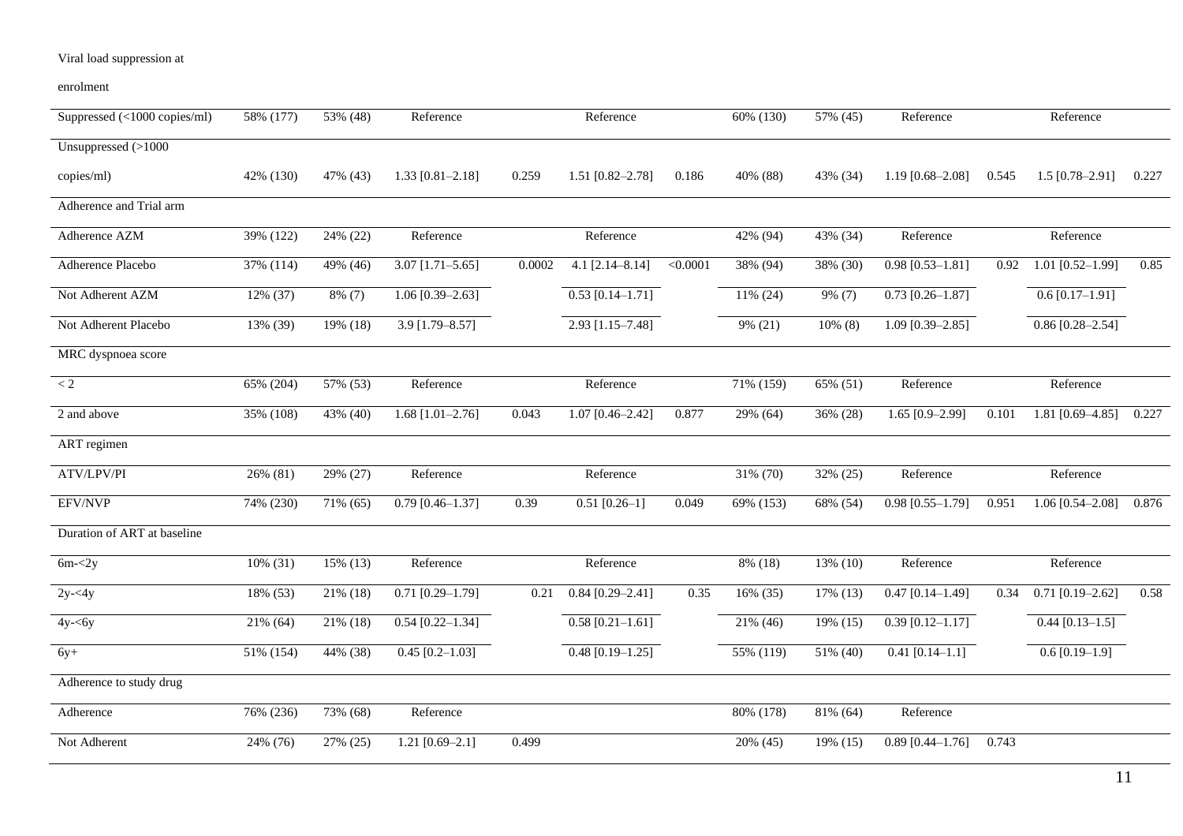| Viral load suppression at enrolment | | | | | | | | | | | | |
|---|---|---|---|---|---|---|---|---|---|---|---|---|
| Suppressed (<1000 copies/ml) | 58% (177) | 53% (48) | Reference | | Reference | | 60% (130) | 57% (45) | Reference | | Reference | |
| Unsuppressed (>1000 copies/ml) | 42% (130) | 47% (43) | 1.33 [0.81–2.18] | 0.259 | 1.51 [0.82–2.78] | 0.186 | 40% (88) | 43% (34) | 1.19 [0.68–2.08] | 0.545 | 1.5 [0.78–2.91] | 0.227 |
| Adherence and Trial arm | | | | | | | | | | | | |
| Adherence AZM | 39% (122) | 24% (22) | Reference | | Reference | | 42% (94) | 43% (34) | Reference | | Reference | |
| Adherence Placebo | 37% (114) | 49% (46) | 3.07 [1.71–5.65] | 0.0002 | 4.1 [2.14–8.14] | <0.0001 | 38% (94) | 38% (30) | 0.98 [0.53–1.81] | 0.92 | 1.01 [0.52–1.99] | 0.85 |
| Not Adherent AZM | 12% (37) | 8% (7) | 1.06 [0.39–2.63] | | 0.53 [0.14–1.71] | | 11% (24) | 9% (7) | 0.73 [0.26–1.87] | | 0.6 [0.17–1.91] | |
| Not Adherent Placebo | 13% (39) | 19% (18) | 3.9 [1.79–8.57] | | 2.93 [1.15–7.48] | | 9% (21) | 10% (8) | 1.09 [0.39–2.85] | | 0.86 [0.28–2.54] | |
| MRC dyspnoea score | | | | | | | | | | | | |
| < 2 | 65% (204) | 57% (53) | Reference | | Reference | | 71% (159) | 65% (51) | Reference | | Reference | |
| 2 and above | 35% (108) | 43% (40) | 1.68 [1.01–2.76] | 0.043 | 1.07 [0.46–2.42] | 0.877 | 29% (64) | 36% (28) | 1.65 [0.9–2.99] | 0.101 | 1.81 [0.69–4.85] | 0.227 |
| ART regimen | | | | | | | | | | | | |
| ATV/LPV/PI | 26% (81) | 29% (27) | Reference | | Reference | | 31% (70) | 32% (25) | Reference | | Reference | |
| EFV/NVP | 74% (230) | 71% (65) | 0.79 [0.46–1.37] | 0.39 | 0.51 [0.26–1] | 0.049 | 69% (153) | 68% (54) | 0.98 [0.55–1.79] | 0.951 | 1.06 [0.54–2.08] | 0.876 |
| Duration of ART at baseline | | | | | | | | | | | | |
| 6m-<2y | 10% (31) | 15% (13) | Reference | | Reference | | 8% (18) | 13% (10) | Reference | | Reference | |
| 2y-<4y | 18% (53) | 21% (18) | 0.71 [0.29–1.79] | 0.21 | 0.84 [0.29–2.41] | 0.35 | 16% (35) | 17% (13) | 0.47 [0.14–1.49] | 0.34 | 0.71 [0.19–2.62] | 0.58 |
| 4y-<6y | 21% (64) | 21% (18) | 0.54 [0.22–1.34] | | 0.58 [0.21–1.61] | | 21% (46) | 19% (15) | 0.39 [0.12–1.17] | | 0.44 [0.13–1.5] | |
| 6y+ | 51% (154) | 44% (38) | 0.45 [0.2–1.03] | | 0.48 [0.19–1.25] | | 55% (119) | 51% (40) | 0.41 [0.14–1.1] | | 0.6 [0.19–1.9] | |
| Adherence to study drug | | | | | | | | | | | | |
| Adherence | 76% (236) | 73% (68) | Reference | | | | 80% (178) | 81% (64) | Reference | | | |
| Not Adherent | 24% (76) | 27% (25) | 1.21 [0.69–2.1] | 0.499 | | | 20% (45) | 19% (15) | 0.89 [0.44–1.76] | 0.743 | | |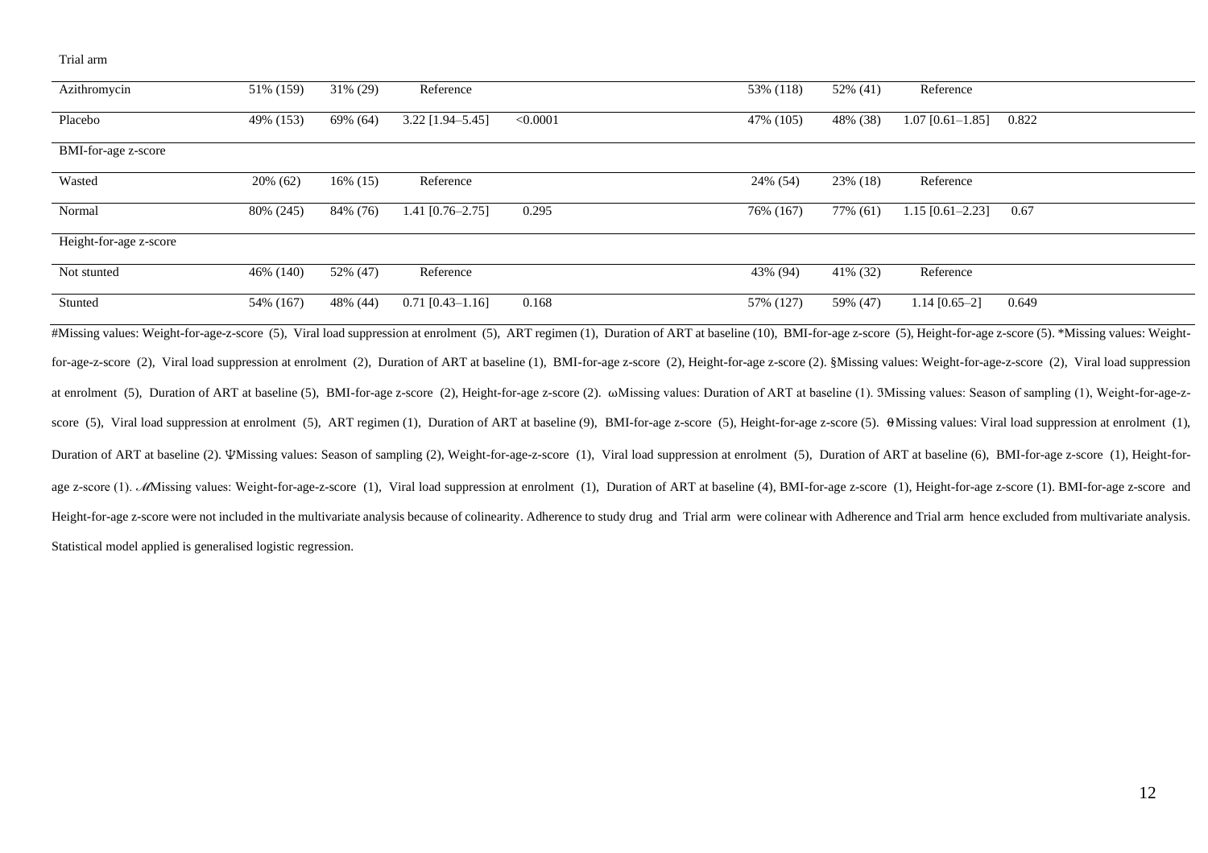| Trial arm | | | | | | | | | |
|---|---|---|---|---|---|---|---|---|---|
| Azithromycin | 51% (159) | 31% (29) | Reference | | | 53% (118) | 52% (41) | Reference | |
| Placebo | 49% (153) | 69% (64) | 3.22 [1.94–5.45] | <0.0001 | | 47% (105) | 48% (38) | 1.07 [0.61–1.85] | 0.822 |
| BMI-for-age z-score | | | | | | | | | |
| Wasted | 20% (62) | 16% (15) | Reference | | | 24% (54) | 23% (18) | Reference | |
| Normal | 80% (245) | 84% (76) | 1.41 [0.76–2.75] | 0.295 | | 76% (167) | 77% (61) | 1.15 [0.61–2.23] | 0.67 |
| Height-for-age z-score | | | | | | | | | |
| Not stunted | 46% (140) | 52% (47) | Reference | | | 43% (94) | 41% (32) | Reference | |
| Stunted | 54% (167) | 48% (44) | 0.71 [0.43–1.16] | 0.168 | | 57% (127) | 59% (47) | 1.14 [0.65–2] | 0.649 |

#Missing values: Weight-for-age-z-score (5), Viral load suppression at enrolment (5), ART regimen (1), Duration of ART at baseline (10), BMI-for-age z-score (5), Height-for-age z-score (5). *Missing values: Weight-for-age-z-score (2), Viral load suppression at enrolment (2), Duration of ART at baseline (1), BMI-for-age z-score (2), Height-for-age z-score (2). §Missing values: Weight-for-age-z-score (2), Viral load suppression at enrolment (5), Duration of ART at baseline (5), BMI-for-age z-score (2), Height-for-age z-score (2). ωMissing values: Duration of ART at baseline (1). ЗMissing values: Season of sampling (1), Weight-for-age-z-score (5), Viral load suppression at enrolment (5), ART regimen (1), Duration of ART at baseline (9), BMI-for-age z-score (5), Height-for-age z-score (5). ϴMissing values: Viral load suppression at enrolment (1), Duration of ART at baseline (2). ΨMissing values: Season of sampling (2), Weight-for-age-z-score (1), Viral load suppression at enrolment (5), Duration of ART at baseline (6), BMI-for-age z-score (1), Height-for-age z-score (1). ℳMissing values: Weight-for-age-z-score (1), Viral load suppression at enrolment (1), Duration of ART at baseline (4), BMI-for-age z-score (1), Height-for-age z-score (1). BMI-for-age z-score and Height-for-age z-score were not included in the multivariate analysis because of colinearity. Adherence to study drug and Trial arm were colinear with Adherence and Trial arm hence excluded from multivariate analysis. Statistical model applied is generalised logistic regression.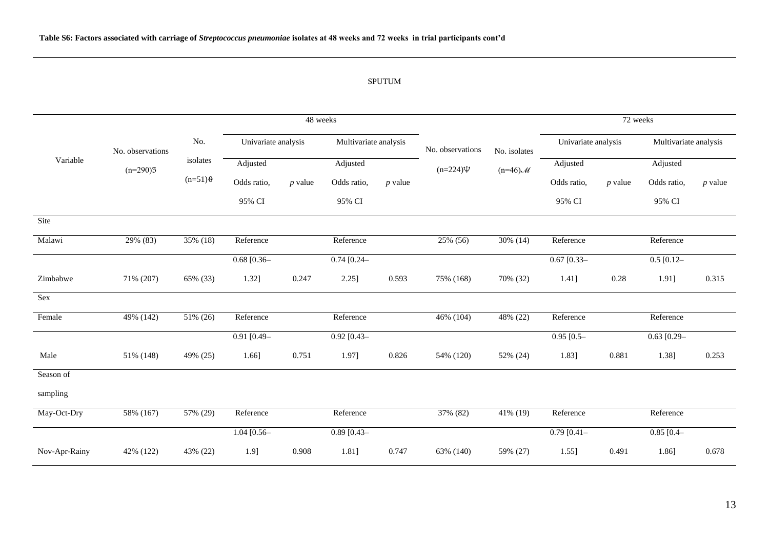**Table S6: Factors associated with carriage of *Streptococcus pneumoniae* isolates at 48 weeks and 72 weeks in trial participants cont'd**

SPUTUM

| Variable | 48 weeks | | | | | | 72 weeks | | | | | |
|---|---|---|---|---|---|---|---|---|---|---|---|---|
| | No. observations (n=290)ℨ | No. isolates (n=51)ϑ | Univariate analysis | | Multivariate analysis | | No. observations (n=224)Ψ | No. isolates (n=46)ℳ | Univariate analysis | | Multivariate analysis | |
| | | | Adjusted Odds ratio, 95% CI | *p* value | Adjusted Odds ratio, 95% CI | *p* value | | | Adjusted Odds ratio, 95% CI | *p* value | Adjusted Odds ratio, 95% CI | *p* value |
| Site | | | | | | | | | | | | |
| Malawi | 29% (83) | 35% (18) | Reference | | Reference | | 25% (56) | 30% (14) | Reference | | Reference | |
| Zimbabwe | 71% (207) | 65% (33) | 0.68 [0.36–1.32] | 0.247 | 0.74 [0.24–2.25] | 0.593 | 75% (168) | 70% (32) | 0.67 [0.33–1.41] | 0.28 | 0.5 [0.12–1.91] | 0.315 |
| Sex | | | | | | | | | | | | |
| Female | 49% (142) | 51% (26) | Reference | | Reference | | 46% (104) | 48% (22) | Reference | | Reference | |
| Male | 51% (148) | 49% (25) | 0.91 [0.49–1.66] | 0.751 | 0.92 [0.43–1.97] | 0.826 | 54% (120) | 52% (24) | 0.95 [0.5–1.83] | 0.881 | 0.63 [0.29–1.38] | 0.253 |
| Season of sampling | | | | | | | | | | | | |
| May-Oct-Dry | 58% (167) | 57% (29) | Reference | | Reference | | 37% (82) | 41% (19) | Reference | | Reference | |
| Nov-Apr-Rainy | 42% (122) | 43% (22) | 1.04 [0.56–1.9] | 0.908 | 0.89 [0.43–1.81] | 0.747 | 63% (140) | 59% (27) | 0.79 [0.41–1.55] | 0.491 | 0.85 [0.4–1.86] | 0.678 |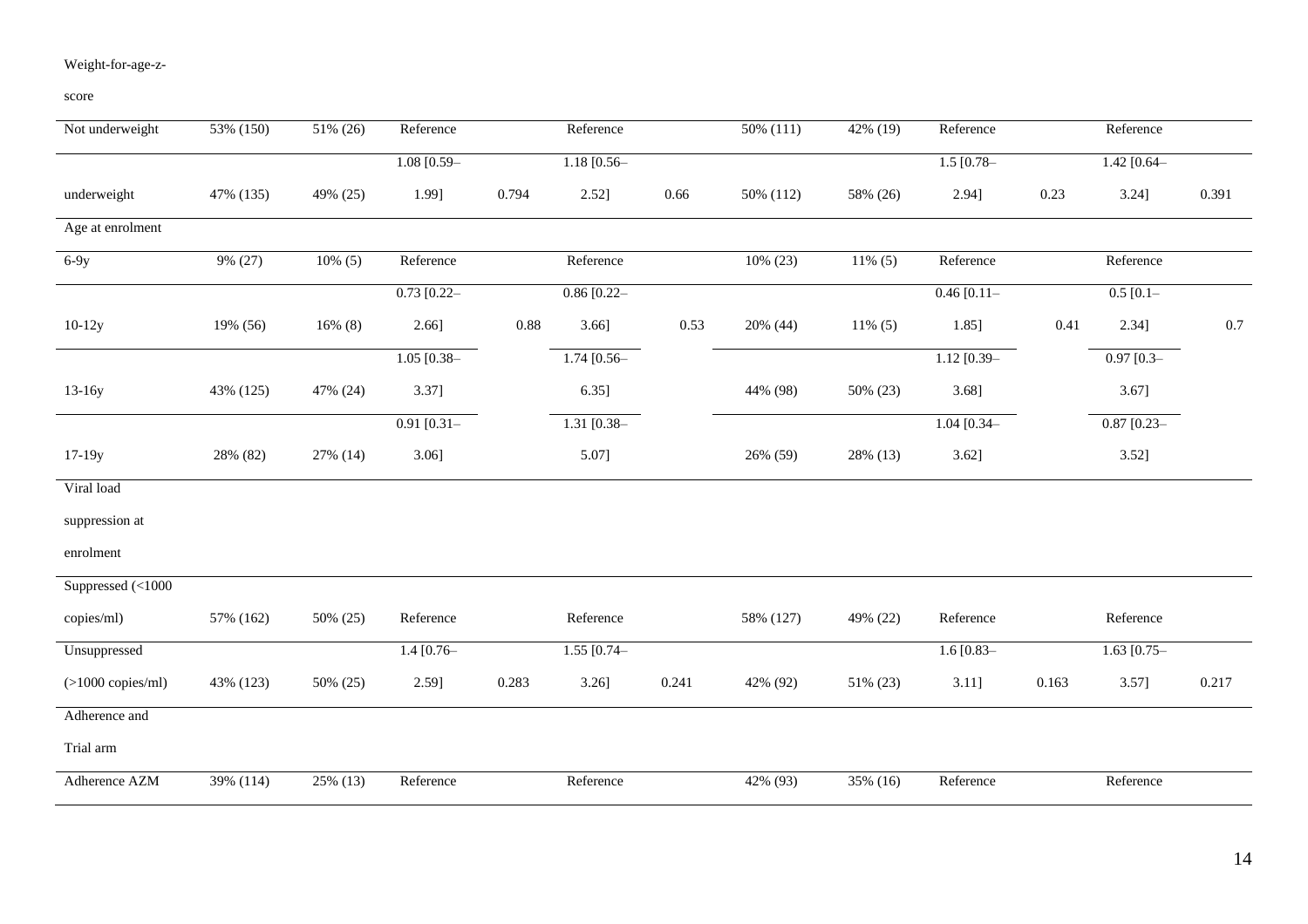| Weight-for-age-z-score | | | | | | | | | | | | |
|---|---|---|---|---|---|---|---|---|---|---|---|---|
| Not underweight | 53% (150) | 51% (26) | Reference | | Reference | | 50% (111) | 42% (19) | Reference | | Reference | |
| underweight | 47% (135) | 49% (25) | 1.08 [0.59–1.99] | 0.794 | 1.18 [0.56–2.52] | 0.66 | 50% (112) | 58% (26) | 1.5 [0.78–2.94] | 0.23 | 1.42 [0.64–3.24] | 0.391 |
| Age at enrolment | | | | | | | | | | | | |
| 6-9y | 9% (27) | 10% (5) | Reference | | Reference | | 10% (23) | 11% (5) | Reference | | Reference | |
| 10-12y | 19% (56) | 16% (8) | 0.73 [0.22–2.66] | 0.88 | 0.86 [0.22–3.66] | 0.53 | 20% (44) | 11% (5) | 0.46 [0.11–1.85] | 0.41 | 0.5 [0.1–2.34] | 0.7 |
| 13-16y | 43% (125) | 47% (24) | 1.05 [0.38–3.37] | | 1.74 [0.56–6.35] | | 44% (98) | 50% (23) | 1.12 [0.39–3.68] | | 0.97 [0.3–3.67] | |
| 17-19y | 28% (82) | 27% (14) | 0.91 [0.31–3.06] | | 1.31 [0.38–5.07] | | 26% (59) | 28% (13) | 1.04 [0.34–3.62] | | 0.87 [0.23–3.52] | |
| Viral load suppression at enrolment | | | | | | | | | | | | |
| Suppressed (<1000 copies/ml) | 57% (162) | 50% (25) | Reference | | Reference | | 58% (127) | 49% (22) | Reference | | Reference | |
| Unsuppressed (>1000 copies/ml) | 43% (123) | 50% (25) | 1.4 [0.76–2.59] | 0.283 | 1.55 [0.74–3.26] | 0.241 | 42% (92) | 51% (23) | 1.6 [0.83–3.11] | 0.163 | 1.63 [0.75–3.57] | 0.217 |
| Adherence and Trial arm | | | | | | | | | | | | |
| Adherence AZM | 39% (114) | 25% (13) | Reference | | Reference | | 42% (93) | 35% (16) | Reference | | Reference | |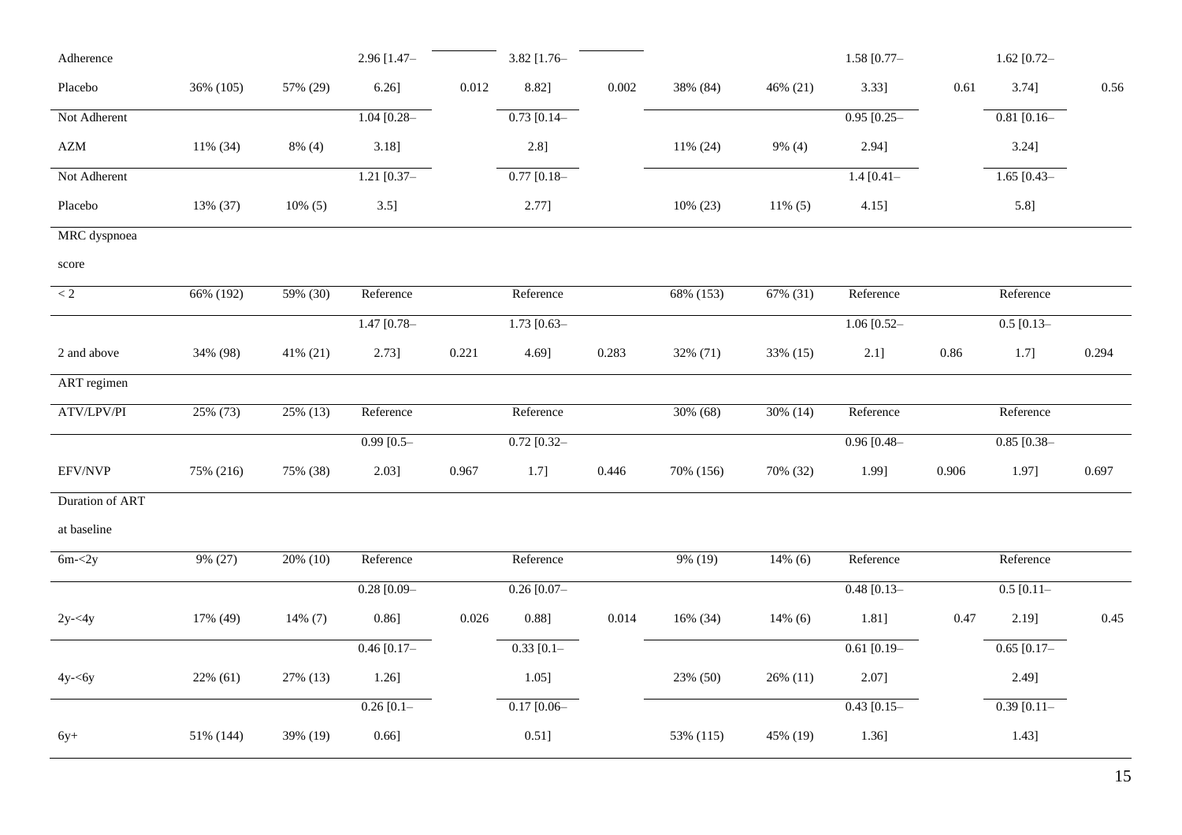| | | | | | | | | | | | | |
|---|---|---|---|---|---|---|---|---|---|---|---|---|
| Adherence Placebo | 36% (105) | 57% (29) | 2.96 [1.47–6.26] | 0.012 | 3.82 [1.76–8.82] | 0.002 | 38% (84) | 46% (21) | 1.58 [0.77–3.33] | 0.61 | 1.62 [0.72–3.74] | 0.56 |
| Not Adherent AZM | 11% (34) | 8% (4) | 1.04 [0.28–3.18] | | 0.73 [0.14–2.8] | | 11% (24) | 9% (4) | 0.95 [0.25–2.94] | | 0.81 [0.16–3.24] | |
| Not Adherent Placebo | 13% (37) | 10% (5) | 1.21 [0.37–3.5] | | 0.77 [0.18–2.77] | | 10% (23) | 11% (5) | 1.4 [0.41–4.15] | | 1.65 [0.43–5.8] | |
| MRC dyspnoea score | | | | | | | | | | | | |
| < 2 | 66% (192) | 59% (30) | Reference | | Reference | | 68% (153) | 67% (31) | Reference | | Reference | |
| 2 and above | 34% (98) | 41% (21) | 1.47 [0.78–2.73] | 0.221 | 1.73 [0.63–4.69] | 0.283 | 32% (71) | 33% (15) | 1.06 [0.52–2.1] | 0.86 | 0.5 [0.13–1.7] | 0.294 |
| ART regimen | | | | | | | | | | | | |
| ATV/LPV/PI | 25% (73) | 25% (13) | Reference | | Reference | | 30% (68) | 30% (14) | Reference | | Reference | |
| EFV/NVP | 75% (216) | 75% (38) | 0.99 [0.5–2.03] | 0.967 | 0.72 [0.32–1.7] | 0.446 | 70% (156) | 70% (32) | 0.96 [0.48–1.99] | 0.906 | 0.85 [0.38–1.97] | 0.697 |
| Duration of ART at baseline | | | | | | | | | | | | |
| 6m-<2y | 9% (27) | 20% (10) | Reference | | Reference | | 9% (19) | 14% (6) | Reference | | Reference | |
| 2y-<4y | 17% (49) | 14% (7) | 0.28 [0.09–0.86] | 0.026 | 0.26 [0.07–0.88] | 0.014 | 16% (34) | 14% (6) | 0.48 [0.13–1.81] | 0.47 | 0.5 [0.11–2.19] | 0.45 |
| 4y-<6y | 22% (61) | 27% (13) | 0.46 [0.17–1.26] | | 0.33 [0.1–1.05] | | 23% (50) | 26% (11) | 0.61 [0.19–2.07] | | 0.65 [0.17–2.49] | |
| 6y+ | 51% (144) | 39% (19) | 0.26 [0.1–0.66] | | 0.17 [0.06–0.51] | | 53% (115) | 45% (19) | 0.43 [0.15–1.36] | | 0.39 [0.11–1.43] | |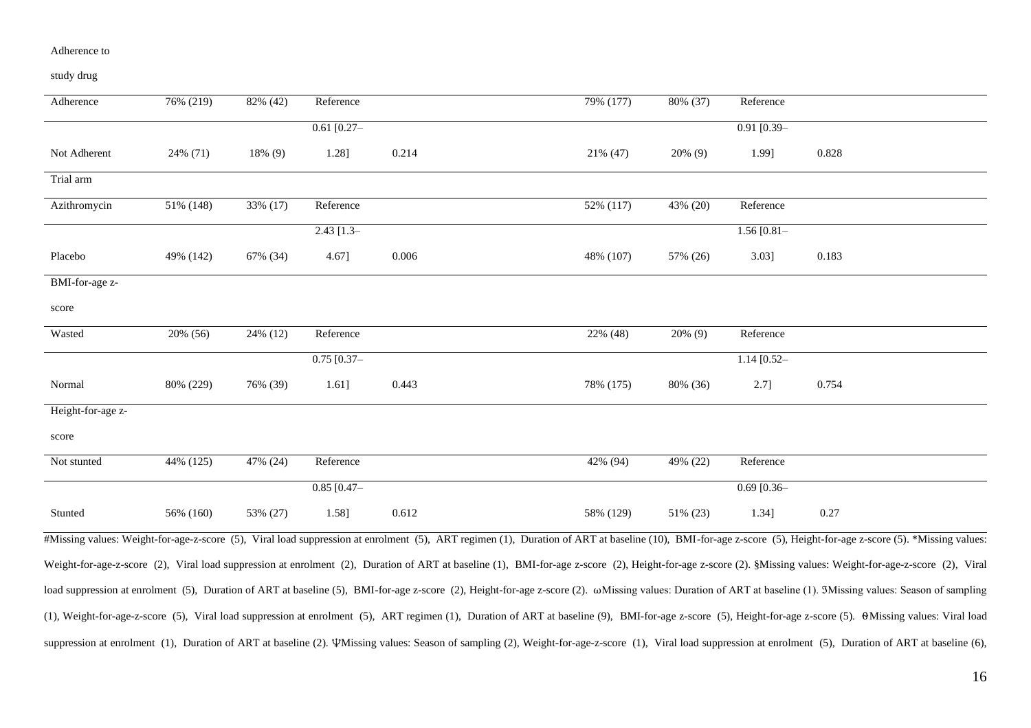| Adherence to study drug | | | | | | | | |
|---|---|---|---|---|---|---|---|---|
| Adherence | 76% (219) | 82% (42) | Reference | | 79% (177) | 80% (37) | Reference | |
| Not Adherent | 24% (71) | 18% (9) | 0.61 [0.27–1.28] | 0.214 | 21% (47) | 20% (9) | 0.91 [0.39–1.99] | 0.828 |
| Trial arm | | | | | | | | |
| Azithromycin | 51% (148) | 33% (17) | Reference | | 52% (117) | 43% (20) | Reference | |
| Placebo | 49% (142) | 67% (34) | 2.43 [1.3–4.67] | 0.006 | 48% (107) | 57% (26) | 1.56 [0.81–3.03] | 0.183 |
| BMI-for-age z-score | | | | | | | | |
| Wasted | 20% (56) | 24% (12) | Reference | | 22% (48) | 20% (9) | Reference | |
| Normal | 80% (229) | 76% (39) | 0.75 [0.37–1.61] | 0.443 | 78% (175) | 80% (36) | 1.14 [0.52–2.7] | 0.754 |
| Height-for-age z-score | | | | | | | | |
| Not stunted | 44% (125) | 47% (24) | Reference | | 42% (94) | 49% (22) | Reference | |
| Stunted | 56% (160) | 53% (27) | 0.85 [0.47–1.58] | 0.612 | 58% (129) | 51% (23) | 0.69 [0.36–1.34] | 0.27 |

#Missing values: Weight-for-age-z-score (5), Viral load suppression at enrolment (5), ART regimen (1), Duration of ART at baseline (10), BMI-for-age z-score (5), Height-for-age z-score (5). *Missing values: Weight-for-age-z-score (2), Viral load suppression at enrolment (2), Duration of ART at baseline (1), BMI-for-age z-score (2), Height-for-age z-score (2). §Missing values: Weight-for-age-z-score (2), Viral load suppression at enrolment (5), Duration of ART at baseline (5), BMI-for-age z-score (2), Height-for-age z-score (2). ωMissing values: Duration of ART at baseline (1). ƷMissing values: Season of sampling (1), Weight-for-age-z-score (5), Viral load suppression at enrolment (5), ART regimen (1), Duration of ART at baseline (9), BMI-for-age z-score (5), Height-for-age z-score (5). θMissing values: Viral load suppression at enrolment (1), Duration of ART at baseline (2). ΨMissing values: Season of sampling (2), Weight-for-age-z-score (1), Viral load suppression at enrolment (5), Duration of ART at baseline (6),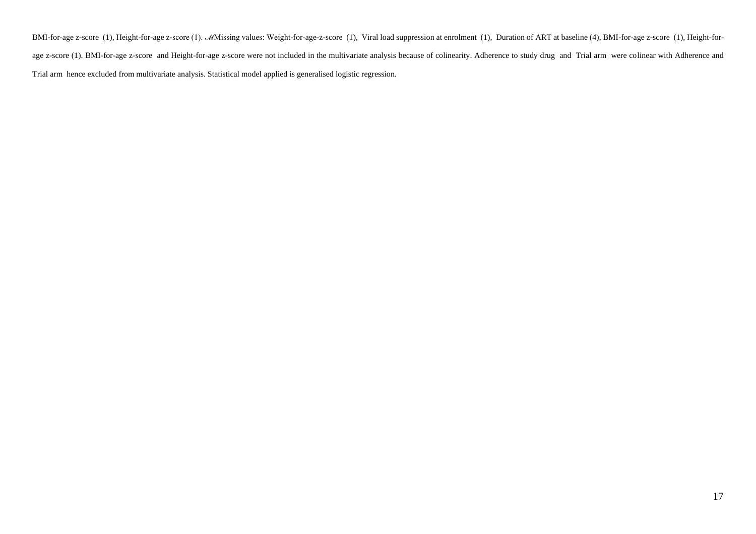BMI-for-age z-score (1), Height-for-age z-score (1). ℳMissing values: Weight-for-age-z-score (1), Viral load suppression at enrolment (1), Duration of ART at baseline (4), BMI-for-age z-score (1), Height-for-age z-score (1). BMI-for-age z-score and Height-for-age z-score were not included in the multivariate analysis because of colinearity. Adherence to study drug and Trial arm were colinear with Adherence and Trial arm hence excluded from multivariate analysis. Statistical model applied is generalised logistic regression.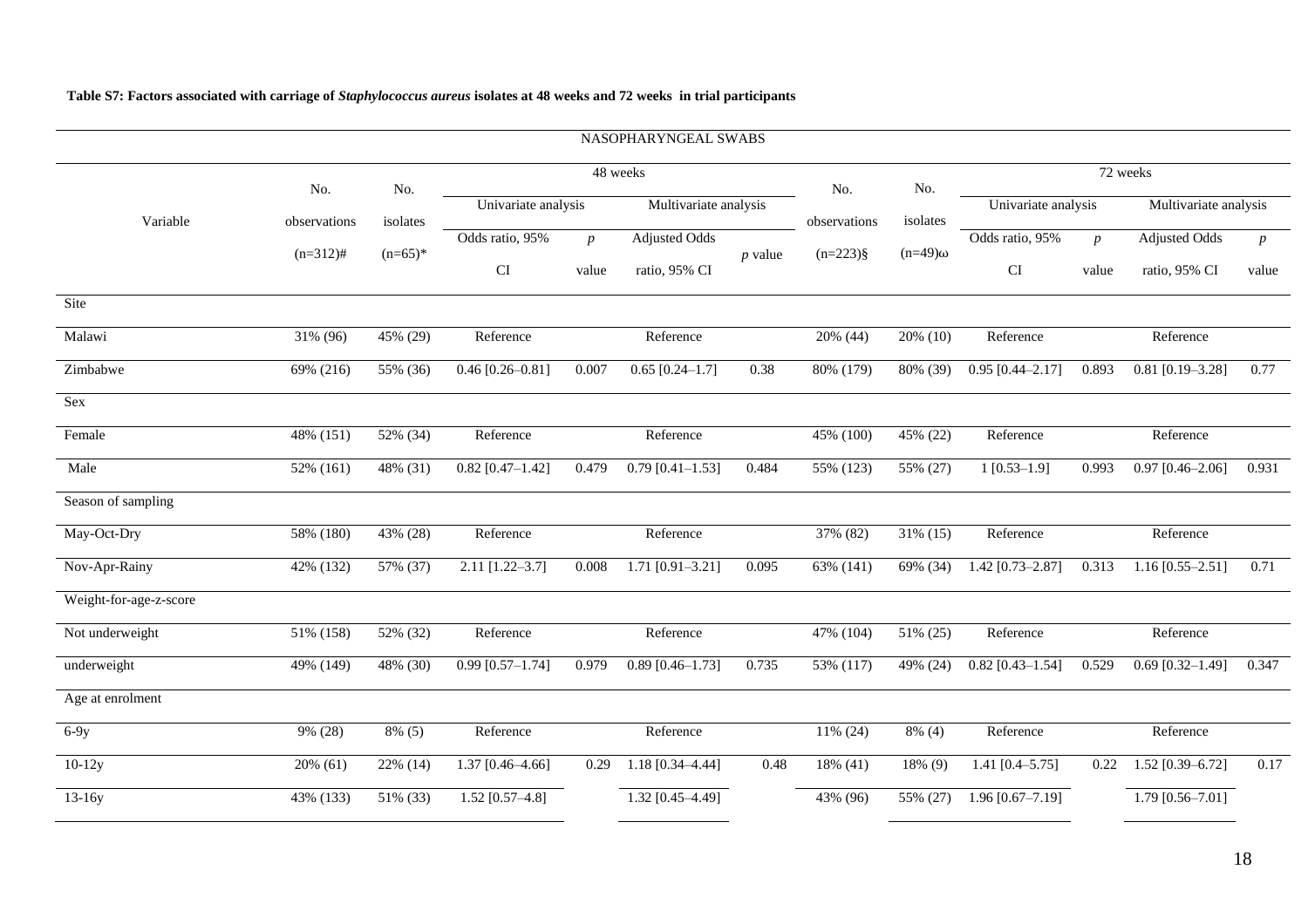**Table S7: Factors associated with carriage of *Staphylococcus aureus* isolates at 48 weeks and 72 weeks in trial participants**

| NASOPHARYNGEAL SWABS | | | | | | | | | | | | |
|---|---|---|---|---|---|---|---|---|---|---|---|---|
| | | | 48 weeks | | | | | | 72 weeks | | | |
| Variable | No. observations (n=312)# | No. isolates (n=65)* | Univariate analysis | | Multivariate analysis | | No. observations (n=223)§ | No. isolates (n=49)ω | Univariate analysis | | Multivariate analysis | |
| | | | Odds ratio, 95% CI | *p* value | Adjusted Odds ratio, 95% CI | *p* value | | | Odds ratio, 95% CI | *p* value | Adjusted Odds ratio, 95% CI | *p* value |
| Site | | | | | | | | | | | | |
| Malawi | 31% (96) | 45% (29) | Reference | | Reference | | 20% (44) | 20% (10) | Reference | | Reference | |
| Zimbabwe | 69% (216) | 55% (36) | 0.46 [0.26–0.81] | 0.007 | 0.65 [0.24–1.7] | 0.38 | 80% (179) | 80% (39) | 0.95 [0.44–2.17] | 0.893 | 0.81 [0.19–3.28] | 0.77 |
| Sex | | | | | | | | | | | | |
| Female | 48% (151) | 52% (34) | Reference | | Reference | | 45% (100) | 45% (22) | Reference | | Reference | |
| Male | 52% (161) | 48% (31) | 0.82 [0.47–1.42] | 0.479 | 0.79 [0.41–1.53] | 0.484 | 55% (123) | 55% (27) | 1 [0.53–1.9] | 0.993 | 0.97 [0.46–2.06] | 0.931 |
| Season of sampling | | | | | | | | | | | | |
| May-Oct-Dry | 58% (180) | 43% (28) | Reference | | Reference | | 37% (82) | 31% (15) | Reference | | Reference | |
| Nov-Apr-Rainy | 42% (132) | 57% (37) | 2.11 [1.22–3.7] | 0.008 | 1.71 [0.91–3.21] | 0.095 | 63% (141) | 69% (34) | 1.42 [0.73–2.87] | 0.313 | 1.16 [0.55–2.51] | 0.71 |
| Weight-for-age-z-score | | | | | | | | | | | | |
| Not underweight | 51% (158) | 52% (32) | Reference | | Reference | | 47% (104) | 51% (25) | Reference | | Reference | |
| underweight | 49% (149) | 48% (30) | 0.99 [0.57–1.74] | 0.979 | 0.89 [0.46–1.73] | 0.735 | 53% (117) | 49% (24) | 0.82 [0.43–1.54] | 0.529 | 0.69 [0.32–1.49] | 0.347 |
| Age at enrolment | | | | | | | | | | | | |
| 6-9y | 9% (28) | 8% (5) | Reference | | Reference | | 11% (24) | 8% (4) | Reference | | Reference | |
| 10-12y | 20% (61) | 22% (14) | 1.37 [0.46–4.66] | 0.29 | 1.18 [0.34–4.44] | 0.48 | 18% (41) | 18% (9) | 1.41 [0.4–5.75] | 0.22 | 1.52 [0.39–6.72] | 0.17 |
| 13-16y | 43% (133) | 51% (33) | 1.52 [0.57–4.8] | | 1.32 [0.45–4.49] | | 43% (96) | 55% (27) | 1.96 [0.67–7.19] | | 1.79 [0.56–7.01] | |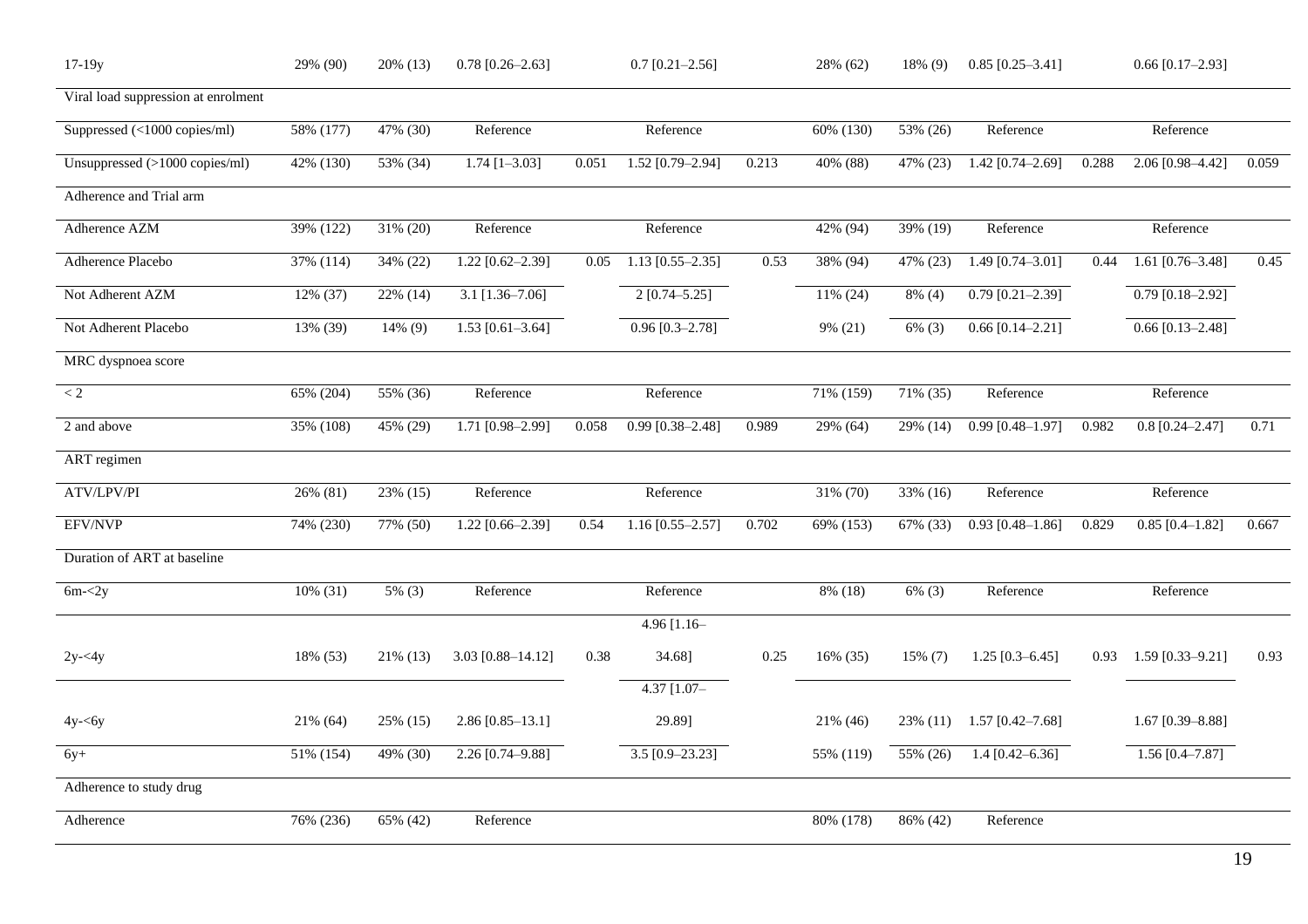| 17-19y | 29% (90) | 20% (13) | 0.78 [0.26–2.63] | | 0.7 [0.21–2.56] | | 28% (62) | 18% (9) | 0.85 [0.25–3.41] | | 0.66 [0.17–2.93] | |
|---|---|---|---|---|---|---|---|---|---|---|---|---|
| Viral load suppression at enrolment | | | | | | | | | | | | |
| Suppressed (<1000 copies/ml) | 58% (177) | 47% (30) | Reference | | Reference | | 60% (130) | 53% (26) | Reference | | Reference | |
| Unsuppressed (>1000 copies/ml) | 42% (130) | 53% (34) | 1.74 [1–3.03] | 0.051 | 1.52 [0.79–2.94] | 0.213 | 40% (88) | 47% (23) | 1.42 [0.74–2.69] | 0.288 | 2.06 [0.98–4.42] | 0.059 |
| Adherence and Trial arm | | | | | | | | | | | | |
| Adherence AZM | 39% (122) | 31% (20) | Reference | | Reference | | 42% (94) | 39% (19) | Reference | | Reference | |
| Adherence Placebo | 37% (114) | 34% (22) | 1.22 [0.62–2.39] | 0.05 | 1.13 [0.55–2.35] | 0.53 | 38% (94) | 47% (23) | 1.49 [0.74–3.01] | 0.44 | 1.61 [0.76–3.48] | 0.45 |
| Not Adherent AZM | 12% (37) | 22% (14) | 3.1 [1.36–7.06] | | 2 [0.74–5.25] | | 11% (24) | 8% (4) | 0.79 [0.21–2.39] | | 0.79 [0.18–2.92] | |
| Not Adherent Placebo | 13% (39) | 14% (9) | 1.53 [0.61–3.64] | | 0.96 [0.3–2.78] | | 9% (21) | 6% (3) | 0.66 [0.14–2.21] | | 0.66 [0.13–2.48] | |
| MRC dyspnoea score | | | | | | | | | | | | |
| < 2 | 65% (204) | 55% (36) | Reference | | Reference | | 71% (159) | 71% (35) | Reference | | Reference | |
| 2 and above | 35% (108) | 45% (29) | 1.71 [0.98–2.99] | 0.058 | 0.99 [0.38–2.48] | 0.989 | 29% (64) | 29% (14) | 0.99 [0.48–1.97] | 0.982 | 0.8 [0.24–2.47] | 0.71 |
| ART regimen | | | | | | | | | | | | |
| ATV/LPV/PI | 26% (81) | 23% (15) | Reference | | Reference | | 31% (70) | 33% (16) | Reference | | Reference | |
| EFV/NVP | 74% (230) | 77% (50) | 1.22 [0.66–2.39] | 0.54 | 1.16 [0.55–2.57] | 0.702 | 69% (153) | 67% (33) | 0.93 [0.48–1.86] | 0.829 | 0.85 [0.4–1.82] | 0.667 |
| Duration of ART at baseline | | | | | | | | | | | | |
| 6m-<2y | 10% (31) | 5% (3) | Reference | | Reference | | 8% (18) | 6% (3) | Reference | | Reference | |
| 2y-<4y | 18% (53) | 21% (13) | 3.03 [0.88–14.12] | 0.38 | 4.96 [1.16–34.68] | 0.25 | 16% (35) | 15% (7) | 1.25 [0.3–6.45] | 0.93 | 1.59 [0.33–9.21] | 0.93 |
| 4y-<6y | 21% (64) | 25% (15) | 2.86 [0.85–13.1] | | 4.37 [1.07–29.89] | | 21% (46) | 23% (11) | 1.57 [0.42–7.68] | | 1.67 [0.39–8.88] | |
| 6y+ | 51% (154) | 49% (30) | 2.26 [0.74–9.88] | | 3.5 [0.9–23.23] | | 55% (119) | 55% (26) | 1.4 [0.42–6.36] | | 1.56 [0.4–7.87] | |
| Adherence to study drug | | | | | | | | | | | | |
| Adherence | 76% (236) | 65% (42) | Reference | | | | 80% (178) | 86% (42) | Reference | | | |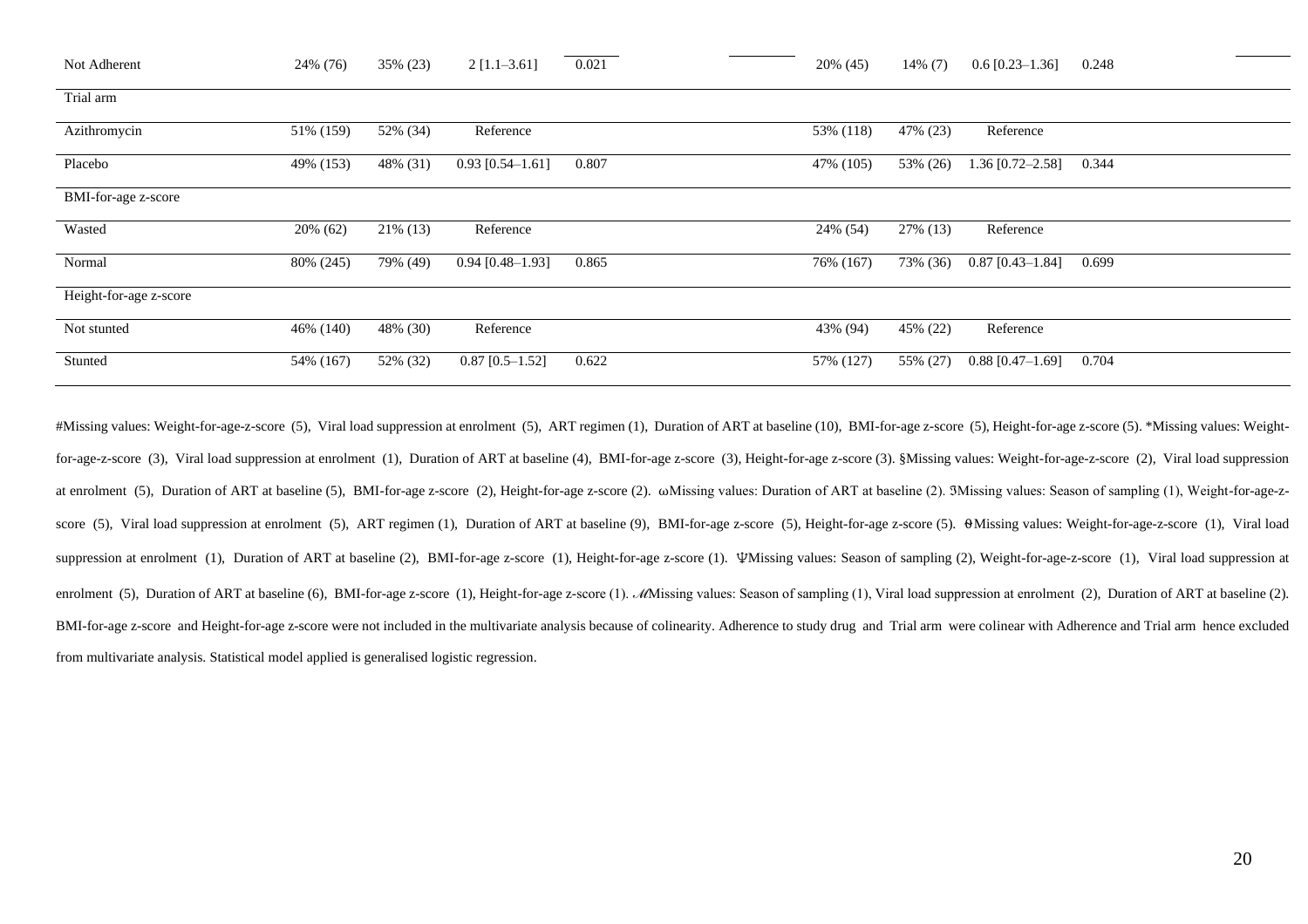| | | | | | | | | | |
|---|---|---|---|---|---|---|---|---|---|
| Not Adherent | 24% (76) | 35% (23) | 2 [1.1–3.61] | 0.021 | | 20% (45) | 14% (7) | 0.6 [0.23–1.36] | 0.248 |
| Trial arm | | | | | | | | | |
| Azithromycin | 51% (159) | 52% (34) | Reference | | | 53% (118) | 47% (23) | Reference | |
| Placebo | 49% (153) | 48% (31) | 0.93 [0.54–1.61] | 0.807 | | 47% (105) | 53% (26) | 1.36 [0.72–2.58] | 0.344 |
| BMI-for-age z-score | | | | | | | | | |
| Wasted | 20% (62) | 21% (13) | Reference | | | 24% (54) | 27% (13) | Reference | |
| Normal | 80% (245) | 79% (49) | 0.94 [0.48–1.93] | 0.865 | | 76% (167) | 73% (36) | 0.87 [0.43–1.84] | 0.699 |
| Height-for-age z-score | | | | | | | | | |
| Not stunted | 46% (140) | 48% (30) | Reference | | | 43% (94) | 45% (22) | Reference | |
| Stunted | 54% (167) | 52% (32) | 0.87 [0.5–1.52] | 0.622 | | 57% (127) | 55% (27) | 0.88 [0.47–1.69] | 0.704 |

#Missing values: Weight-for-age-z-score (5), Viral load suppression at enrolment (5), ART regimen (1), Duration of ART at baseline (10), BMI-for-age z-score (5), Height-for-age z-score (5). *Missing values: Weight-for-age-z-score (3), Viral load suppression at enrolment (1), Duration of ART at baseline (4), BMI-for-age z-score (3), Height-for-age z-score (3). §Missing values: Weight-for-age-z-score (2), Viral load suppression at enrolment (5), Duration of ART at baseline (5), BMI-for-age z-score (2), Height-for-age z-score (2). ωMissing values: Duration of ART at baseline (2). ƷMissing values: Season of sampling (1), Weight-for-age-z-score (5), Viral load suppression at enrolment (5), ART regimen (1), Duration of ART at baseline (9), BMI-for-age z-score (5), Height-for-age z-score (5). θMissing values: Weight-for-age-z-score (1), Viral load suppression at enrolment (1), Duration of ART at baseline (2), BMI-for-age z-score (1), Height-for-age z-score (1). ΨMissing values: Season of sampling (2), Weight-for-age-z-score (1), Viral load suppression at enrolment (5), Duration of ART at baseline (6), BMI-for-age z-score (1), Height-for-age z-score (1). ℳMissing values: Season of sampling (1), Viral load suppression at enrolment (2), Duration of ART at baseline (2). BMI-for-age z-score and Height-for-age z-score were not included in the multivariate analysis because of colinearity. Adherence to study drug and Trial arm were colinear with Adherence and Trial arm hence excluded from multivariate analysis. Statistical model applied is generalised logistic regression.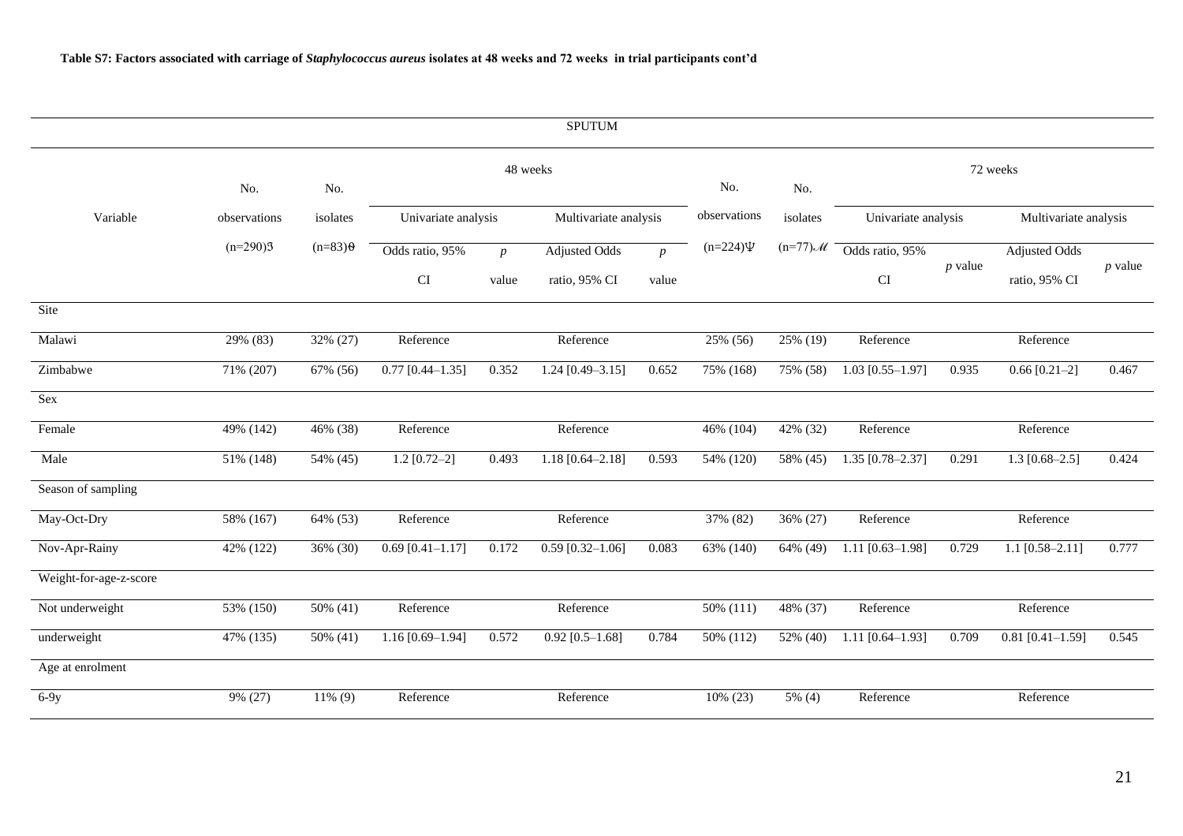**Table S7: Factors associated with carriage of *Staphylococcus aureus* isolates at 48 weeks and 72 weeks in trial participants cont'd**

| SPUTUM | | | | | | | | | | | | |
|---|---|---|---|---|---|---|---|---|---|---|---|---|
| | | | 48 weeks | | | | | | 72 weeks | | | |
| Variable | No. observations (n=290)ℨ | No. isolates (n=83)θ | Univariate analysis | | Multivariate analysis | | No. observations (n=224)Ψ | No. isolates (n=77)𝓜 | Univariate analysis | | Multivariate analysis | |
| | | | Odds ratio, 95% CI | *p* value | Adjusted Odds ratio, 95% CI | *p* value | | | Odds ratio, 95% CI | *p* value | Adjusted Odds ratio, 95% CI | *p* value |
| Site | | | | | | | | | | | | |
| Malawi | 29% (83) | 32% (27) | Reference | | Reference | | 25% (56) | 25% (19) | Reference | | Reference | |
| Zimbabwe | 71% (207) | 67% (56) | 0.77 [0.44–1.35] | 0.352 | 1.24 [0.49–3.15] | 0.652 | 75% (168) | 75% (58) | 1.03 [0.55–1.97] | 0.935 | 0.66 [0.21–2] | 0.467 |
| Sex | | | | | | | | | | | | |
| Female | 49% (142) | 46% (38) | Reference | | Reference | | 46% (104) | 42% (32) | Reference | | Reference | |
| Male | 51% (148) | 54% (45) | 1.2 [0.72–2] | 0.493 | 1.18 [0.64–2.18] | 0.593 | 54% (120) | 58% (45) | 1.35 [0.78–2.37] | 0.291 | 1.3 [0.68–2.5] | 0.424 |
| Season of sampling | | | | | | | | | | | | |
| May-Oct-Dry | 58% (167) | 64% (53) | Reference | | Reference | | 37% (82) | 36% (27) | Reference | | Reference | |
| Nov-Apr-Rainy | 42% (122) | 36% (30) | 0.69 [0.41–1.17] | 0.172 | 0.59 [0.32–1.06] | 0.083 | 63% (140) | 64% (49) | 1.11 [0.63–1.98] | 0.729 | 1.1 [0.58–2.11] | 0.777 |
| Weight-for-age-z-score | | | | | | | | | | | | |
| Not underweight | 53% (150) | 50% (41) | Reference | | Reference | | 50% (111) | 48% (37) | Reference | | Reference | |
| underweight | 47% (135) | 50% (41) | 1.16 [0.69–1.94] | 0.572 | 0.92 [0.5–1.68] | 0.784 | 50% (112) | 52% (40) | 1.11 [0.64–1.93] | 0.709 | 0.81 [0.41–1.59] | 0.545 |
| Age at enrolment | | | | | | | | | | | | |
| 6-9y | 9% (27) | 11% (9) | Reference | | Reference | | 10% (23) | 5% (4) | Reference | | Reference | |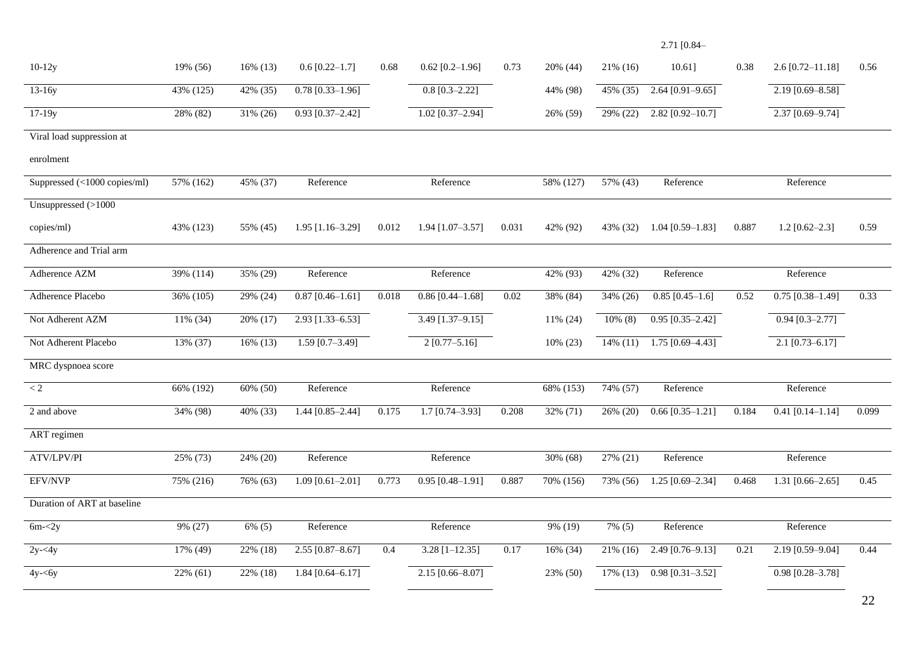| | | | | | | | | | | | | |
|---|---|---|---|---|---|---|---|---|---|---|---|---|
| 10-12y | 19% (56) | 16% (13) | 0.6 [0.22–1.7] | 0.68 | 0.62 [0.2–1.96] | 0.73 | 20% (44) | 21% (16) | 2.71 [0.84–10.61] | 0.38 | 2.6 [0.72–11.18] | 0.56 |
| 13-16y | 43% (125) | 42% (35) | 0.78 [0.33–1.96] | | 0.8 [0.3–2.22] | | 44% (98) | 45% (35) | 2.64 [0.91–9.65] | | 2.19 [0.69–8.58] | |
| 17-19y | 28% (82) | 31% (26) | 0.93 [0.37–2.42] | | 1.02 [0.37–2.94] | | 26% (59) | 29% (22) | 2.82 [0.92–10.7] | | 2.37 [0.69–9.74] | |
| Viral load suppression at enrolment | | | | | | | | | | | | |
| Suppressed (<1000 copies/ml) | 57% (162) | 45% (37) | Reference | | Reference | | 58% (127) | 57% (43) | Reference | | Reference | |
| Unsuppressed (>1000 copies/ml) | 43% (123) | 55% (45) | 1.95 [1.16–3.29] | 0.012 | 1.94 [1.07–3.57] | 0.031 | 42% (92) | 43% (32) | 1.04 [0.59–1.83] | 0.887 | 1.2 [0.62–2.3] | 0.59 |
| Adherence and Trial arm | | | | | | | | | | | | |
| Adherence AZM | 39% (114) | 35% (29) | Reference | | Reference | | 42% (93) | 42% (32) | Reference | | Reference | |
| Adherence Placebo | 36% (105) | 29% (24) | 0.87 [0.46–1.61] | 0.018 | 0.86 [0.44–1.68] | 0.02 | 38% (84) | 34% (26) | 0.85 [0.45–1.6] | 0.52 | 0.75 [0.38–1.49] | 0.33 |
| Not Adherent AZM | 11% (34) | 20% (17) | 2.93 [1.33–6.53] | | 3.49 [1.37–9.15] | | 11% (24) | 10% (8) | 0.95 [0.35–2.42] | | 0.94 [0.3–2.77] | |
| Not Adherent Placebo | 13% (37) | 16% (13) | 1.59 [0.7–3.49] | | 2 [0.77–5.16] | | 10% (23) | 14% (11) | 1.75 [0.69–4.43] | | 2.1 [0.73–6.17] | |
| MRC dyspnoea score | | | | | | | | | | | | |
| < 2 | 66% (192) | 60% (50) | Reference | | Reference | | 68% (153) | 74% (57) | Reference | | Reference | |
| 2 and above | 34% (98) | 40% (33) | 1.44 [0.85–2.44] | 0.175 | 1.7 [0.74–3.93] | 0.208 | 32% (71) | 26% (20) | 0.66 [0.35–1.21] | 0.184 | 0.41 [0.14–1.14] | 0.099 |
| ART regimen | | | | | | | | | | | | |
| ATV/LPV/PI | 25% (73) | 24% (20) | Reference | | Reference | | 30% (68) | 27% (21) | Reference | | Reference | |
| EFV/NVP | 75% (216) | 76% (63) | 1.09 [0.61–2.01] | 0.773 | 0.95 [0.48–1.91] | 0.887 | 70% (156) | 73% (56) | 1.25 [0.69–2.34] | 0.468 | 1.31 [0.66–2.65] | 0.45 |
| Duration of ART at baseline | | | | | | | | | | | | |
| 6m-<2y | 9% (27) | 6% (5) | Reference | | Reference | | 9% (19) | 7% (5) | Reference | | Reference | |
| 2y-<4y | 17% (49) | 22% (18) | 2.55 [0.87–8.67] | 0.4 | 3.28 [1–12.35] | 0.17 | 16% (34) | 21% (16) | 2.49 [0.76–9.13] | 0.21 | 2.19 [0.59–9.04] | 0.44 |
| 4y-<6y | 22% (61) | 22% (18) | 1.84 [0.64–6.17] | | 2.15 [0.66–8.07] | | 23% (50) | 17% (13) | 0.98 [0.31–3.52] | | 0.98 [0.28–3.78] | |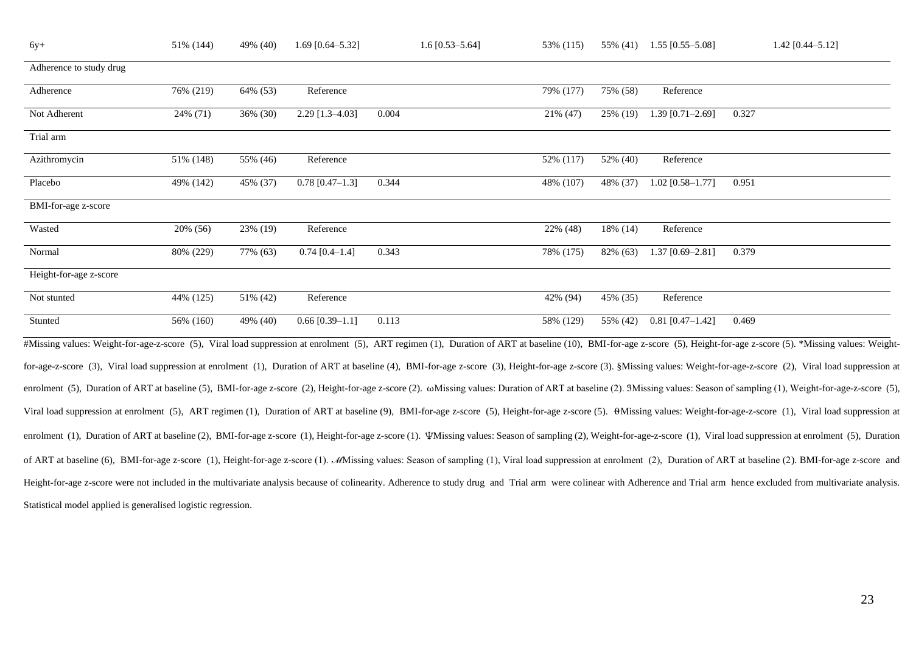| | | | | | | | | | | |
|---|---|---|---|---|---|---|---|---|---|---|
| 6y+ | 51% (144) | 49% (40) | 1.69 [0.64–5.32] | | 1.6 [0.53–5.64] | 53% (115) | 55% (41) | 1.55 [0.55–5.08] | | 1.42 [0.44–5.12] |
| Adherence to study drug | | | | | | | | | | |
| Adherence | 76% (219) | 64% (53) | Reference | | | 79% (177) | 75% (58) | Reference | | |
| Not Adherent | 24% (71) | 36% (30) | 2.29 [1.3–4.03] | 0.004 | | 21% (47) | 25% (19) | 1.39 [0.71–2.69] | 0.327 | |
| Trial arm | | | | | | | | | | |
| Azithromycin | 51% (148) | 55% (46) | Reference | | | 52% (117) | 52% (40) | Reference | | |
| Placebo | 49% (142) | 45% (37) | 0.78 [0.47–1.3] | 0.344 | | 48% (107) | 48% (37) | 1.02 [0.58–1.77] | 0.951 | |
| BMI-for-age z-score | | | | | | | | | | |
| Wasted | 20% (56) | 23% (19) | Reference | | | 22% (48) | 18% (14) | Reference | | |
| Normal | 80% (229) | 77% (63) | 0.74 [0.4–1.4] | 0.343 | | 78% (175) | 82% (63) | 1.37 [0.69–2.81] | 0.379 | |
| Height-for-age z-score | | | | | | | | | | |
| Not stunted | 44% (125) | 51% (42) | Reference | | | 42% (94) | 45% (35) | Reference | | |
| Stunted | 56% (160) | 49% (40) | 0.66 [0.39–1.1] | 0.113 | | 58% (129) | 55% (42) | 0.81 [0.47–1.42] | 0.469 | |

#Missing values: Weight-for-age-z-score (5), Viral load suppression at enrolment (5), ART regimen (1), Duration of ART at baseline (10), BMI-for-age z-score (5), Height-for-age z-score (5). *Missing values: Weight-for-age-z-score (3), Viral load suppression at enrolment (1), Duration of ART at baseline (4), BMI-for-age z-score (3), Height-for-age z-score (3). §Missing values: Weight-for-age-z-score (2), Viral load suppression at enrolment (5), Duration of ART at baseline (5), BMI-for-age z-score (2), Height-for-age z-score (2). ωMissing values: Duration of ART at baseline (2). ƷMissing values: Season of sampling (1), Weight-for-age-z-score (5), Viral load suppression at enrolment (5), ART regimen (1), Duration of ART at baseline (9), BMI-for-age z-score (5), Height-for-age z-score (5). θMissing values: Weight-for-age-z-score (1), Viral load suppression at enrolment (1), Duration of ART at baseline (2), BMI-for-age z-score (1), Height-for-age z-score (1). ΨMissing values: Season of sampling (2), Weight-for-age-z-score (1), Viral load suppression at enrolment (5), Duration of ART at baseline (6), BMI-for-age z-score (1), Height-for-age z-score (1). ℳMissing values: Season of sampling (1), Viral load suppression at enrolment (2), Duration of ART at baseline (2). BMI-for-age z-score and Height-for-age z-score were not included in the multivariate analysis because of colinearity. Adherence to study drug and Trial arm were colinear with Adherence and Trial arm hence excluded from multivariate analysis. Statistical model applied is generalised logistic regression.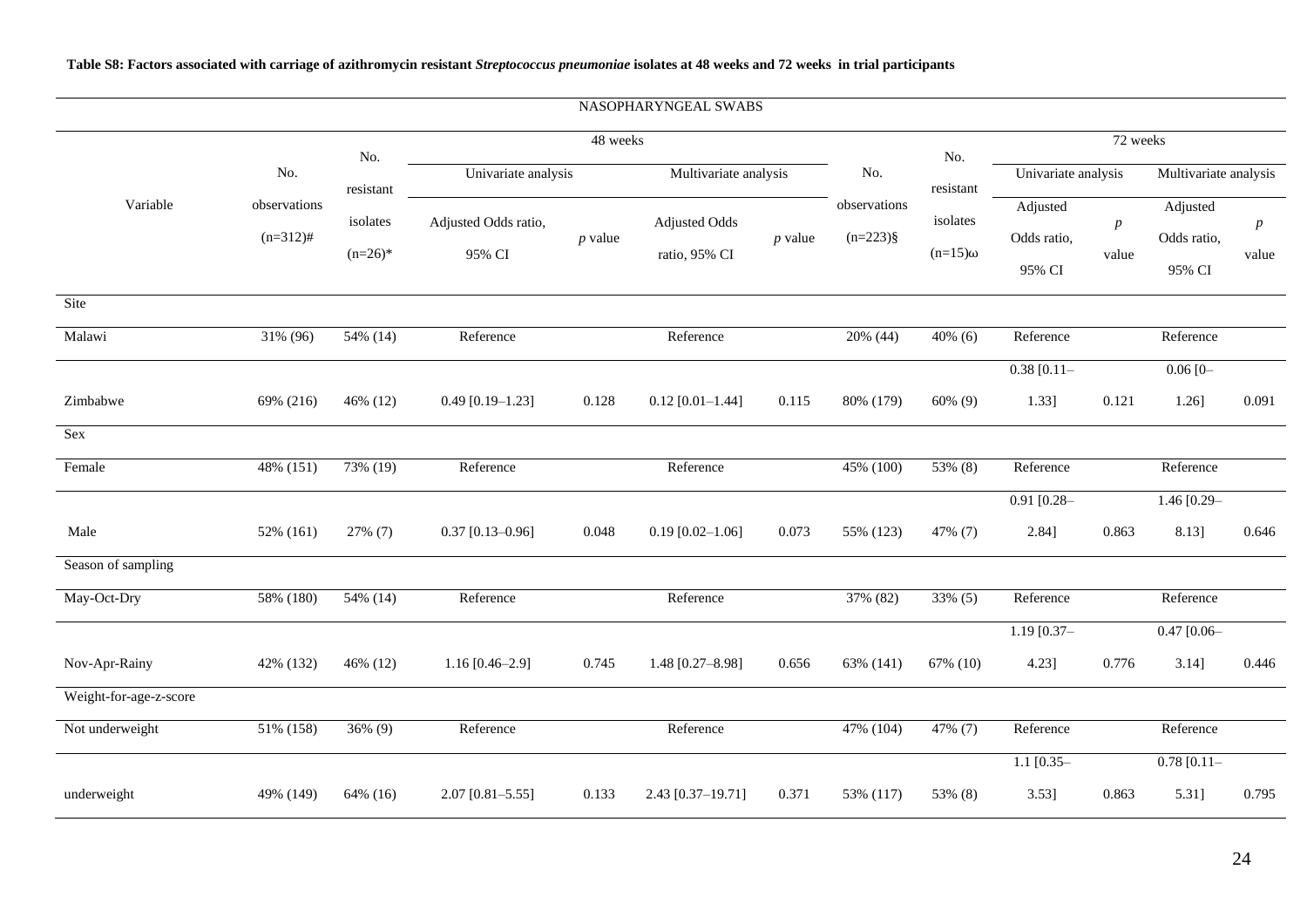**Table S8: Factors associated with carriage of azithromycin resistant *Streptococcus pneumoniae* isolates at 48 weeks and 72 weeks in trial participants**

| NASOPHARYNGEAL SWABS | | | | | | | | | | | | |
|---|---|---|---|---|---|---|---|---|---|---|---|---|
| | | | 48 weeks | | | | | | 72 weeks | | | |
| | | | Univariate analysis | | Multivariate analysis | | | | Univariate analysis | | Multivariate analysis | |
| Variable | No. observations (n=312)# | No. resistant isolates (n=26)* | Adjusted Odds ratio, 95% CI | *p* value | Adjusted Odds ratio, 95% CI | *p* value | No. observations (n=223)§ | No. resistant isolates (n=15)ω | Adjusted Odds ratio, 95% CI | *p* value | Adjusted Odds ratio, 95% CI | *p* value |
| Site | | | | | | | | | | | | |
| Malawi | 31% (96) | 54% (14) | Reference | | Reference | | 20% (44) | 40% (6) | Reference | | Reference | |
| Zimbabwe | 69% (216) | 46% (12) | 0.49 [0.19–1.23] | 0.128 | 0.12 [0.01–1.44] | 0.115 | 80% (179) | 60% (9) | 0.38 [0.11–1.33] | 0.121 | 0.06 [0–1.26] | 0.091 |
| Sex | | | | | | | | | | | | |
| Female | 48% (151) | 73% (19) | Reference | | Reference | | 45% (100) | 53% (8) | Reference | | Reference | |
| Male | 52% (161) | 27% (7) | 0.37 [0.13–0.96] | 0.048 | 0.19 [0.02–1.06] | 0.073 | 55% (123) | 47% (7) | 0.91 [0.28–2.84] | 0.863 | 1.46 [0.29–8.13] | 0.646 |
| Season of sampling | | | | | | | | | | | | |
| May-Oct-Dry | 58% (180) | 54% (14) | Reference | | Reference | | 37% (82) | 33% (5) | Reference | | Reference | |
| Nov-Apr-Rainy | 42% (132) | 46% (12) | 1.16 [0.46–2.9] | 0.745 | 1.48 [0.27–8.98] | 0.656 | 63% (141) | 67% (10) | 1.19 [0.37–4.23] | 0.776 | 0.47 [0.06–3.14] | 0.446 |
| Weight-for-age-z-score | | | | | | | | | | | | |
| Not underweight | 51% (158) | 36% (9) | Reference | | Reference | | 47% (104) | 47% (7) | Reference | | Reference | |
| underweight | 49% (149) | 64% (16) | 2.07 [0.81–5.55] | 0.133 | 2.43 [0.37–19.71] | 0.371 | 53% (117) | 53% (8) | 1.1 [0.35–3.53] | 0.863 | 0.78 [0.11–5.31] | 0.795 |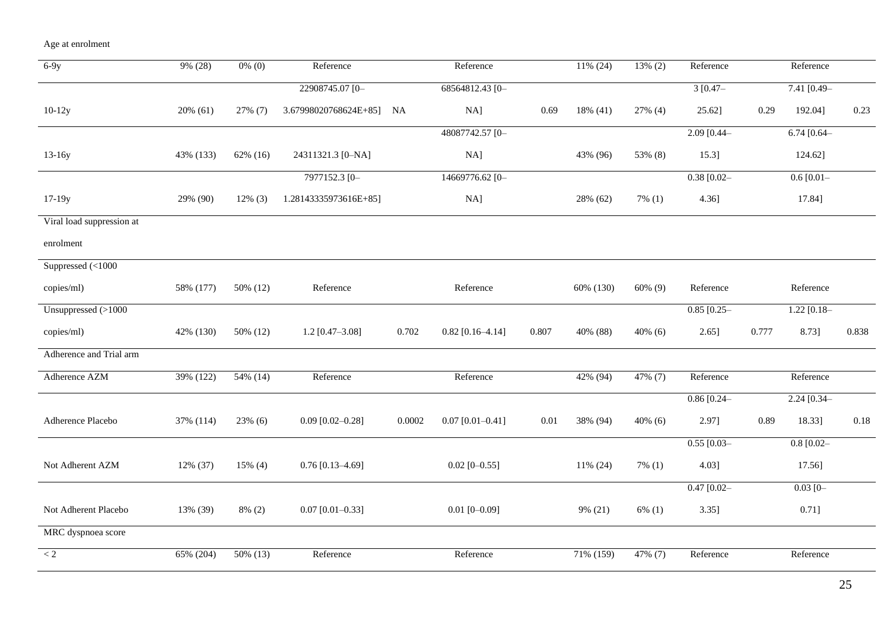| Age at enrolment | | | | | | | | | | | | |
|---|---|---|---|---|---|---|---|---|---|---|---|---|
| 6-9y | 9% (28) | 0% (0) | Reference | | Reference | | 11% (24) | 13% (2) | Reference | | Reference | |
| 10-12y | 20% (61) | 27% (7) | 22908745.07 [0–3.67998020768624E+85] | NA | 68564812.43 [0–NA] | 0.69 | 18% (41) | 27% (4) | 3 [0.47–25.62] | 0.29 | 7.41 [0.49–192.04] | 0.23 |
| 13-16y | 43% (133) | 62% (16) | 24311321.3 [0–NA] | | 48087742.57 [0–NA] | | 43% (96) | 53% (8) | 2.09 [0.44–15.3] | | 6.74 [0.64–124.62] | |
| 17-19y | 29% (90) | 12% (3) | 7977152.3 [0–1.28143335973616E+85] | | 14669776.62 [0–NA] | | 28% (62) | 7% (1) | 0.38 [0.02–4.36] | | 0.6 [0.01–17.84] | |
| Viral load suppression at enrolment | | | | | | | | | | | | |
| Suppressed (<1000 copies/ml) | 58% (177) | 50% (12) | Reference | | Reference | | 60% (130) | 60% (9) | Reference | | Reference | |
| Unsuppressed (>1000 copies/ml) | 42% (130) | 50% (12) | 1.2 [0.47–3.08] | 0.702 | 0.82 [0.16–4.14] | 0.807 | 40% (88) | 40% (6) | 0.85 [0.25–2.65] | 0.777 | 1.22 [0.18–8.73] | 0.838 |
| Adherence and Trial arm | | | | | | | | | | | | |
| Adherence AZM | 39% (122) | 54% (14) | Reference | | Reference | | 42% (94) | 47% (7) | Reference | | Reference | |
| Adherence Placebo | 37% (114) | 23% (6) | 0.09 [0.02–0.28] | 0.0002 | 0.07 [0.01–0.41] | 0.01 | 38% (94) | 40% (6) | 0.86 [0.24–2.97] | 0.89 | 2.24 [0.34–18.33] | 0.18 |
| Not Adherent AZM | 12% (37) | 15% (4) | 0.76 [0.13–4.69] | | 0.02 [0–0.55] | | 11% (24) | 7% (1) | 0.55 [0.03–4.03] | | 0.8 [0.02–17.56] | |
| Not Adherent Placebo | 13% (39) | 8% (2) | 0.07 [0.01–0.33] | | 0.01 [0–0.09] | | 9% (21) | 6% (1) | 0.47 [0.02–3.35] | | 0.03 [0–0.71] | |
| MRC dyspnoea score | | | | | | | | | | | | |
| < 2 | 65% (204) | 50% (13) | Reference | | Reference | | 71% (159) | 47% (7) | Reference | | Reference | |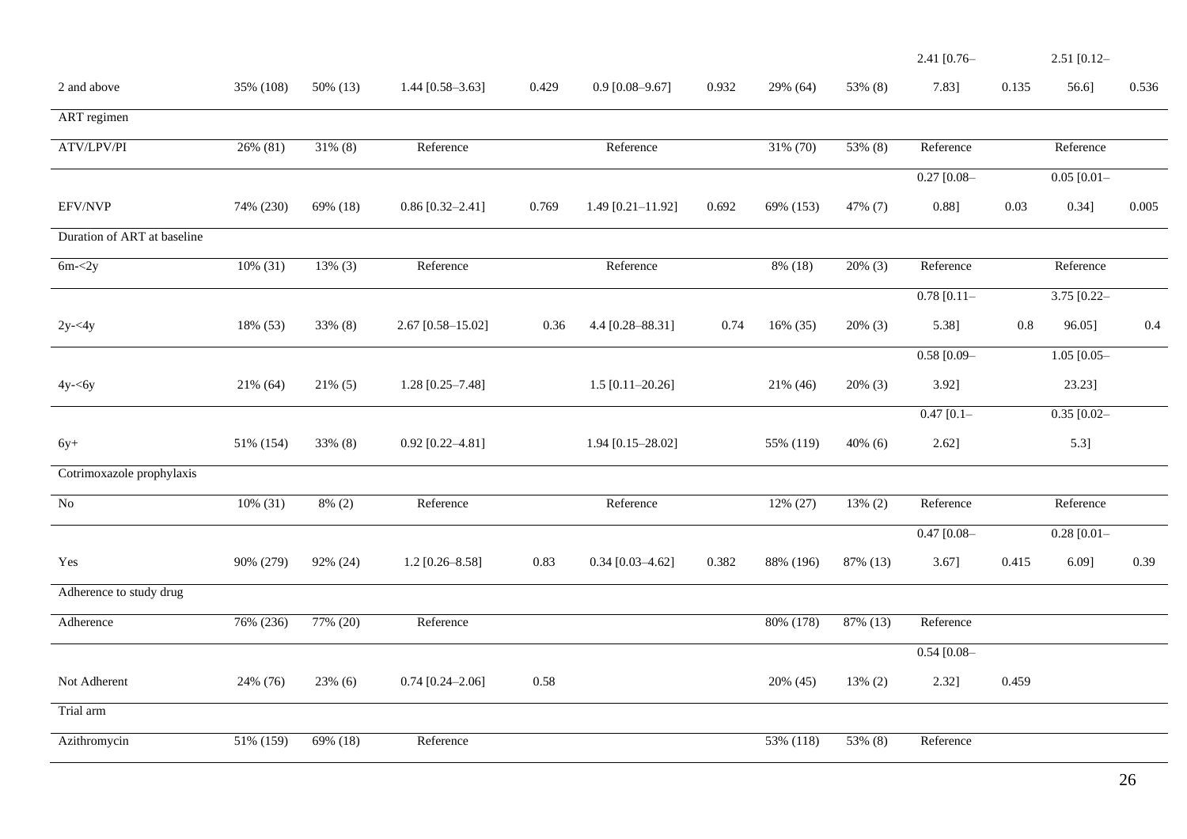| | | | | | | | | | | | | |
|---|---|---|---|---|---|---|---|---|---|---|---|---|
| 2 and above | 35% (108) | 50% (13) | 1.44 [0.58–3.63] | 0.429 | 0.9 [0.08–9.67] | 0.932 | 29% (64) | 53% (8) | 2.41 [0.76–7.83] | 0.135 | 2.51 [0.12–56.6] | 0.536 |
| ART regimen | | | | | | | | | | | | |
| ATV/LPV/PI | 26% (81) | 31% (8) | Reference | | Reference | | 31% (70) | 53% (8) | Reference | | Reference | |
| EFV/NVP | 74% (230) | 69% (18) | 0.86 [0.32–2.41] | 0.769 | 1.49 [0.21–11.92] | 0.692 | 69% (153) | 47% (7) | 0.27 [0.08–0.88] | 0.03 | 0.05 [0.01–0.34] | 0.005 |
| Duration of ART at baseline | | | | | | | | | | | | |
| 6m-<2y | 10% (31) | 13% (3) | Reference | | Reference | | 8% (18) | 20% (3) | Reference | | Reference | |
| 2y-<4y | 18% (53) | 33% (8) | 2.67 [0.58–15.02] | 0.36 | 4.4 [0.28–88.31] | 0.74 | 16% (35) | 20% (3) | 0.78 [0.11–5.38] | 0.8 | 3.75 [0.22–96.05] | 0.4 |
| 4y-<6y | 21% (64) | 21% (5) | 1.28 [0.25–7.48] | | 1.5 [0.11–20.26] | | 21% (46) | 20% (3) | 0.58 [0.09–3.92] | | 1.05 [0.05–23.23] | |
| 6y+ | 51% (154) | 33% (8) | 0.92 [0.22–4.81] | | 1.94 [0.15–28.02] | | 55% (119) | 40% (6) | 0.47 [0.1–2.62] | | 0.35 [0.02–5.3] | |
| Cotrimoxazole prophylaxis | | | | | | | | | | | | |
| No | 10% (31) | 8% (2) | Reference | | Reference | | 12% (27) | 13% (2) | Reference | | Reference | |
| Yes | 90% (279) | 92% (24) | 1.2 [0.26–8.58] | 0.83 | 0.34 [0.03–4.62] | 0.382 | 88% (196) | 87% (13) | 0.47 [0.08–3.67] | 0.415 | 0.28 [0.01–6.09] | 0.39 |
| Adherence to study drug | | | | | | | | | | | | |
| Adherence | 76% (236) | 77% (20) | Reference | | | | 80% (178) | 87% (13) | Reference | | | |
| Not Adherent | 24% (76) | 23% (6) | 0.74 [0.24–2.06] | 0.58 | | | 20% (45) | 13% (2) | 0.54 [0.08–2.32] | 0.459 | | |
| Trial arm | | | | | | | | | | | | |
| Azithromycin | 51% (159) | 69% (18) | Reference | | | | 53% (118) | 53% (8) | Reference | | | |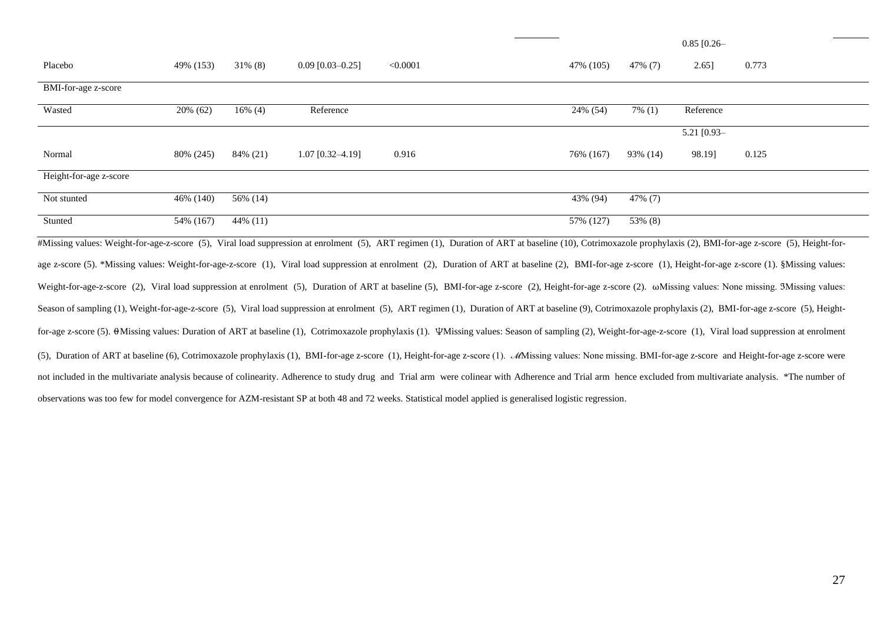| | | | | | | | | | |
|---|---|---|---|---|---|---|---|---|---|
| Placebo | 49% (153) | 31% (8) | 0.09 [0.03–0.25] | <0.0001 | | 47% (105) | 47% (7) | 0.85 [0.26–2.65] | 0.773 |
| BMI-for-age z-score | | | | | | | | | |
| Wasted | 20% (62) | 16% (4) | Reference | | | 24% (54) | 7% (1) | Reference | |
| Normal | 80% (245) | 84% (21) | 1.07 [0.32–4.19] | 0.916 | | 76% (167) | 93% (14) | 5.21 [0.93–98.19] | 0.125 |
| Height-for-age z-score | | | | | | | | | |
| Not stunted | 46% (140) | 56% (14) | | | | 43% (94) | 47% (7) | | |
| Stunted | 54% (167) | 44% (11) | | | | 57% (127) | 53% (8) | | |

#Missing values: Weight-for-age-z-score (5), Viral load suppression at enrolment (5), ART regimen (1), Duration of ART at baseline (10), Cotrimoxazole prophylaxis (2), BMI-for-age z-score (5), Height-for-age z-score (5). *Missing values: Weight-for-age-z-score (1), Viral load suppression at enrolment (2), Duration of ART at baseline (2), BMI-for-age z-score (1), Height-for-age z-score (1). §Missing values: Weight-for-age-z-score (2), Viral load suppression at enrolment (5), Duration of ART at baseline (5), BMI-for-age z-score (2), Height-for-age z-score (2). ωMissing values: None missing. ℨMissing values: Season of sampling (1), Weight-for-age-z-score (5), Viral load suppression at enrolment (5), ART regimen (1), Duration of ART at baseline (9), Cotrimoxazole prophylaxis (2), BMI-for-age z-score (5), Height-for-age z-score (5). ϴMissing values: Duration of ART at baseline (1), Cotrimoxazole prophylaxis (1). ΨMissing values: Season of sampling (2), Weight-for-age-z-score (1), Viral load suppression at enrolment (5), Duration of ART at baseline (6), Cotrimoxazole prophylaxis (1), BMI-for-age z-score (1), Height-for-age z-score (1). ℳMissing values: None missing. BMI-for-age z-score and Height-for-age z-score were not included in the multivariate analysis because of colinearity. Adherence to study drug and Trial arm were colinear with Adherence and Trial arm hence excluded from multivariate analysis. *The number of observations was too few for model convergence for AZM-resistant SP at both 48 and 72 weeks. Statistical model applied is generalised logistic regression.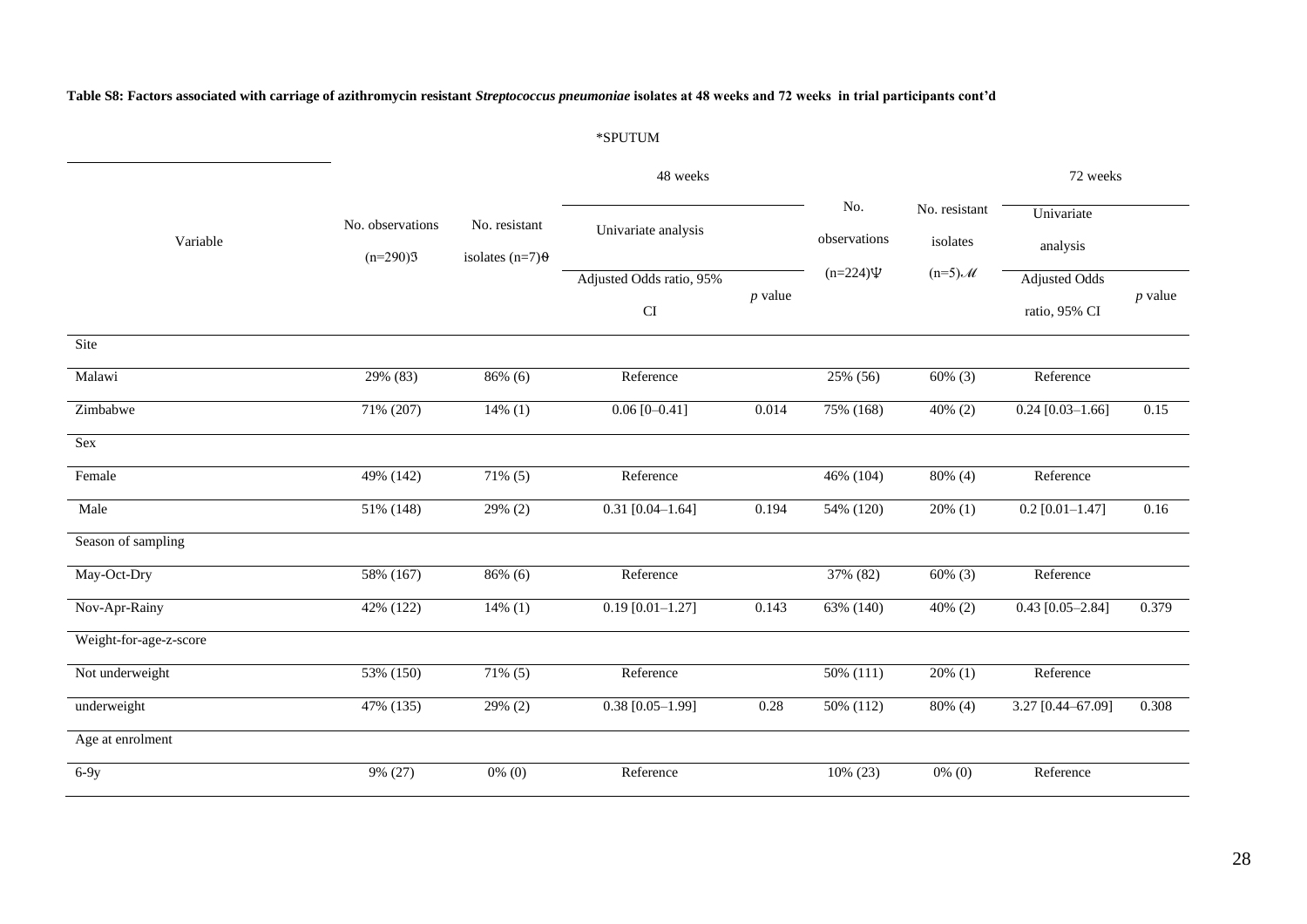**Table S8: Factors associated with carriage of azithromycin resistant *Streptococcus pneumoniae* isolates at 48 weeks and 72 weeks in trial participants cont'd**

*SPUTUM

| Variable | No. observations (n=290)Ʒ | No. resistant isolates (n=7)ϑ | 48 weeks Univariate analysis Adjusted Odds ratio, 95% CI | *p* value | No. observations (n=224)Ψ | No. resistant isolates (n=5)ℳ | 72 weeks Univariate analysis Adjusted Odds ratio, 95% CI | *p* value |
|---|---|---|---|---|---|---|---|---|
| Site | | | | | | | | |
| Malawi | 29% (83) | 86% (6) | Reference | | 25% (56) | 60% (3) | Reference | |
| Zimbabwe | 71% (207) | 14% (1) | 0.06 [0–0.41] | 0.014 | 75% (168) | 40% (2) | 0.24 [0.03–1.66] | 0.15 |
| Sex | | | | | | | | |
| Female | 49% (142) | 71% (5) | Reference | | 46% (104) | 80% (4) | Reference | |
| Male | 51% (148) | 29% (2) | 0.31 [0.04–1.64] | 0.194 | 54% (120) | 20% (1) | 0.2 [0.01–1.47] | 0.16 |
| Season of sampling | | | | | | | | |
| May-Oct-Dry | 58% (167) | 86% (6) | Reference | | 37% (82) | 60% (3) | Reference | |
| Nov-Apr-Rainy | 42% (122) | 14% (1) | 0.19 [0.01–1.27] | 0.143 | 63% (140) | 40% (2) | 0.43 [0.05–2.84] | 0.379 |
| Weight-for-age-z-score | | | | | | | | |
| Not underweight | 53% (150) | 71% (5) | Reference | | 50% (111) | 20% (1) | Reference | |
| underweight | 47% (135) | 29% (2) | 0.38 [0.05–1.99] | 0.28 | 50% (112) | 80% (4) | 3.27 [0.44–67.09] | 0.308 |
| Age at enrolment | | | | | | | | |
| 6-9y | 9% (27) | 0% (0) | Reference | | 10% (23) | 0% (0) | Reference | |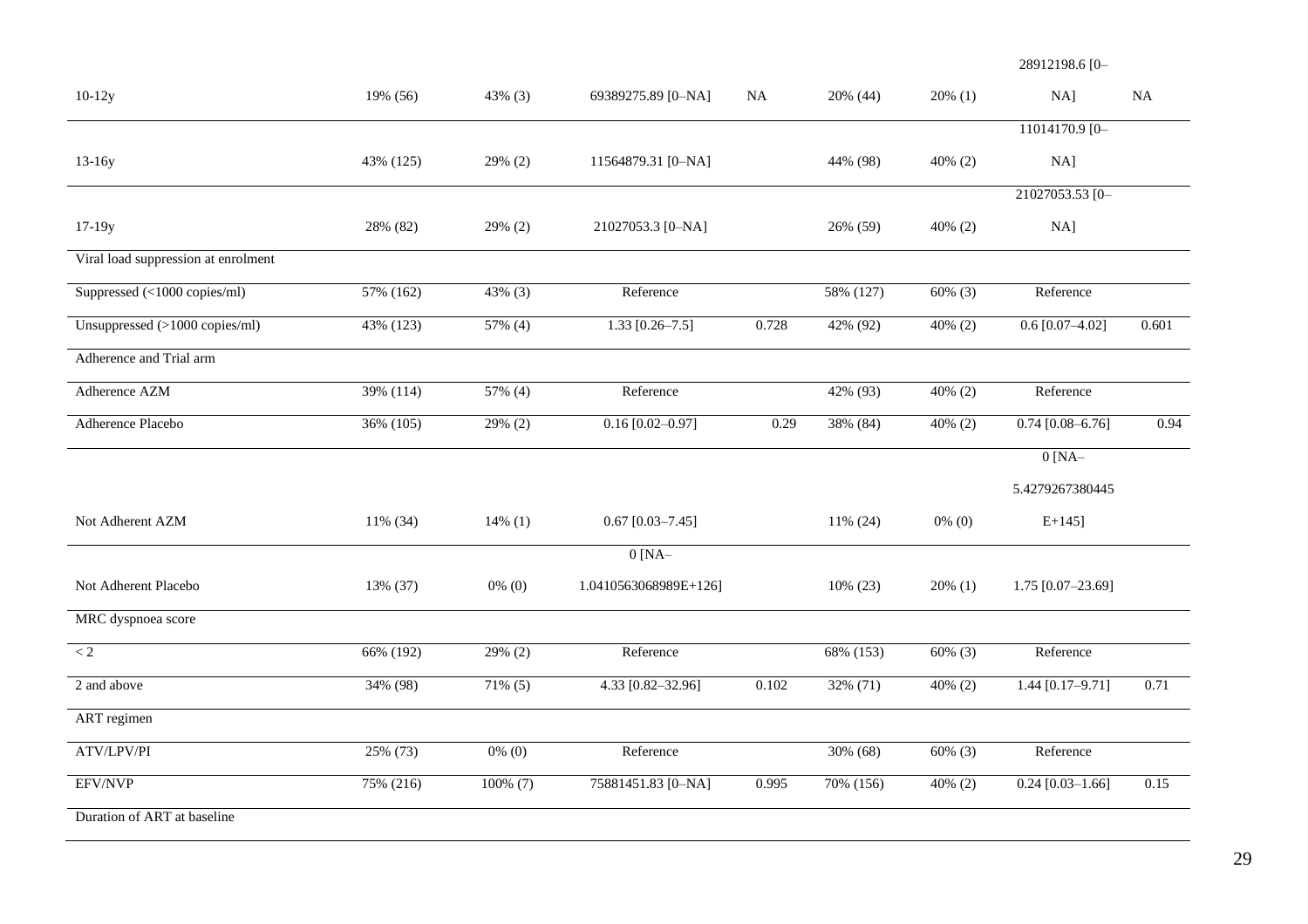| | | | | | | | | |
|---|---|---|---|---|---|---|---|---|
| 10-12y | 19% (56) | 43% (3) | 69389275.89 [0–NA] | NA | 20% (44) | 20% (1) | 28912198.6 [0–NA] | NA |
| 13-16y | 43% (125) | 29% (2) | 11564879.31 [0–NA] | | 44% (98) | 40% (2) | 11014170.9 [0–NA] | |
| 17-19y | 28% (82) | 29% (2) | 21027053.3 [0–NA] | | 26% (59) | 40% (2) | 21027053.53 [0–NA] | |
| Viral load suppression at enrolment | | | | | | | | |
| Suppressed (<1000 copies/ml) | 57% (162) | 43% (3) | Reference | | 58% (127) | 60% (3) | Reference | |
| Unsuppressed (>1000 copies/ml) | 43% (123) | 57% (4) | 1.33 [0.26–7.5] | 0.728 | 42% (92) | 40% (2) | 0.6 [0.07–4.02] | 0.601 |
| Adherence and Trial arm | | | | | | | | |
| Adherence AZM | 39% (114) | 57% (4) | Reference | | 42% (93) | 40% (2) | Reference | |
| Adherence Placebo | 36% (105) | 29% (2) | 0.16 [0.02–0.97] | 0.29 | 38% (84) | 40% (2) | 0.74 [0.08–6.76] | 0.94 |
| Not Adherent AZM | 11% (34) | 14% (1) | 0.67 [0.03–7.45] | | 11% (24) | 0% (0) | 0 [NA–5.4279267380445E+145] | |
| Not Adherent Placebo | 13% (37) | 0% (0) | 0 [NA–1.0410563068989E+126] | | 10% (23) | 20% (1) | 1.75 [0.07–23.69] | |
| MRC dyspnoea score | | | | | | | | |
| < 2 | 66% (192) | 29% (2) | Reference | | 68% (153) | 60% (3) | Reference | |
| 2 and above | 34% (98) | 71% (5) | 4.33 [0.82–32.96] | 0.102 | 32% (71) | 40% (2) | 1.44 [0.17–9.71] | 0.71 |
| ART regimen | | | | | | | | |
| ATV/LPV/PI | 25% (73) | 0% (0) | Reference | | 30% (68) | 60% (3) | Reference | |
| EFV/NVP | 75% (216) | 100% (7) | 75881451.83 [0–NA] | 0.995 | 70% (156) | 40% (2) | 0.24 [0.03–1.66] | 0.15 |
| Duration of ART at baseline | | | | | | | | |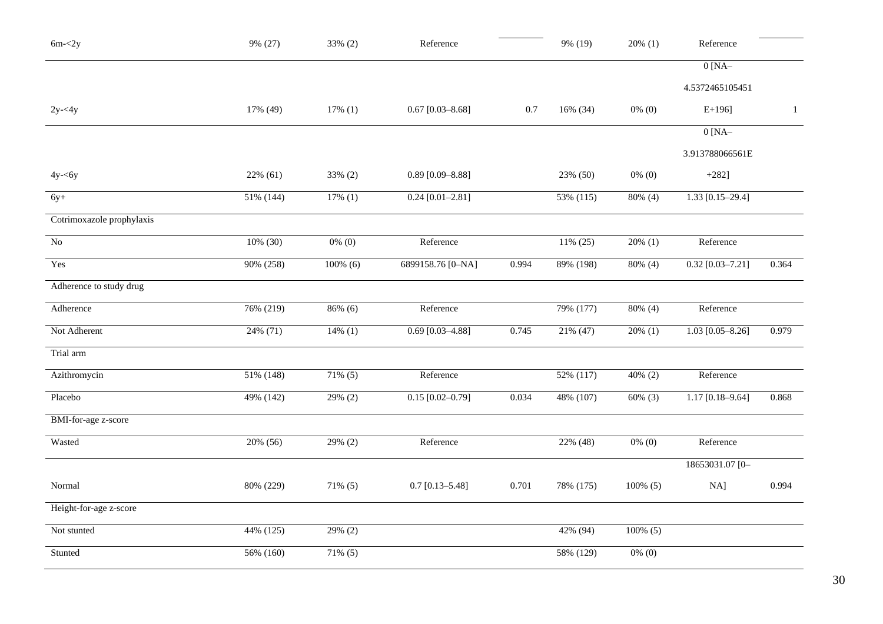|  |  |  |  |  |  |  |  |  |
|---|---|---|---|---|---|---|---|---|
| 6m-<2y | 9% (27) | 33% (2) | Reference |  | 9% (19) | 20% (1) | Reference |  |
| 2y-<4y | 17% (49) | 17% (1) | 0.67 [0.03–8.68] | 0.7 | 16% (34) | 0% (0) | 0 [NA–4.5372465105451E+196] | 1 |
| 4y-<6y | 22% (61) | 33% (2) | 0.89 [0.09–8.88] |  | 23% (50) | 0% (0) | 0 [NA–3.913788066561E+282] |  |
| 6y+ | 51% (144) | 17% (1) | 0.24 [0.01–2.81] |  | 53% (115) | 80% (4) | 1.33 [0.15–29.4] |  |
| Cotrimoxazole prophylaxis |  |  |  |  |  |  |  |  |
| No | 10% (30) | 0% (0) | Reference |  | 11% (25) | 20% (1) | Reference |  |
| Yes | 90% (258) | 100% (6) | 6899158.76 [0–NA] | 0.994 | 89% (198) | 80% (4) | 0.32 [0.03–7.21] | 0.364 |
| Adherence to study drug |  |  |  |  |  |  |  |  |
| Adherence | 76% (219) | 86% (6) | Reference |  | 79% (177) | 80% (4) | Reference |  |
| Not Adherent | 24% (71) | 14% (1) | 0.69 [0.03–4.88] | 0.745 | 21% (47) | 20% (1) | 1.03 [0.05–8.26] | 0.979 |
| Trial arm |  |  |  |  |  |  |  |  |
| Azithromycin | 51% (148) | 71% (5) | Reference |  | 52% (117) | 40% (2) | Reference |  |
| Placebo | 49% (142) | 29% (2) | 0.15 [0.02–0.79] | 0.034 | 48% (107) | 60% (3) | 1.17 [0.18–9.64] | 0.868 |
| BMI-for-age z-score |  |  |  |  |  |  |  |  |
| Wasted | 20% (56) | 29% (2) | Reference |  | 22% (48) | 0% (0) | Reference |  |
| Normal | 80% (229) | 71% (5) | 0.7 [0.13–5.48] | 0.701 | 78% (175) | 100% (5) | 18653031.07 [0–NA] | 0.994 |
| Height-for-age z-score |  |  |  |  |  |  |  |  |
| Not stunted | 44% (125) | 29% (2) |  |  | 42% (94) | 100% (5) |  |  |
| Stunted | 56% (160) | 71% (5) |  |  | 58% (129) | 0% (0) |  |  |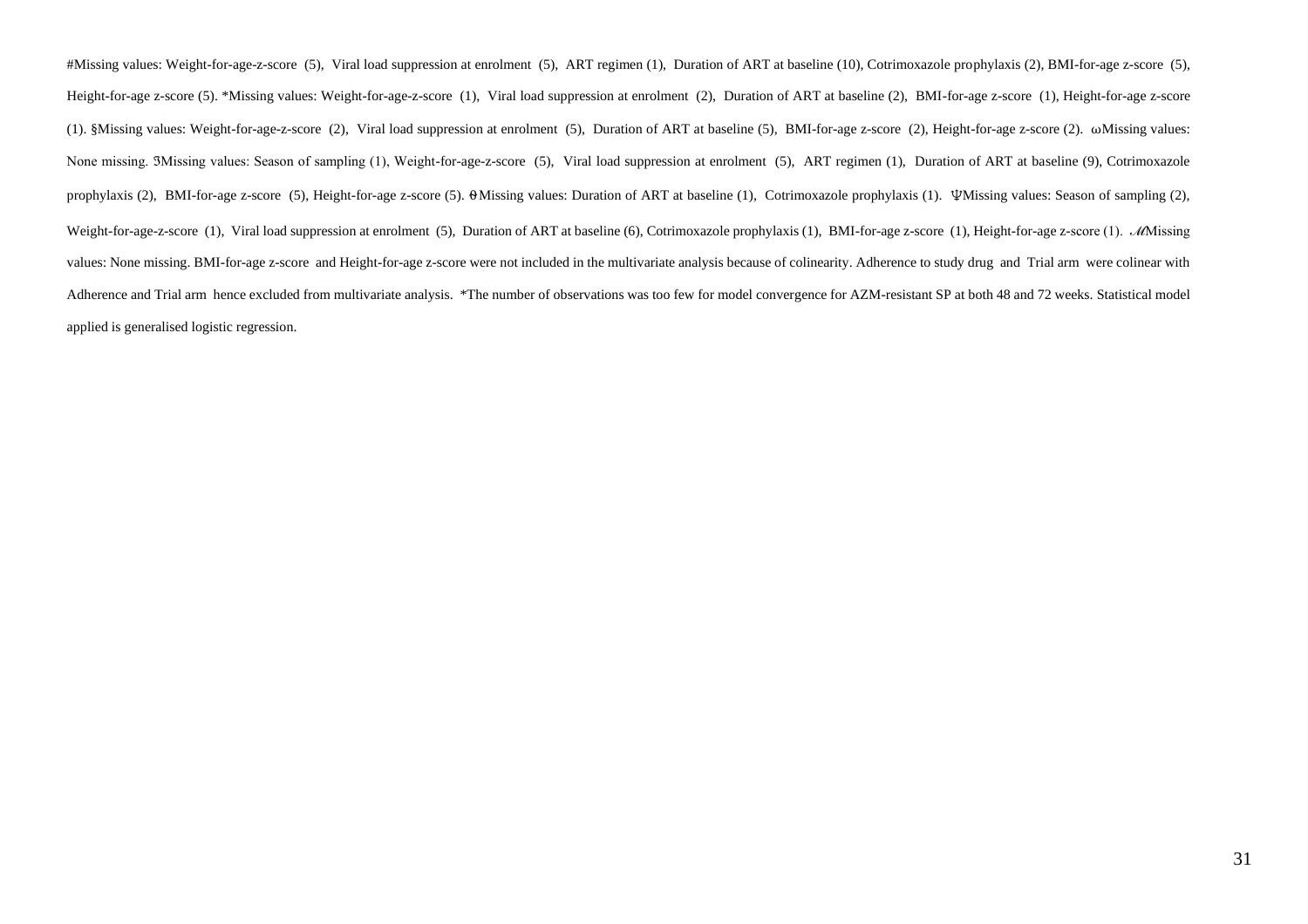#Missing values: Weight-for-age-z-score (5), Viral load suppression at enrolment (5), ART regimen (1), Duration of ART at baseline (10), Cotrimoxazole prophylaxis (2), BMI-for-age z-score (5), Height-for-age z-score (5). *Missing values: Weight-for-age-z-score (1), Viral load suppression at enrolment (2), Duration of ART at baseline (2), BMI-for-age z-score (1), Height-for-age z-score (1). §Missing values: Weight-for-age-z-score (2), Viral load suppression at enrolment (5), Duration of ART at baseline (5), BMI-for-age z-score (2), Height-for-age z-score (2). ωMissing values: None missing. ℑMissing values: Season of sampling (1), Weight-for-age-z-score (5), Viral load suppression at enrolment (5), ART regimen (1), Duration of ART at baseline (9), Cotrimoxazole prophylaxis (2), BMI-for-age z-score (5), Height-for-age z-score (5). θMissing values: Duration of ART at baseline (1), Cotrimoxazole prophylaxis (1). ΨMissing values: Season of sampling (2), Weight-for-age-z-score (1), Viral load suppression at enrolment (5), Duration of ART at baseline (6), Cotrimoxazole prophylaxis (1), BMI-for-age z-score (1), Height-for-age z-score (1). ℳMissing values: None missing. BMI-for-age z-score and Height-for-age z-score were not included in the multivariate analysis because of colinearity. Adherence to study drug and Trial arm were colinear with Adherence and Trial arm hence excluded from multivariate analysis. *The number of observations was too few for model convergence for AZM-resistant SP at both 48 and 72 weeks. Statistical model applied is generalised logistic regression.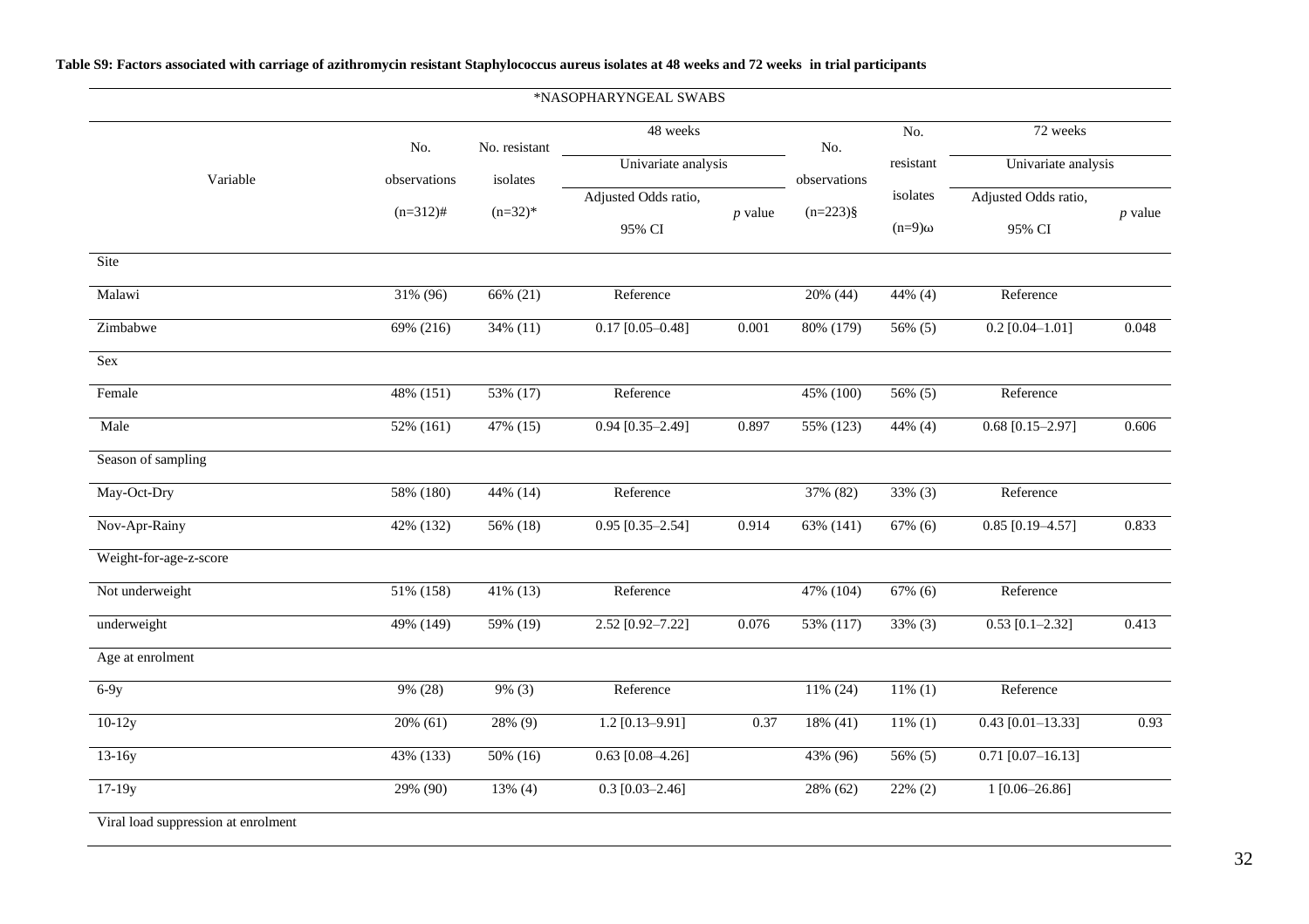**Table S9: Factors associated with carriage of azithromycin resistant Staphylococcus aureus isolates at 48 weeks and 72 weeks in trial participants**

| *NASOPHARYNGEAL SWABS | | | | | | | | |
|---|---|---|---|---|---|---|---|---|
| Variable | No. observations (n=312)# | No. resistant isolates (n=32)* | 48 weeks Univariate analysis Adjusted Odds ratio, 95% CI | 48 weeks Univariate analysis *p* value | No. observations (n=223)§ | No. resistant isolates (n=9)ω | 72 weeks Univariate analysis Adjusted Odds ratio, 95% CI | 72 weeks Univariate analysis *p* value |
| Site | | | | | | | | |
| Malawi | 31% (96) | 66% (21) | Reference | | 20% (44) | 44% (4) | Reference | |
| Zimbabwe | 69% (216) | 34% (11) | 0.17 [0.05–0.48] | 0.001 | 80% (179) | 56% (5) | 0.2 [0.04–1.01] | 0.048 |
| Sex | | | | | | | | |
| Female | 48% (151) | 53% (17) | Reference | | 45% (100) | 56% (5) | Reference | |
| Male | 52% (161) | 47% (15) | 0.94 [0.35–2.49] | 0.897 | 55% (123) | 44% (4) | 0.68 [0.15–2.97] | 0.606 |
| Season of sampling | | | | | | | | |
| May-Oct-Dry | 58% (180) | 44% (14) | Reference | | 37% (82) | 33% (3) | Reference | |
| Nov-Apr-Rainy | 42% (132) | 56% (18) | 0.95 [0.35–2.54] | 0.914 | 63% (141) | 67% (6) | 0.85 [0.19–4.57] | 0.833 |
| Weight-for-age-z-score | | | | | | | | |
| Not underweight | 51% (158) | 41% (13) | Reference | | 47% (104) | 67% (6) | Reference | |
| underweight | 49% (149) | 59% (19) | 2.52 [0.92–7.22] | 0.076 | 53% (117) | 33% (3) | 0.53 [0.1–2.32] | 0.413 |
| Age at enrolment | | | | | | | | |
| 6-9y | 9% (28) | 9% (3) | Reference | | 11% (24) | 11% (1) | Reference | |
| 10-12y | 20% (61) | 28% (9) | 1.2 [0.13–9.91] | 0.37 | 18% (41) | 11% (1) | 0.43 [0.01–13.33] | 0.93 |
| 13-16y | 43% (133) | 50% (16) | 0.63 [0.08–4.26] | | 43% (96) | 56% (5) | 0.71 [0.07–16.13] | |
| 17-19y | 29% (90) | 13% (4) | 0.3 [0.03–2.46] | | 28% (62) | 22% (2) | 1 [0.06–26.86] | |
| Viral load suppression at enrolment | | | | | | | | |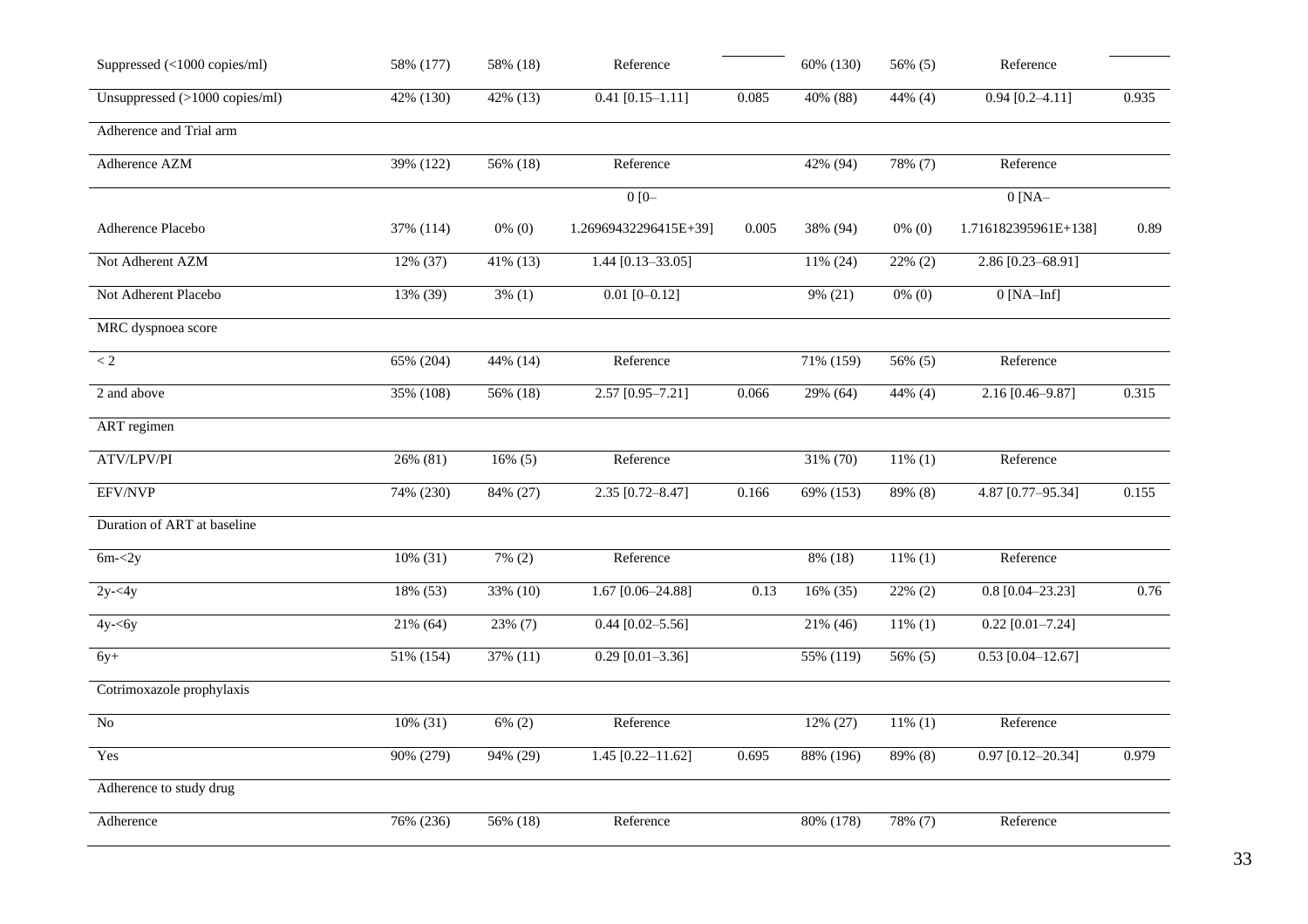| | | | | | | | | |
|---|---|---|---|---|---|---|---|---|
| Suppressed (<1000 copies/ml) | 58% (177) | 58% (18) | Reference | | 60% (130) | 56% (5) | Reference | |
| Unsuppressed (>1000 copies/ml) | 42% (130) | 42% (13) | 0.41 [0.15–1.11] | 0.085 | 40% (88) | 44% (4) | 0.94 [0.2–4.11] | 0.935 |
| Adherence and Trial arm | | | | | | | | |
| Adherence AZM | 39% (122) | 56% (18) | Reference | | 42% (94) | 78% (7) | Reference | |
| Adherence Placebo | 37% (114) | 0% (0) | 0 [0–1.26969432296415E+39] | 0.005 | 38% (94) | 0% (0) | 0 [NA–1.716182395961E+138] | 0.89 |
| Not Adherent AZM | 12% (37) | 41% (13) | 1.44 [0.13–33.05] | | 11% (24) | 22% (2) | 2.86 [0.23–68.91] | |
| Not Adherent Placebo | 13% (39) | 3% (1) | 0.01 [0–0.12] | | 9% (21) | 0% (0) | 0 [NA–Inf] | |
| MRC dyspnoea score | | | | | | | | |
| < 2 | 65% (204) | 44% (14) | Reference | | 71% (159) | 56% (5) | Reference | |
| 2 and above | 35% (108) | 56% (18) | 2.57 [0.95–7.21] | 0.066 | 29% (64) | 44% (4) | 2.16 [0.46–9.87] | 0.315 |
| ART regimen | | | | | | | | |
| ATV/LPV/PI | 26% (81) | 16% (5) | Reference | | 31% (70) | 11% (1) | Reference | |
| EFV/NVP | 74% (230) | 84% (27) | 2.35 [0.72–8.47] | 0.166 | 69% (153) | 89% (8) | 4.87 [0.77–95.34] | 0.155 |
| Duration of ART at baseline | | | | | | | | |
| 6m-<2y | 10% (31) | 7% (2) | Reference | | 8% (18) | 11% (1) | Reference | |
| 2y-<4y | 18% (53) | 33% (10) | 1.67 [0.06–24.88] | 0.13 | 16% (35) | 22% (2) | 0.8 [0.04–23.23] | 0.76 |
| 4y-<6y | 21% (64) | 23% (7) | 0.44 [0.02–5.56] | | 21% (46) | 11% (1) | 0.22 [0.01–7.24] | |
| 6y+ | 51% (154) | 37% (11) | 0.29 [0.01–3.36] | | 55% (119) | 56% (5) | 0.53 [0.04–12.67] | |
| Cotrimoxazole prophylaxis | | | | | | | | |
| No | 10% (31) | 6% (2) | Reference | | 12% (27) | 11% (1) | Reference | |
| Yes | 90% (279) | 94% (29) | 1.45 [0.22–11.62] | 0.695 | 88% (196) | 89% (8) | 0.97 [0.12–20.34] | 0.979 |
| Adherence to study drug | | | | | | | | |
| Adherence | 76% (236) | 56% (18) | Reference | | 80% (178) | 78% (7) | Reference | |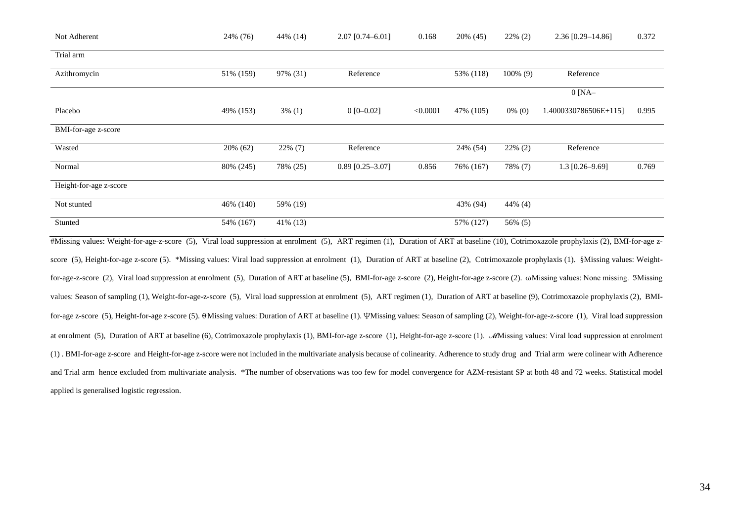| | | | | | | | | |
|---|---|---|---|---|---|---|---|---|
| Not Adherent | 24% (76) | 44% (14) | 2.07 [0.74–6.01] | 0.168 | 20% (45) | 22% (2) | 2.36 [0.29–14.86] | 0.372 |
| Trial arm | | | | | | | | |
| Azithromycin | 51% (159) | 97% (31) | Reference | | 53% (118) | 100% (9) | Reference | |
| Placebo | 49% (153) | 3% (1) | 0 [0–0.02] | <0.0001 | 47% (105) | 0% (0) | 0 [NA–1.4000330786506E+115] | 0.995 |
| BMI-for-age z-score | | | | | | | | |
| Wasted | 20% (62) | 22% (7) | Reference | | 24% (54) | 22% (2) | Reference | |
| Normal | 80% (245) | 78% (25) | 0.89 [0.25–3.07] | 0.856 | 76% (167) | 78% (7) | 1.3 [0.26–9.69] | 0.769 |
| Height-for-age z-score | | | | | | | | |
| Not stunted | 46% (140) | 59% (19) | | | 43% (94) | 44% (4) | | |
| Stunted | 54% (167) | 41% (13) | | | 57% (127) | 56% (5) | | |

#Missing values: Weight-for-age-z-score (5), Viral load suppression at enrolment (5), ART regimen (1), Duration of ART at baseline (10), Cotrimoxazole prophylaxis (2), BMI-for-age z-score (5), Height-for-age z-score (5). *Missing values: Viral load suppression at enrolment (1), Duration of ART at baseline (2), Cotrimoxazole prophylaxis (1). §Missing values: Weight-for-age-z-score (2), Viral load suppression at enrolment (5), Duration of ART at baseline (5), BMI-for-age z-score (2), Height-for-age z-score (2). ωMissing values: None missing. ƷMissing values: Season of sampling (1), Weight-for-age-z-score (5), Viral load suppression at enrolment (5), ART regimen (1), Duration of ART at baseline (9), Cotrimoxazole prophylaxis (2), BMI-for-age z-score (5), Height-for-age z-score (5). θMissing values: Duration of ART at baseline (1). ΨMissing values: Season of sampling (2), Weight-for-age-z-score (1), Viral load suppression at enrolment (5), Duration of ART at baseline (6), Cotrimoxazole prophylaxis (1), BMI-for-age z-score (1), Height-for-age z-score (1). ℳMissing values: Viral load suppression at enrolment (1) . BMI-for-age z-score and Height-for-age z-score were not included in the multivariate analysis because of colinearity. Adherence to study drug and Trial arm were colinear with Adherence and Trial arm hence excluded from multivariate analysis. *The number of observations was too few for model convergence for AZM-resistant SP at both 48 and 72 weeks. Statistical model applied is generalised logistic regression.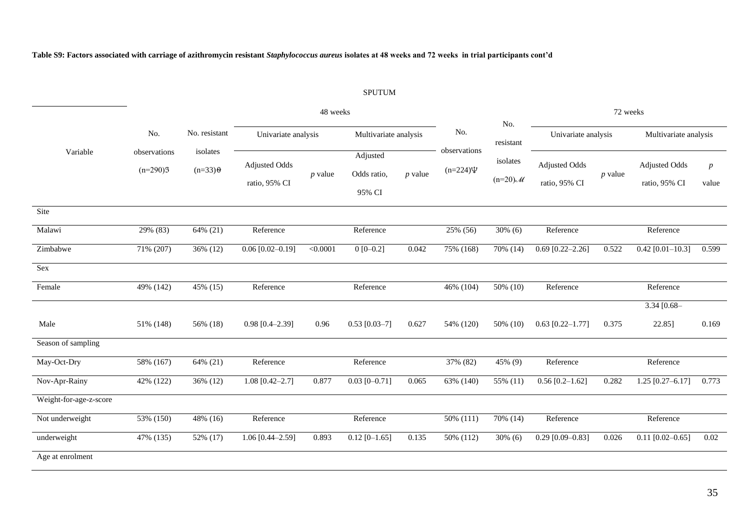**Table S9: Factors associated with carriage of azithromycin resistant *Staphylococcus aureus* isolates at 48 weeks and 72 weeks in trial participants cont'd**

SPUTUM

| Variable | 48 weeks | | | | | | 72 weeks | | | | | |
|---|---|---|---|---|---|---|---|---|---|---|---|---|
| | No. observations (n=290)ℨ | No. resistant isolates (n=33)θ | Univariate analysis | | Multivariate analysis | | No. observations (n=224)Ψ | No. resistant isolates (n=20)ℳ | Univariate analysis | | Multivariate analysis | |
| | | | Adjusted Odds ratio, 95% CI | *p* value | Adjusted Odds ratio, 95% CI | *p* value | | | Adjusted Odds ratio, 95% CI | *p* value | Adjusted Odds ratio, 95% CI | *p* value |
| Site | | | | | | | | | | | | |
| Malawi | 29% (83) | 64% (21) | Reference | | Reference | | 25% (56) | 30% (6) | Reference | | Reference | |
| Zimbabwe | 71% (207) | 36% (12) | 0.06 [0.02–0.19] | <0.0001 | 0 [0–0.2] | 0.042 | 75% (168) | 70% (14) | 0.69 [0.22–2.26] | 0.522 | 0.42 [0.01–10.3] | 0.599 |
| Sex | | | | | | | | | | | | |
| Female | 49% (142) | 45% (15) | Reference | | Reference | | 46% (104) | 50% (10) | Reference | | Reference | |
| Male | 51% (148) | 56% (18) | 0.98 [0.4–2.39] | 0.96 | 0.53 [0.03–7] | 0.627 | 54% (120) | 50% (10) | 0.63 [0.22–1.77] | 0.375 | 3.34 [0.68–22.85] | 0.169 |
| Season of sampling | | | | | | | | | | | | |
| May-Oct-Dry | 58% (167) | 64% (21) | Reference | | Reference | | 37% (82) | 45% (9) | Reference | | Reference | |
| Nov-Apr-Rainy | 42% (122) | 36% (12) | 1.08 [0.42–2.7] | 0.877 | 0.03 [0–0.71] | 0.065 | 63% (140) | 55% (11) | 0.56 [0.2–1.62] | 0.282 | 1.25 [0.27–6.17] | 0.773 |
| Weight-for-age-z-score | | | | | | | | | | | | |
| Not underweight | 53% (150) | 48% (16) | Reference | | Reference | | 50% (111) | 70% (14) | Reference | | Reference | |
| underweight | 47% (135) | 52% (17) | 1.06 [0.44–2.59] | 0.893 | 0.12 [0–1.65] | 0.135 | 50% (112) | 30% (6) | 0.29 [0.09–0.83] | 0.026 | 0.11 [0.02–0.65] | 0.02 |
| Age at enrolment | | | | | | | | | | | | |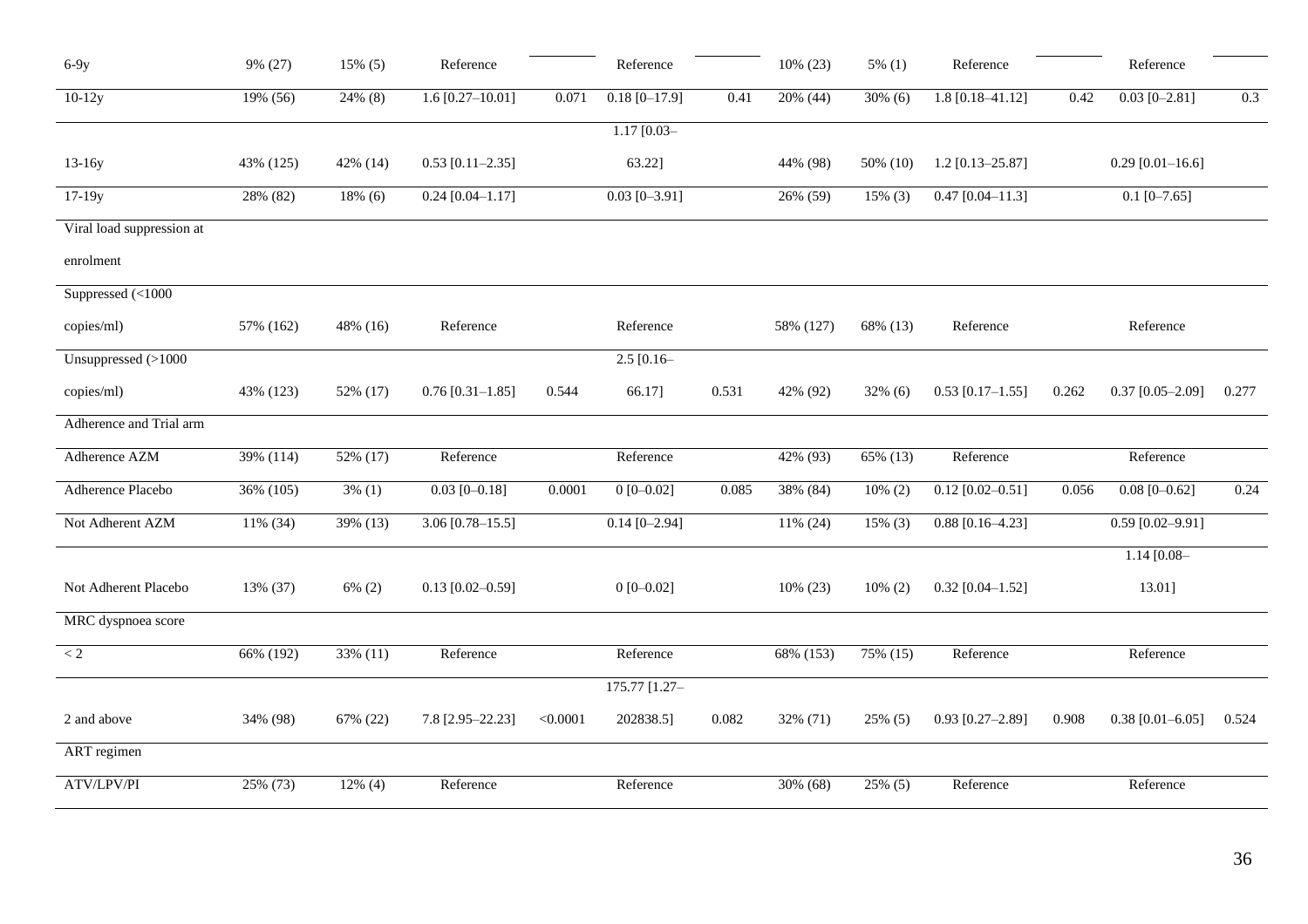| | | | | | | | | | | | | |
|---|---|---|---|---|---|---|---|---|---|---|---|---|
| 6-9y | 9% (27) | 15% (5) | Reference | | Reference | | 10% (23) | 5% (1) | Reference | | Reference | |
| 10-12y | 19% (56) | 24% (8) | 1.6 [0.27–10.01] | 0.071 | 0.18 [0–17.9] | 0.41 | 20% (44) | 30% (6) | 1.8 [0.18–41.12] | 0.42 | 0.03 [0–2.81] | 0.3 |
| 13-16y | 43% (125) | 42% (14) | 0.53 [0.11–2.35] | | 1.17 [0.03–63.22] | | 44% (98) | 50% (10) | 1.2 [0.13–25.87] | | 0.29 [0.01–16.6] | |
| 17-19y | 28% (82) | 18% (6) | 0.24 [0.04–1.17] | | 0.03 [0–3.91] | | 26% (59) | 15% (3) | 0.47 [0.04–11.3] | | 0.1 [0–7.65] | |
| Viral load suppression at enrolment | | | | | | | | | | | | |
| Suppressed (<1000 copies/ml) | 57% (162) | 48% (16) | Reference | | Reference | | 58% (127) | 68% (13) | Reference | | Reference | |
| Unsuppressed (>1000 copies/ml) | 43% (123) | 52% (17) | 0.76 [0.31–1.85] | 0.544 | 2.5 [0.16–66.17] | 0.531 | 42% (92) | 32% (6) | 0.53 [0.17–1.55] | 0.262 | 0.37 [0.05–2.09] | 0.277 |
| Adherence and Trial arm | | | | | | | | | | | | |
| Adherence AZM | 39% (114) | 52% (17) | Reference | | Reference | | 42% (93) | 65% (13) | Reference | | Reference | |
| Adherence Placebo | 36% (105) | 3% (1) | 0.03 [0–0.18] | 0.0001 | 0 [0–0.02] | 0.085 | 38% (84) | 10% (2) | 0.12 [0.02–0.51] | 0.056 | 0.08 [0–0.62] | 0.24 |
| Not Adherent AZM | 11% (34) | 39% (13) | 3.06 [0.78–15.5] | | 0.14 [0–2.94] | | 11% (24) | 15% (3) | 0.88 [0.16–4.23] | | 0.59 [0.02–9.91] | |
| Not Adherent Placebo | 13% (37) | 6% (2) | 0.13 [0.02–0.59] | | 0 [0–0.02] | | 10% (23) | 10% (2) | 0.32 [0.04–1.52] | | 1.14 [0.08–13.01] | |
| MRC dyspnoea score | | | | | | | | | | | | |
| < 2 | 66% (192) | 33% (11) | Reference | | Reference | | 68% (153) | 75% (15) | Reference | | Reference | |
| 2 and above | 34% (98) | 67% (22) | 7.8 [2.95–22.23] | <0.0001 | 175.77 [1.27–202838.5] | 0.082 | 32% (71) | 25% (5) | 0.93 [0.27–2.89] | 0.908 | 0.38 [0.01–6.05] | 0.524 |
| ART regimen | | | | | | | | | | | | |
| ATV/LPV/PI | 25% (73) | 12% (4) | Reference | | Reference | | 30% (68) | 25% (5) | Reference | | Reference | |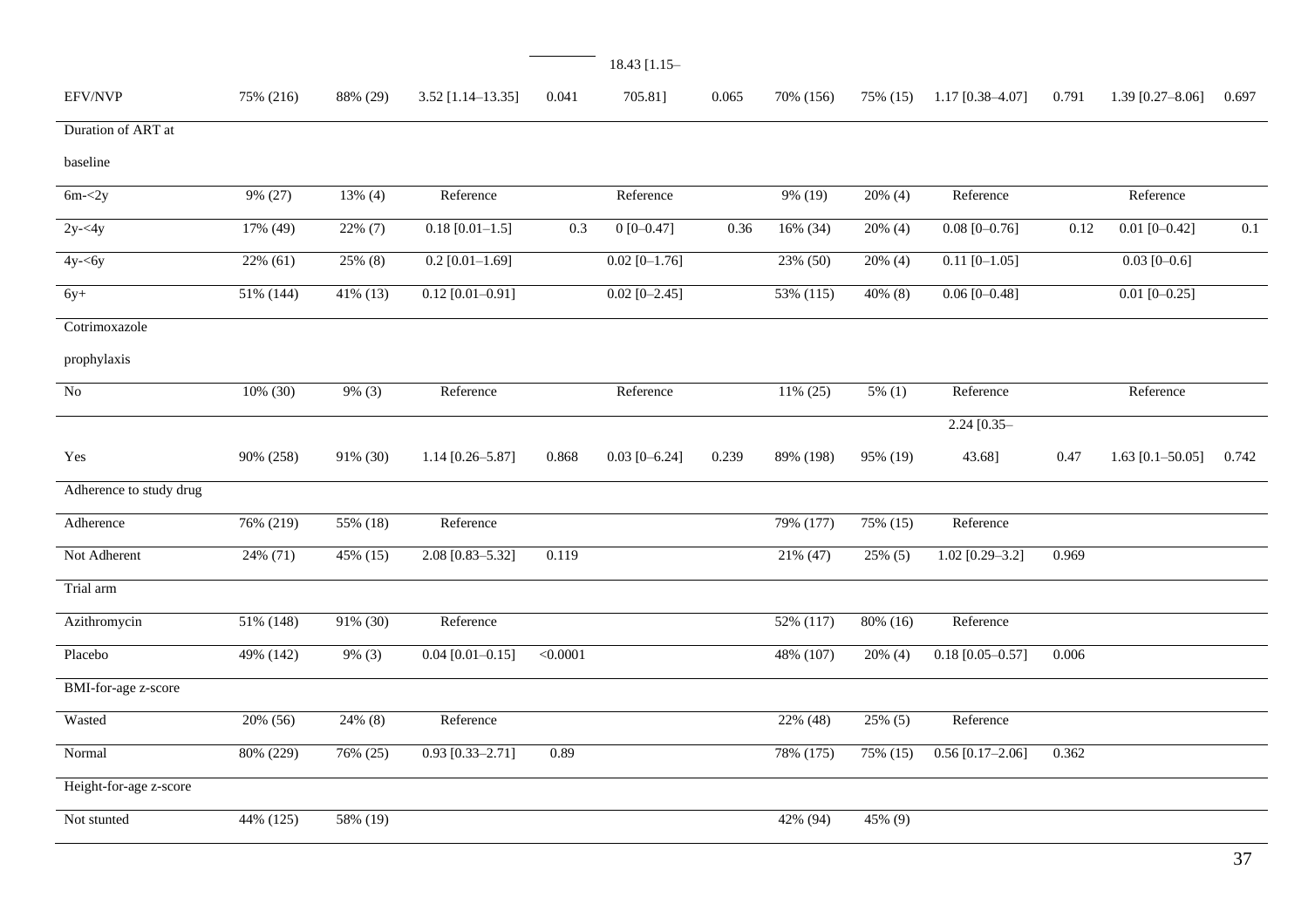| | | | | | | | | | | | | |
|---|---|---|---|---|---|---|---|---|---|---|---|---|
| EFV/NVP | 75% (216) | 88% (29) | 3.52 [1.14–13.35] | 0.041 | 18.43 [1.15–705.81] | 0.065 | 70% (156) | 75% (15) | 1.17 [0.38–4.07] | 0.791 | 1.39 [0.27–8.06] | 0.697 |
| Duration of ART at baseline | | | | | | | | | | | | |
| 6m-<2y | 9% (27) | 13% (4) | Reference | | Reference | | 9% (19) | 20% (4) | Reference | | Reference | |
| 2y-<4y | 17% (49) | 22% (7) | 0.18 [0.01–1.5] | 0.3 | 0 [0–0.47] | 0.36 | 16% (34) | 20% (4) | 0.08 [0–0.76] | 0.12 | 0.01 [0–0.42] | 0.1 |
| 4y-<6y | 22% (61) | 25% (8) | 0.2 [0.01–1.69] | | 0.02 [0–1.76] | | 23% (50) | 20% (4) | 0.11 [0–1.05] | | 0.03 [0–0.6] | |
| 6y+ | 51% (144) | 41% (13) | 0.12 [0.01–0.91] | | 0.02 [0–2.45] | | 53% (115) | 40% (8) | 0.06 [0–0.48] | | 0.01 [0–0.25] | |
| Cotrimoxazole prophylaxis | | | | | | | | | | | | |
| No | 10% (30) | 9% (3) | Reference | | Reference | | 11% (25) | 5% (1) | Reference | | Reference | |
| Yes | 90% (258) | 91% (30) | 1.14 [0.26–5.87] | 0.868 | 0.03 [0–6.24] | 0.239 | 89% (198) | 95% (19) | 2.24 [0.35–43.68] | 0.47 | 1.63 [0.1–50.05] | 0.742 |
| Adherence to study drug | | | | | | | | | | | | |
| Adherence | 76% (219) | 55% (18) | Reference | | | | 79% (177) | 75% (15) | Reference | | | |
| Not Adherent | 24% (71) | 45% (15) | 2.08 [0.83–5.32] | 0.119 | | | 21% (47) | 25% (5) | 1.02 [0.29–3.2] | 0.969 | | |
| Trial arm | | | | | | | | | | | | |
| Azithromycin | 51% (148) | 91% (30) | Reference | | | | 52% (117) | 80% (16) | Reference | | | |
| Placebo | 49% (142) | 9% (3) | 0.04 [0.01–0.15] | <0.0001 | | | 48% (107) | 20% (4) | 0.18 [0.05–0.57] | 0.006 | | |
| BMI-for-age z-score | | | | | | | | | | | | |
| Wasted | 20% (56) | 24% (8) | Reference | | | | 22% (48) | 25% (5) | Reference | | | |
| Normal | 80% (229) | 76% (25) | 0.93 [0.33–2.71] | 0.89 | | | 78% (175) | 75% (15) | 0.56 [0.17–2.06] | 0.362 | | |
| Height-for-age z-score | | | | | | | | | | | | |
| Not stunted | 44% (125) | 58% (19) | | | | | 42% (94) | 45% (9) | | | | |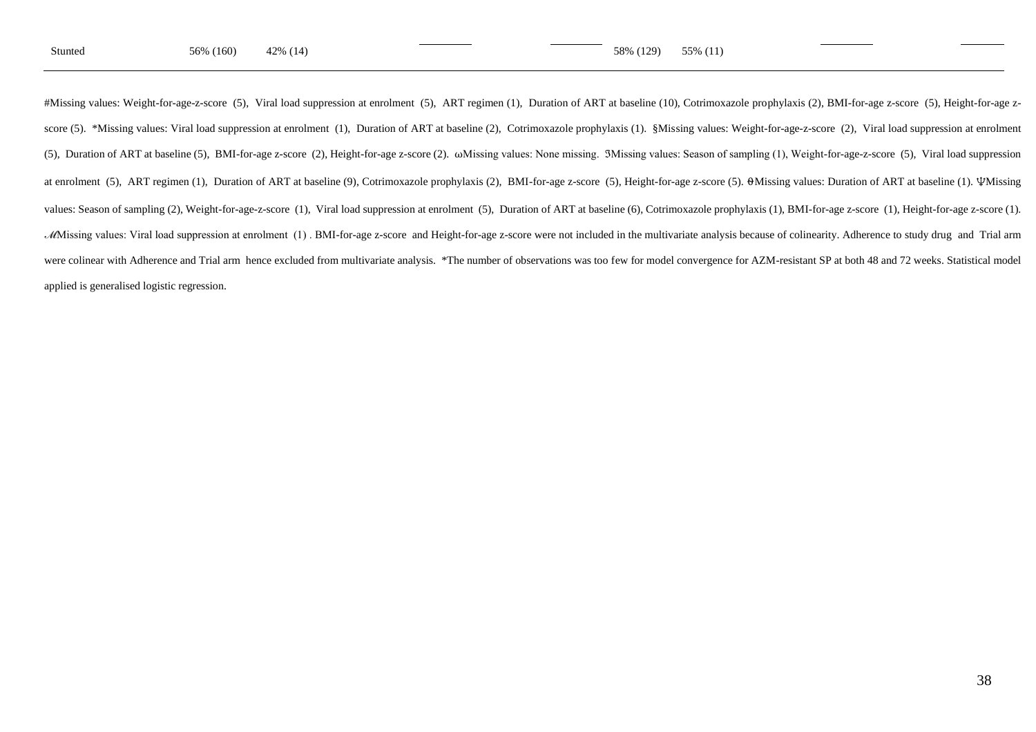| | | | | | | | | |
|---|---|---|---|---|---|---|---|---|
| Stunted | 56% (160) | 42% (14) | — | — | 58% (129) | 55% (11) | — | — |

#Missing values: Weight-for-age-z-score (5), Viral load suppression at enrolment (5), ART regimen (1), Duration of ART at baseline (10), Cotrimoxazole prophylaxis (2), BMI-for-age z-score (5), Height-for-age z-score (5). *Missing values: Viral load suppression at enrolment (1), Duration of ART at baseline (2), Cotrimoxazole prophylaxis (1). §Missing values: Weight-for-age-z-score (2), Viral load suppression at enrolment (5), Duration of ART at baseline (5), BMI-for-age z-score (2), Height-for-age z-score (2). ωMissing values: None missing. ℑMissing values: Season of sampling (1), Weight-for-age-z-score (5), Viral load suppression at enrolment (5), ART regimen (1), Duration of ART at baseline (9), Cotrimoxazole prophylaxis (2), BMI-for-age z-score (5), Height-for-age z-score (5). θMissing values: Duration of ART at baseline (1). ΨMissing values: Season of sampling (2), Weight-for-age-z-score (1), Viral load suppression at enrolment (5), Duration of ART at baseline (6), Cotrimoxazole prophylaxis (1), BMI-for-age z-score (1), Height-for-age z-score (1). ℳMissing values: Viral load suppression at enrolment (1) . BMI-for-age z-score and Height-for-age z-score were not included in the multivariate analysis because of colinearity. Adherence to study drug and Trial arm were colinear with Adherence and Trial arm hence excluded from multivariate analysis. *The number of observations was too few for model convergence for AZM-resistant SP at both 48 and 72 weeks. Statistical model applied is generalised logistic regression.